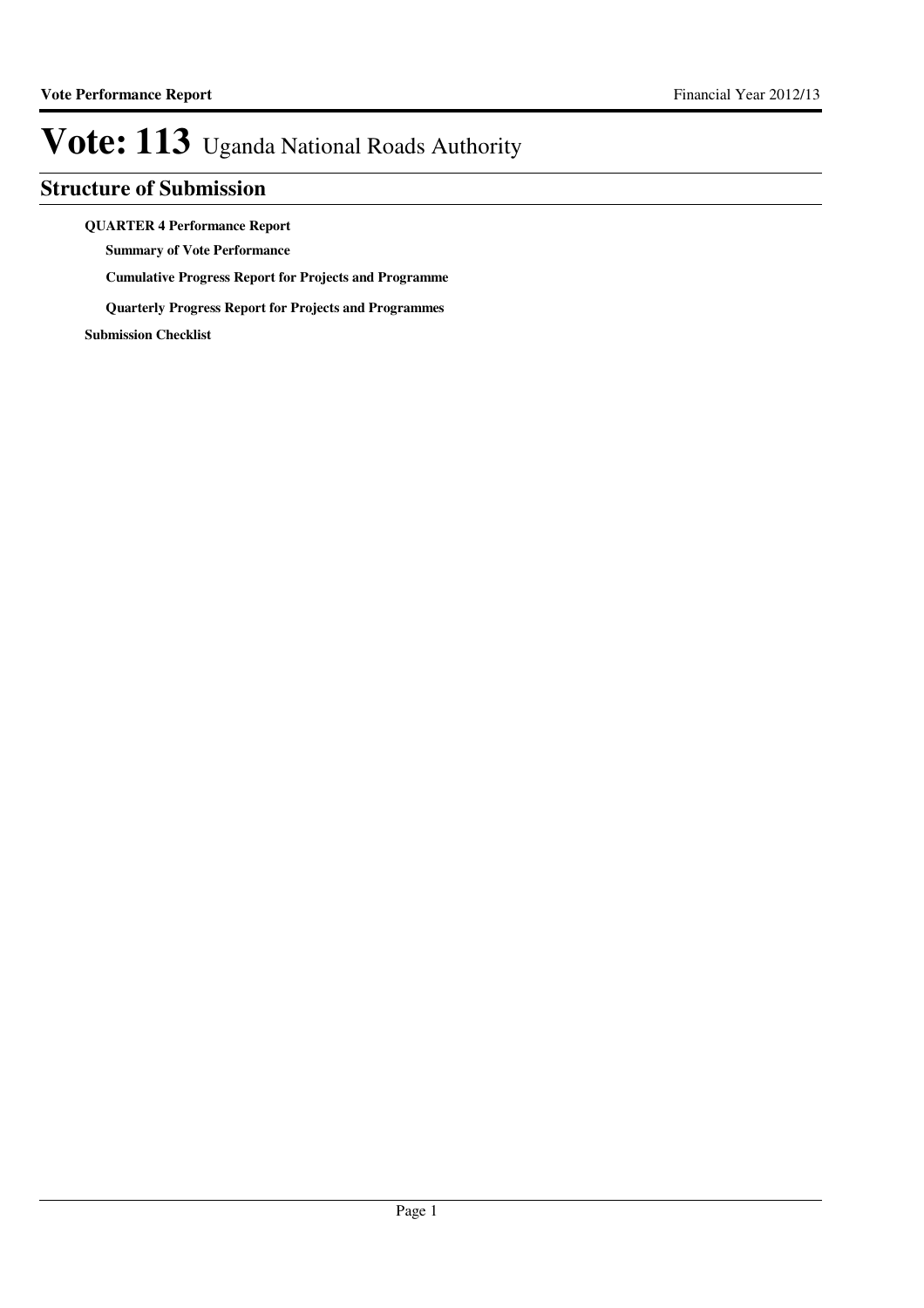# Vote: 113 Uganda National Roads Authority

## Structure of Submission

**QUARTER 4 Performance Report**

- **Summary of Vote Performance**
- **Cumulative Progress Report for Projects and Programme**
- **Quarterly Progress Report for Projects and Programmes**

**Submission Checklist**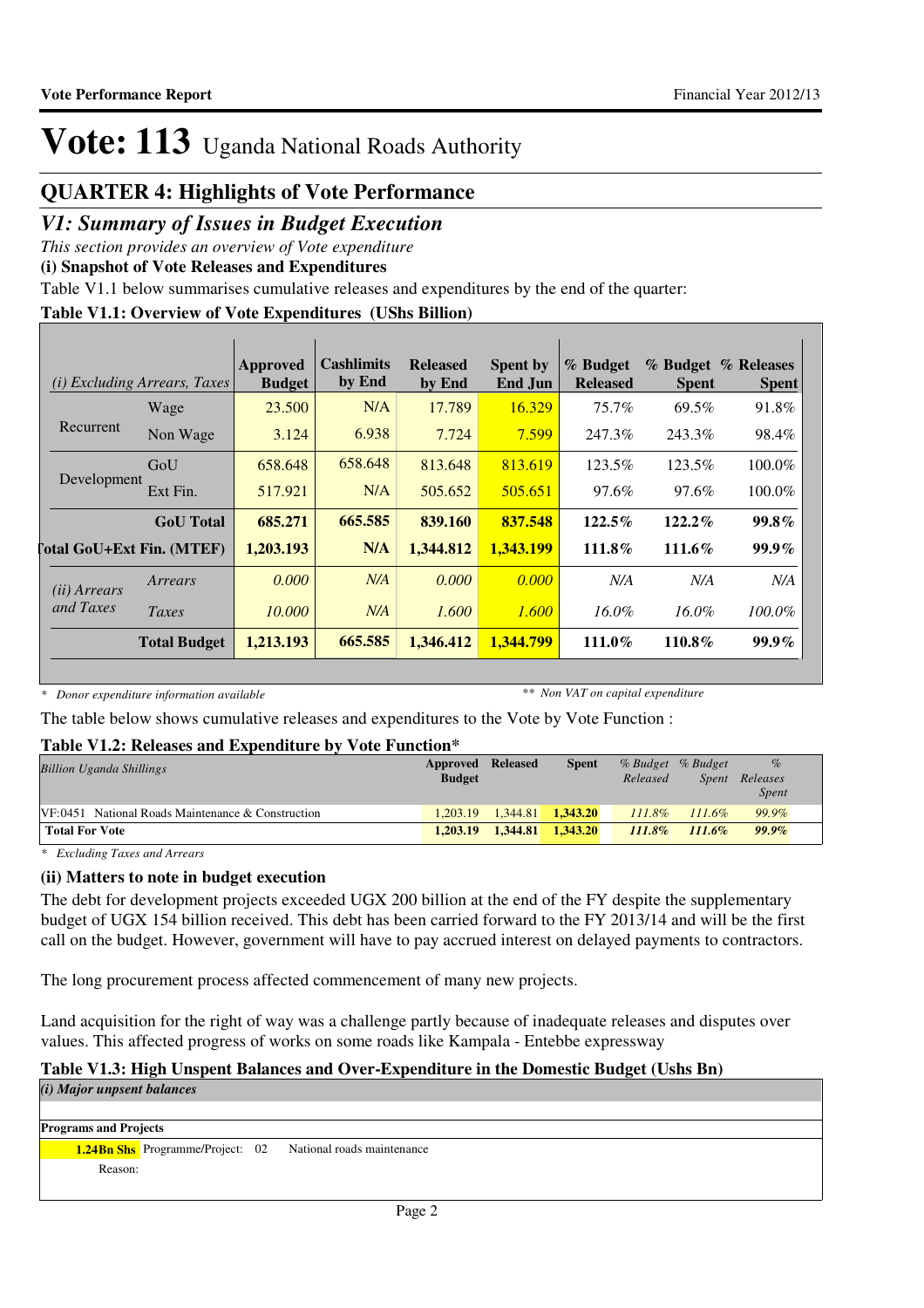# Vote: 113 Uganda National Roads Authority

## QUARTER 4: Highlights of Vote Performance

### *V1: Summary of Issues in Budget Execution*

*This section provides an overview of Vote expenditure*

**(i) Snapshot of Vote Releases and Expenditures**

Table V1.1 below summarises cumulative releases and expenditures by the end of the quarter:

**Table V1.1: Overview of Vote Expenditures (UShs Billion)**

| *(i) Excluding Arrears, Taxes* | | Approved Budget | Cashlimits by End | Released by End | Spent by End Jun | % Budget Released | % Budget Spent | % Releases Spent |
|---|---|---|---|---|---|---|---|---|
| Recurrent | Wage | 23.500 | N/A | 17.789 | 16.329 | 75.7% | 69.5% | 91.8% |
| | Non Wage | 3.124 | 6.938 | 7.724 | 7.599 | 247.3% | 243.3% | 98.4% |
| Development | GoU | 658.648 | 658.648 | 813.648 | 813.619 | 123.5% | 123.5% | 100.0% |
| | Ext Fin. | 517.921 | N/A | 505.652 | 505.651 | 97.6% | 97.6% | 100.0% |
| | **GoU Total** | **685.271** | **665.585** | **839.160** | **837.548** | **122.5%** | **122.2%** | **99.8%** |
| **Total GoU+Ext Fin. (MTEF)** | | **1,203.193** | **N/A** | **1,344.812** | **1,343.199** | **111.8%** | **111.6%** | **99.9%** |
| *(ii) Arrears and Taxes* | *Arrears* | *0.000* | *N/A* | *0.000* | *0.000* | *N/A* | *N/A* | *N/A* |
| | *Taxes* | *10.000* | *N/A* | *1.600* | *1.600* | *16.0%* | *16.0%* | *100.0%* |
| | **Total Budget** | **1,213.193** | **665.585** | **1,346.412** | **1,344.799** | **111.0%** | **110.8%** | **99.9%** |

*\* Donor expenditure information available* *\*\* Non VAT on capital expenditure*

The table below shows cumulative releases and expenditures to the Vote by Vote Function :

**Table V1.2: Releases and Expenditure by Vote Function\***

| *Billion Uganda Shillings* | Approved Budget | Released | Spent | *% Budget Released* | *% Budget Spent* | *% Releases Spent* |
|---|---|---|---|---|---|---|
| VF:0451 National Roads Maintenance & Construction | 1,203.19 | 1,344.81 | 1,343.20 | 111.8% | 111.6% | 99.9% |
| **Total For Vote** | **1,203.19** | **1,344.81** | **1,343.20** | ***111.8%*** | ***111.6%*** | ***99.9%*** |

*\* Excluding Taxes and Arrears*

**(ii) Matters to note in budget execution**

The debt for development projects exceeded UGX 200 billion at the end of the FY despite the supplementary budget of UGX 154 billion received. This debt has been carried forward to the FY 2013/14 and will be the first call on the budget. However, government will have to pay accrued interest on delayed payments to contractors.

The long procurement process affected commencement of many new projects.

Land acquisition for the right of way was a challenge partly because of inadequate releases and disputes over values. This affected progress of works on some roads like Kampala - Entebbe expressway

**Table V1.3: High Unspent Balances and Over-Expenditure in the Domestic Budget (Ushs Bn)**

*(i) Major unpsent balances*

**Programs and Projects**

**1.24Bn Shs** Programme/Project: 02 National roads maintenance

Reason: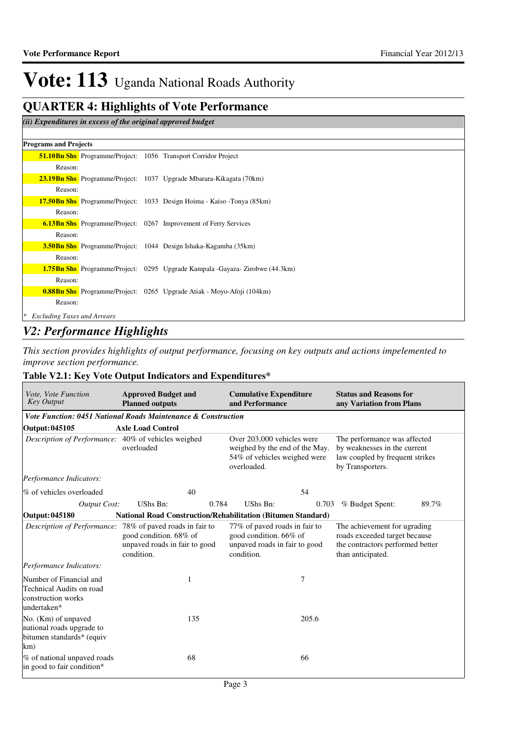# Vote: 113 Uganda National Roads Authority

## QUARTER 4: Highlights of Vote Performance

*(ii) Expenditures in excess of the original approved budget*

**Programs and Projects**

**51.10Bn Shs** Programme/Project: 1056 Transport Corridor Project

Reason:

**23.19Bn Shs** Programme/Project: 1037 Upgrade Mbarara-Kikagata (70km)

Reason:

**17.50Bn Shs** Programme/Project: 1033 Design Hoima - Kaiso -Tonya (85km)

Reason:

**6.13Bn Shs** Programme/Project: 0267 Improvement of Ferry Services

Reason:

**3.50Bn Shs** Programme/Project: 1044 Design Ishaka-Kagamba (35km)

Reason:

**1.75Bn Shs** Programme/Project: 0295 Upgrade Kampala -Gayaza- Zirobwe (44.3km)

Reason:

**0.88Bn Shs** Programme/Project: 0265 Upgrade Atiak - Moyo-Afoji (104km)

Reason:

*\* Excluding Taxes and Arrears*

## *V2: Performance Highlights*

*This section provides highlights of output performance, focusing on key outputs and actions impelemented to improve section performance.*

### Table V2.1: Key Vote Output Indicators and Expenditures*

| *Vote, Vote Function Key Output* | **Approved Budget and Planned outputs** | | **Cumulative Expenditure and Performance** | | **Status and Reasons for any Variation from Plans** | |
|---|---|---|---|---|---|---|
| ***Vote Function: 0451 National Roads Maintenance & Construction*** | | | | | | |
| **Output: 045105** | **Axle Load Control** | | | | | |
| *Description of Performance:* | 40% of vehicles weighed overloaded | | Over 203,000 vehicles were weighed by the end of the May. 54% of vehicles weighed were overloaded. | | The performance was affected by weaknesses in the current law coupled by frequent strikes by Transporters. | |
| *Performance Indicators:* | | | | | | |
| % of vehicles overloaded | | 40 | | 54 | | |
| *Output Cost:* | UShs Bn: | 0.784 | UShs Bn: | 0.703 | % Budget Spent: | 89.7% |
| **Output: 045180** | **National Road Construction/Rehabilitation (Bitumen Standard)** | | | | | |
| *Description of Performance:* | 78% of paved roads in fair to good condition. 68% of unpaved roads in fair to good condition. | | 77% of paved roads in fair to good condition. 66% of unpaved roads in fair to good condition. | | The achievement for ugrading roads exceeded target because the contractors performed better than anticipated. | |
| *Performance Indicators:* | | | | | | |
| Number of Financial and Technical Audits on road construction works undertaken* | | 1 | | 7 | | |
| No. (Km) of unpaved national roads upgrade to bitumen standards* (equiv km) | | 135 | | 205.6 | | |
| % of national unpaved roads in good to fair condition* | | 68 | | 66 | | |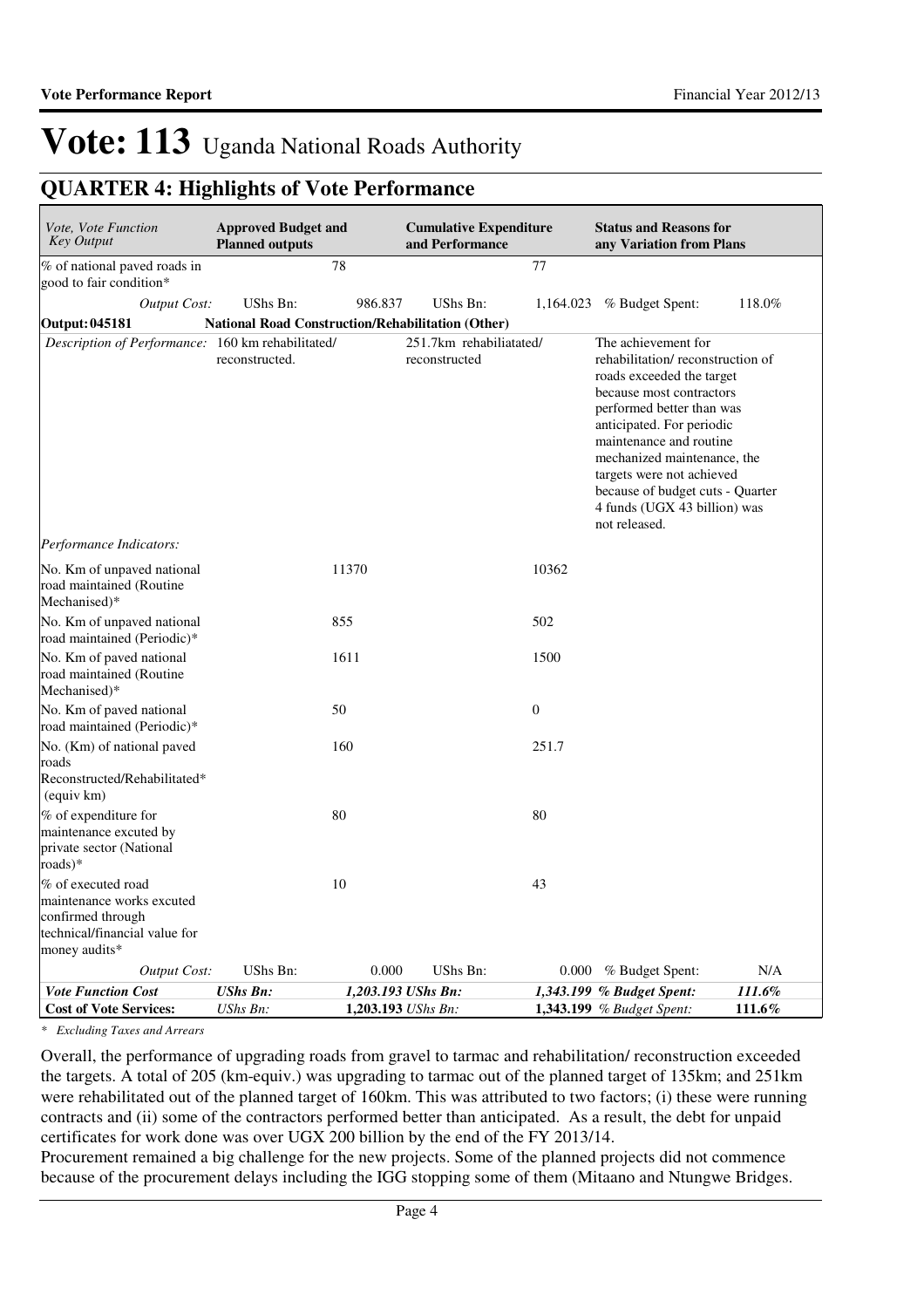# Vote: 113 Uganda National Roads Authority

## QUARTER 4: Highlights of Vote Performance

| *Vote, Vote Function Key Output* | **Approved Budget and Planned outputs** | | **Cumulative Expenditure and Performance** | | **Status and Reasons for any Variation from Plans** | |
|---|---|---|---|---|---|---|
| % of national paved roads in good to fair condition* | | 78 | | 77 | | |
| *Output Cost:* | UShs Bn: | 986.837 | UShs Bn: | 1,164.023 | % Budget Spent: | 118.0% |
| **Output: 045181** | **National Road Construction/Rehabilitation (Other)** | | | | | |
| *Description of Performance:* | 160 km rehabilitated/ reconstructed. | | 251.7km rehabiliatated/ reconstructed | | The achievement for rehabilitation/ reconstruction of roads exceeded the target because most contractors performed better than was anticipated. For periodic maintenance and routine mechanized maintenance, the targets were not achieved because of budget cuts - Quarter 4 funds (UGX 43 billion) was not released. | |
| *Performance Indicators:* | | | | | | |
| No. Km of unpaved national road maintained (Routine Mechanised)* | | 11370 | | 10362 | | |
| No. Km of unpaved national road maintained (Periodic)* | | 855 | | 502 | | |
| No. Km of paved national road maintained (Routine Mechanised)* | | 1611 | | 1500 | | |
| No. Km of paved national road maintained (Periodic)* | | 50 | | 0 | | |
| No. (Km) of national paved roads Reconstructed/Rehabilitated* (equiv km) | | 160 | | 251.7 | | |
| % of expenditure for maintenance excuted by private sector (National roads)* | | 80 | | 80 | | |
| % of executed road maintenance works excuted confirmed through technical/financial value for money audits* | | 10 | | 43 | | |
| *Output Cost:* | UShs Bn: | 0.000 | UShs Bn: | 0.000 | % Budget Spent: | N/A |
| ***Vote Function Cost*** | ***UShs Bn:*** | ***1,203.193*** | ***UShs Bn:*** | ***1,343.199*** | ***% Budget Spent:*** | ***111.6%*** |
| **Cost of Vote Services:** | *UShs Bn:* | **1,203.193** | *UShs Bn:* | **1,343.199** | *% Budget Spent:* | **111.6%** |

*\* Excluding Taxes and Arrears*

Overall, the performance of upgrading roads from gravel to tarmac and rehabilitation/ reconstruction exceeded the targets. A total of 205 (km-equiv.) was upgrading to tarmac out of the planned target of 135km; and 251km were rehabilitated out of the planned target of 160km. This was attributed to two factors; (i) these were running contracts and (ii) some of the contractors performed better than anticipated. As a result, the debt for unpaid certificates for work done was over UGX 200 billion by the end of the FY 2013/14.

Procurement remained a big challenge for the new projects. Some of the planned projects did not commence because of the procurement delays including the IGG stopping some of them (Mitaano and Ntungwe Bridges.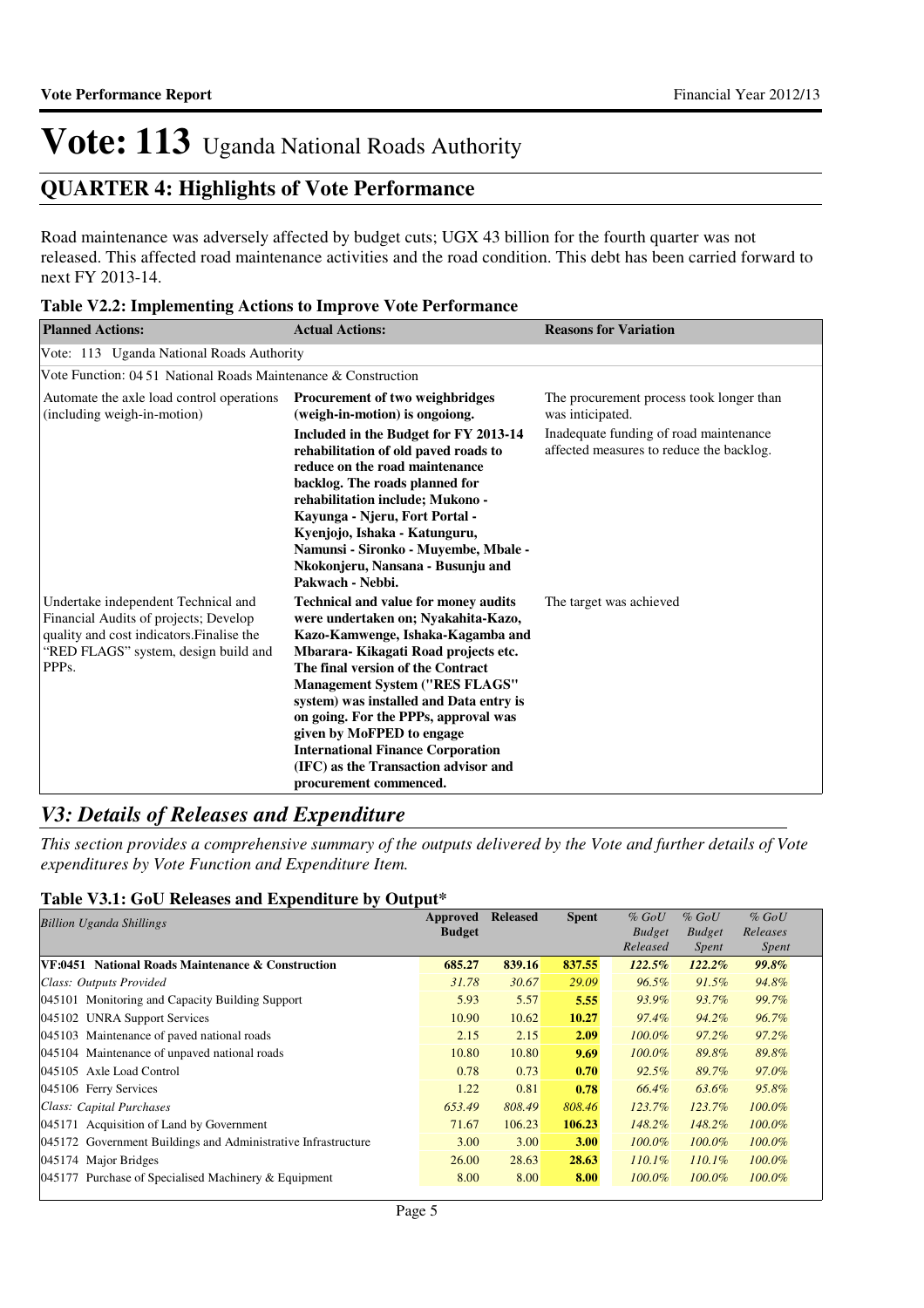# Vote: 113 Uganda National Roads Authority

## QUARTER 4: Highlights of Vote Performance

Road maintenance was adversely affected by budget cuts; UGX 43 billion for the fourth quarter was not released. This affected road maintenance activities and the road condition. This debt has been carried forward to next FY 2013-14.

**Table V2.2: Implementing Actions to Improve Vote Performance**

| Planned Actions: | Actual Actions: | Reasons for Variation |
|---|---|---|
| Vote: 113 Uganda National Roads Authority | | |
| Vote Function: 04 51 National Roads Maintenance & Construction | | |
| Automate the axle load control operations (including weigh-in-motion) | **Procurement of two weighbridges (weigh-in-motion) is ongoiong.** **Included in the Budget for FY 2013-14 rehabilitation of old paved roads to reduce on the road maintenance backlog. The roads planned for rehabilitation include; Mukono - Kayunga - Njeru, Fort Portal - Kyenjojo, Ishaka - Katunguru, Namunsi - Sironko - Muyembe, Mbale - Nkokonjeru, Nansana - Busunju and Pakwach - Nebbi.** | The procurement process took longer than was inticipated. Inadequate funding of road maintenance affected measures to reduce the backlog. |
| Undertake independent Technical and Financial Audits of projects; Develop quality and cost indicators.Finalise the "RED FLAGS" system, design build and PPPs. | **Technical and value for money audits were undertaken on; Nyakahita-Kazo, Kazo-Kamwenge, Ishaka-Kagamba and Mbarara- Kikagati Road projects etc. The final version of the Contract Management System ("RES FLAGS" system) was installed and Data entry is on going. For the PPPs, approval was given by MoFPED to engage International Finance Corporation (IFC) as the Transaction advisor and procurement commenced.** | The target was achieved |

## *V3: Details of Releases and Expenditure*

*This section provides a comprehensive summary of the outputs delivered by the Vote and further details of Vote expenditures by Vote Function and Expenditure Item.*

**Table V3.1: GoU Releases and Expenditure by Output***

| *Billion Uganda Shillings* | Approved Budget | Released | Spent | *% GoU Budget Released* | *% GoU Budget Spent* | *% GoU Releases Spent* |
|---|---|---|---|---|---|---|
| **VF:0451 National Roads Maintenance & Construction** | **685.27** | **839.16** | **837.55** | ***122.5%*** | ***122.2%*** | ***99.8%*** |
| *Class: Outputs Provided* | *31.78* | *30.67* | *29.09* | *96.5%* | *91.5%* | *94.8%* |
| 045101 Monitoring and Capacity Building Support | 5.93 | 5.57 | **5.55** | *93.9%* | *93.7%* | *99.7%* |
| 045102 UNRA Support Services | 10.90 | 10.62 | **10.27** | *97.4%* | *94.2%* | *96.7%* |
| 045103 Maintenance of paved national roads | 2.15 | 2.15 | **2.09** | *100.0%* | *97.2%* | *97.2%* |
| 045104 Maintenance of unpaved national roads | 10.80 | 10.80 | **9.69** | *100.0%* | *89.8%* | *89.8%* |
| 045105 Axle Load Control | 0.78 | 0.73 | **0.70** | *92.5%* | *89.7%* | *97.0%* |
| 045106 Ferry Services | 1.22 | 0.81 | **0.78** | *66.4%* | *63.6%* | *95.8%* |
| *Class: Capital Purchases* | *653.49* | *808.49* | *808.46* | *123.7%* | *123.7%* | *100.0%* |
| 045171 Acquisition of Land by Government | 71.67 | 106.23 | **106.23** | *148.2%* | *148.2%* | *100.0%* |
| 045172 Government Buildings and Administrative Infrastructure | 3.00 | 3.00 | **3.00** | *100.0%* | *100.0%* | *100.0%* |
| 045174 Major Bridges | 26.00 | 28.63 | **28.63** | *110.1%* | *110.1%* | *100.0%* |
| 045177 Purchase of Specialised Machinery & Equipment | 8.00 | 8.00 | **8.00** | *100.0%* | *100.0%* | *100.0%* |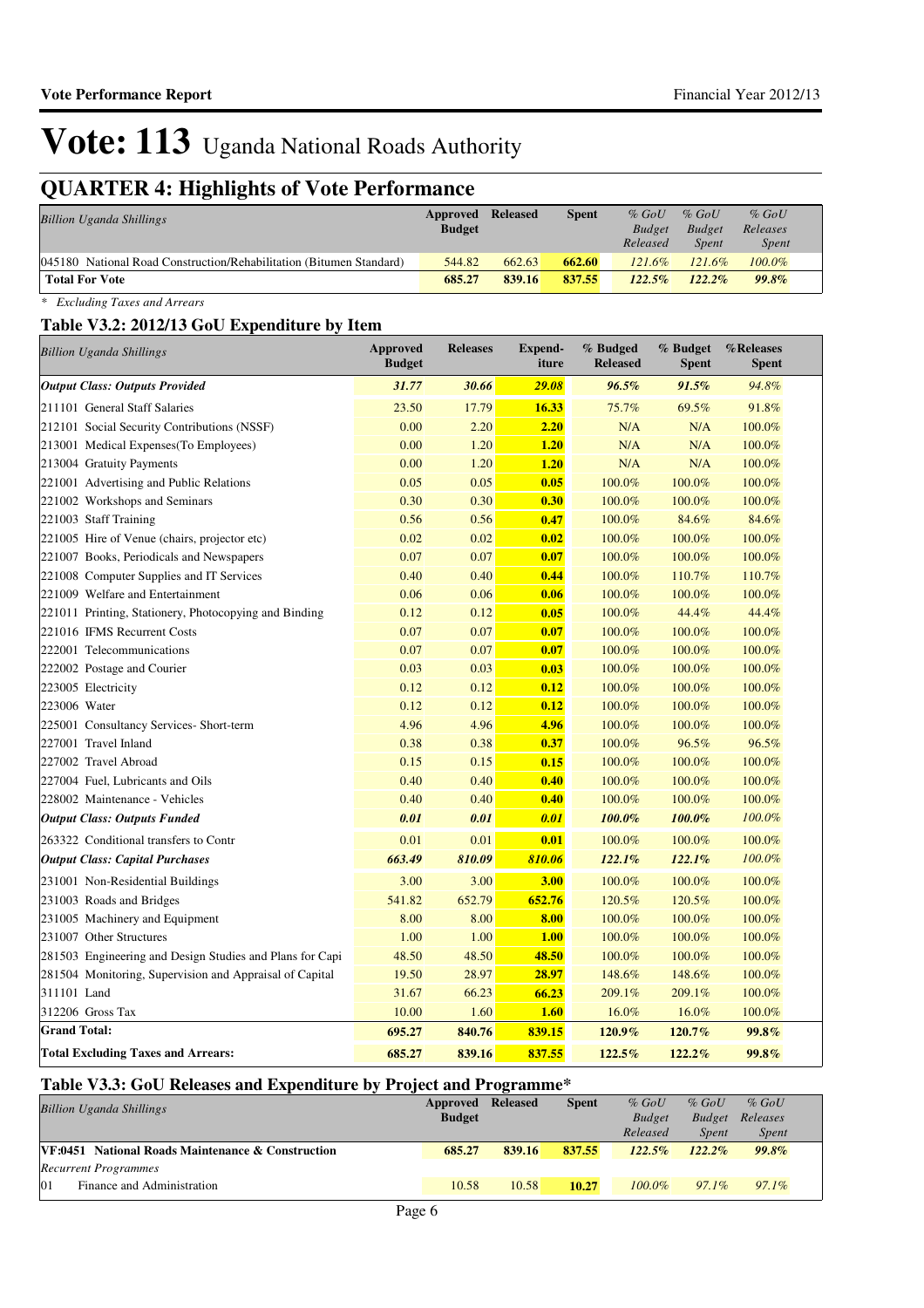# Vote: 113 Uganda National Roads Authority

## QUARTER 4: Highlights of Vote Performance

| *Billion Uganda Shillings* | Approved Budget | Released | Spent | *% GoU Budget Released* | *% GoU Budget Spent* | *% GoU Releases Spent* |
|---|---|---|---|---|---|---|
| 045180 National Road Construction/Rehabilitation (Bitumen Standard) | 544.82 | 662.63 | 662.60 | *121.6%* | *121.6%* | *100.0%* |
| **Total For Vote** | **685.27** | **839.16** | **837.55** | ***122.5%*** | ***122.2%*** | ***99.8%*** |

*\* Excluding Taxes and Arrears*

### Table V3.2: 2012/13 GoU Expenditure by Item

| *Billion Uganda Shillings* | Approved Budget | Releases | Expend-iture | % Budgeted Released | % Budget Spent | %Releases Spent |
|---|---|---|---|---|---|---|
| ***Output Class: Outputs Provided*** | ***31.77*** | ***30.66*** | ***29.08*** | ***96.5%*** | ***91.5%*** | *94.8%* |
| 211101 General Staff Salaries | 23.50 | 17.79 | **16.33** | 75.7% | 69.5% | 91.8% |
| 212101 Social Security Contributions (NSSF) | 0.00 | 2.20 | **2.20** | N/A | N/A | 100.0% |
| 213001 Medical Expenses(To Employees) | 0.00 | 1.20 | **1.20** | N/A | N/A | 100.0% |
| 213004 Gratuity Payments | 0.00 | 1.20 | **1.20** | N/A | N/A | 100.0% |
| 221001 Advertising and Public Relations | 0.05 | 0.05 | **0.05** | 100.0% | 100.0% | 100.0% |
| 221002 Workshops and Seminars | 0.30 | 0.30 | **0.30** | 100.0% | 100.0% | 100.0% |
| 221003 Staff Training | 0.56 | 0.56 | **0.47** | 100.0% | 84.6% | 84.6% |
| 221005 Hire of Venue (chairs, projector etc) | 0.02 | 0.02 | **0.02** | 100.0% | 100.0% | 100.0% |
| 221007 Books, Periodicals and Newspapers | 0.07 | 0.07 | **0.07** | 100.0% | 100.0% | 100.0% |
| 221008 Computer Supplies and IT Services | 0.40 | 0.40 | **0.44** | 100.0% | 110.7% | 110.7% |
| 221009 Welfare and Entertainment | 0.06 | 0.06 | **0.06** | 100.0% | 100.0% | 100.0% |
| 221011 Printing, Stationery, Photocopying and Binding | 0.12 | 0.12 | **0.05** | 100.0% | 44.4% | 44.4% |
| 221016 IFMS Recurrent Costs | 0.07 | 0.07 | **0.07** | 100.0% | 100.0% | 100.0% |
| 222001 Telecommunications | 0.07 | 0.07 | **0.07** | 100.0% | 100.0% | 100.0% |
| 222002 Postage and Courier | 0.03 | 0.03 | **0.03** | 100.0% | 100.0% | 100.0% |
| 223005 Electricity | 0.12 | 0.12 | **0.12** | 100.0% | 100.0% | 100.0% |
| 223006 Water | 0.12 | 0.12 | **0.12** | 100.0% | 100.0% | 100.0% |
| 225001 Consultancy Services- Short-term | 4.96 | 4.96 | **4.96** | 100.0% | 100.0% | 100.0% |
| 227001 Travel Inland | 0.38 | 0.38 | **0.37** | 100.0% | 96.5% | 96.5% |
| 227002 Travel Abroad | 0.15 | 0.15 | **0.15** | 100.0% | 100.0% | 100.0% |
| 227004 Fuel, Lubricants and Oils | 0.40 | 0.40 | **0.40** | 100.0% | 100.0% | 100.0% |
| 228002 Maintenance - Vehicles | 0.40 | 0.40 | **0.40** | 100.0% | 100.0% | 100.0% |
| ***Output Class: Outputs Funded*** | ***0.01*** | ***0.01*** | ***0.01*** | ***100.0%*** | ***100.0%*** | *100.0%* |
| 263322 Conditional transfers to Contr | 0.01 | 0.01 | **0.01** | 100.0% | 100.0% | 100.0% |
| ***Output Class: Capital Purchases*** | ***663.49*** | ***810.09*** | ***810.06*** | ***122.1%*** | ***122.1%*** | *100.0%* |
| 231001 Non-Residential Buildings | 3.00 | 3.00 | **3.00** | 100.0% | 100.0% | 100.0% |
| 231003 Roads and Bridges | 541.82 | 652.79 | **652.76** | 120.5% | 120.5% | 100.0% |
| 231005 Machinery and Equipment | 8.00 | 8.00 | **8.00** | 100.0% | 100.0% | 100.0% |
| 231007 Other Structures | 1.00 | 1.00 | **1.00** | 100.0% | 100.0% | 100.0% |
| 281503 Engineering and Design Studies and Plans for Capi | 48.50 | 48.50 | **48.50** | 100.0% | 100.0% | 100.0% |
| 281504 Monitoring, Supervision and Appraisal of Capital | 19.50 | 28.97 | **28.97** | 148.6% | 148.6% | 100.0% |
| 311101 Land | 31.67 | 66.23 | **66.23** | 209.1% | 209.1% | 100.0% |
| 312206 Gross Tax | 10.00 | 1.60 | **1.60** | 16.0% | 16.0% | 100.0% |
| **Grand Total:** | **695.27** | **840.76** | **839.15** | **120.9%** | **120.7%** | **99.8%** |
| **Total Excluding Taxes and Arrears:** | **685.27** | **839.16** | **837.55** | **122.5%** | **122.2%** | **99.8%** |

### Table V3.3: GoU Releases and Expenditure by Project and Programme*

| *Billion Uganda Shillings* | Approved Budget | Released | Spent | *% GoU Budget Released* | *% GoU Budget Spent* | *% GoU Releases Spent* |
|---|---|---|---|---|---|---|
| **VF:0451 National Roads Maintenance & Construction** | **685.27** | **839.16** | **837.55** | ***122.5%*** | ***122.2%*** | ***99.8%*** |
| *Recurrent Programmes* | | | | | | |
| 01 Finance and Administration | 10.58 | 10.58 | 10.27 | *100.0%* | *97.1%* | *97.1%* |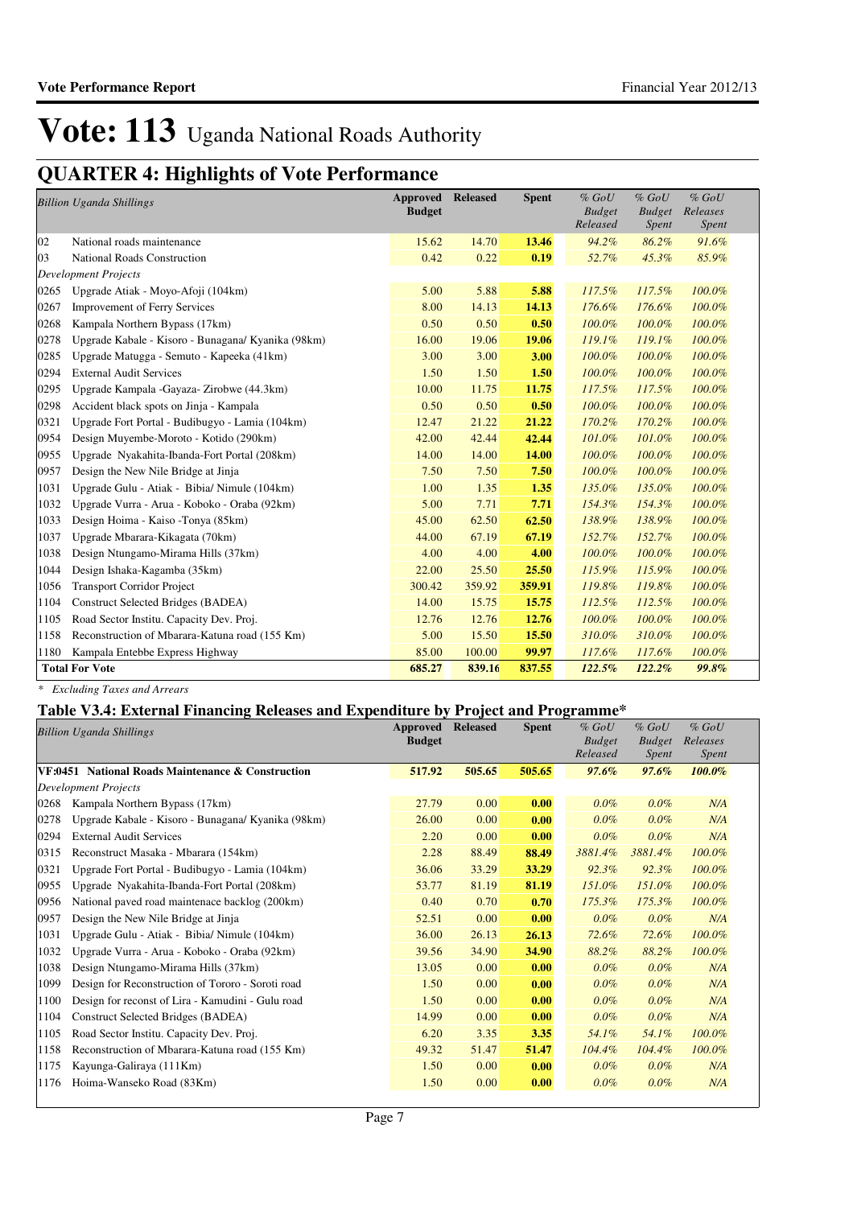# Vote: 113 Uganda National Roads Authority

## QUARTER 4: Highlights of Vote Performance

| *Billion Uganda Shillings* | | Approved Budget | Released | Spent | *% GoU Budget Released* | *% GoU Budget Spent* | *% GoU Releases Spent* |
|---|---|---|---|---|---|---|---|
| 02 | National roads maintenance | 15.62 | 14.70 | **13.46** | *94.2%* | *86.2%* | *91.6%* |
| 03 | National Roads Construction | 0.42 | 0.22 | **0.19** | *52.7%* | *45.3%* | *85.9%* |
| *Development Projects* | | | | | | | |
| 0265 | Upgrade Atiak - Moyo-Afoji (104km) | 5.00 | 5.88 | **5.88** | *117.5%* | *117.5%* | *100.0%* |
| 0267 | Improvement of Ferry Services | 8.00 | 14.13 | **14.13** | *176.6%* | *176.6%* | *100.0%* |
| 0268 | Kampala Northern Bypass (17km) | 0.50 | 0.50 | **0.50** | *100.0%* | *100.0%* | *100.0%* |
| 0278 | Upgrade Kabale - Kisoro - Bunagana/ Kyanika (98km) | 16.00 | 19.06 | **19.06** | *119.1%* | *119.1%* | *100.0%* |
| 0285 | Upgrade Matugga - Semuto - Kapeeka (41km) | 3.00 | 3.00 | **3.00** | *100.0%* | *100.0%* | *100.0%* |
| 0294 | External Audit Services | 1.50 | 1.50 | **1.50** | *100.0%* | *100.0%* | *100.0%* |
| 0295 | Upgrade Kampala -Gayaza- Zirobwe (44.3km) | 10.00 | 11.75 | **11.75** | *117.5%* | *117.5%* | *100.0%* |
| 0298 | Accident black spots on Jinja - Kampala | 0.50 | 0.50 | **0.50** | *100.0%* | *100.0%* | *100.0%* |
| 0321 | Upgrade Fort Portal - Budibugyo - Lamia (104km) | 12.47 | 21.22 | **21.22** | *170.2%* | *170.2%* | *100.0%* |
| 0954 | Design Muyembe-Moroto - Kotido (290km) | 42.00 | 42.44 | **42.44** | *101.0%* | *101.0%* | *100.0%* |
| 0955 | Upgrade Nyakahita-Ibanda-Fort Portal (208km) | 14.00 | 14.00 | **14.00** | *100.0%* | *100.0%* | *100.0%* |
| 0957 | Design the New Nile Bridge at Jinja | 7.50 | 7.50 | **7.50** | *100.0%* | *100.0%* | *100.0%* |
| 1031 | Upgrade Gulu - Atiak - Bibia/ Nimule (104km) | 1.00 | 1.35 | **1.35** | *135.0%* | *135.0%* | *100.0%* |
| 1032 | Upgrade Vurra - Arua - Koboko - Oraba (92km) | 5.00 | 7.71 | **7.71** | *154.3%* | *154.3%* | *100.0%* |
| 1033 | Design Hoima - Kaiso -Tonya (85km) | 45.00 | 62.50 | **62.50** | *138.9%* | *138.9%* | *100.0%* |
| 1037 | Upgrade Mbarara-Kikagata (70km) | 44.00 | 67.19 | **67.19** | *152.7%* | *152.7%* | *100.0%* |
| 1038 | Design Ntungamo-Mirama Hills (37km) | 4.00 | 4.00 | **4.00** | *100.0%* | *100.0%* | *100.0%* |
| 1044 | Design Ishaka-Kagamba (35km) | 22.00 | 25.50 | **25.50** | *115.9%* | *115.9%* | *100.0%* |
| 1056 | Transport Corridor Project | 300.42 | 359.92 | **359.91** | *119.8%* | *119.8%* | *100.0%* |
| 1104 | Construct Selected Bridges (BADEA) | 14.00 | 15.75 | **15.75** | *112.5%* | *112.5%* | *100.0%* |
| 1105 | Road Sector Institu. Capacity Dev. Proj. | 12.76 | 12.76 | **12.76** | *100.0%* | *100.0%* | *100.0%* |
| 1158 | Reconstruction of Mbarara-Katuna road (155 Km) | 5.00 | 15.50 | **15.50** | *310.0%* | *310.0%* | *100.0%* |
| 1180 | Kampala Entebbe Express Highway | 85.00 | 100.00 | **99.97** | *117.6%* | *117.6%* | *100.0%* |
| **Total For Vote** | | **685.27** | **839.16** | **837.55** | ***122.5%*** | ***122.2%*** | ***99.8%*** |

*\* Excluding Taxes and Arrears*

### Table V3.4: External Financing Releases and Expenditure by Project and Programme*

| *Billion Uganda Shillings* | | Approved Budget | Released | Spent | *% GoU Budget Released* | *% GoU Budget Spent* | *% GoU Releases Spent* |
|---|---|---|---|---|---|---|---|
| **VF:0451** | **National Roads Maintenance & Construction** | **517.92** | **505.65** | **505.65** | ***97.6%*** | ***97.6%*** | ***100.0%*** |
| *Development Projects* | | | | | | | |
| 0268 | Kampala Northern Bypass (17km) | 27.79 | 0.00 | **0.00** | *0.0%* | *0.0%* | *N/A* |
| 0278 | Upgrade Kabale - Kisoro - Bunagana/ Kyanika (98km) | 26.00 | 0.00 | **0.00** | *0.0%* | *0.0%* | *N/A* |
| 0294 | External Audit Services | 2.20 | 0.00 | **0.00** | *0.0%* | *0.0%* | *N/A* |
| 0315 | Reconstruct Masaka - Mbarara (154km) | 2.28 | 88.49 | **88.49** | *3881.4%* | *3881.4%* | *100.0%* |
| 0321 | Upgrade Fort Portal - Budibugyo - Lamia (104km) | 36.06 | 33.29 | **33.29** | *92.3%* | *92.3%* | *100.0%* |
| 0955 | Upgrade Nyakahita-Ibanda-Fort Portal (208km) | 53.77 | 81.19 | **81.19** | *151.0%* | *151.0%* | *100.0%* |
| 0956 | National paved road maintenace backlog (200km) | 0.40 | 0.70 | **0.70** | *175.3%* | *175.3%* | *100.0%* |
| 0957 | Design the New Nile Bridge at Jinja | 52.51 | 0.00 | **0.00** | *0.0%* | *0.0%* | *N/A* |
| 1031 | Upgrade Gulu - Atiak - Bibia/ Nimule (104km) | 36.00 | 26.13 | **26.13** | *72.6%* | *72.6%* | *100.0%* |
| 1032 | Upgrade Vurra - Arua - Koboko - Oraba (92km) | 39.56 | 34.90 | **34.90** | *88.2%* | *88.2%* | *100.0%* |
| 1038 | Design Ntungamo-Mirama Hills (37km) | 13.05 | 0.00 | **0.00** | *0.0%* | *0.0%* | *N/A* |
| 1099 | Design for Reconstruction of Tororo - Soroti road | 1.50 | 0.00 | **0.00** | *0.0%* | *0.0%* | *N/A* |
| 1100 | Design for reconst of Lira - Kamudini - Gulu road | 1.50 | 0.00 | **0.00** | *0.0%* | *0.0%* | *N/A* |
| 1104 | Construct Selected Bridges (BADEA) | 14.99 | 0.00 | **0.00** | *0.0%* | *0.0%* | *N/A* |
| 1105 | Road Sector Institu. Capacity Dev. Proj. | 6.20 | 3.35 | **3.35** | *54.1%* | *54.1%* | *100.0%* |
| 1158 | Reconstruction of Mbarara-Katuna road (155 Km) | 49.32 | 51.47 | **51.47** | *104.4%* | *104.4%* | *100.0%* |
| 1175 | Kayunga-Galiraya (111Km) | 1.50 | 0.00 | **0.00** | *0.0%* | *0.0%* | *N/A* |
| 1176 | Hoima-Wanseko Road (83Km) | 1.50 | 0.00 | **0.00** | *0.0%* | *0.0%* | *N/A* |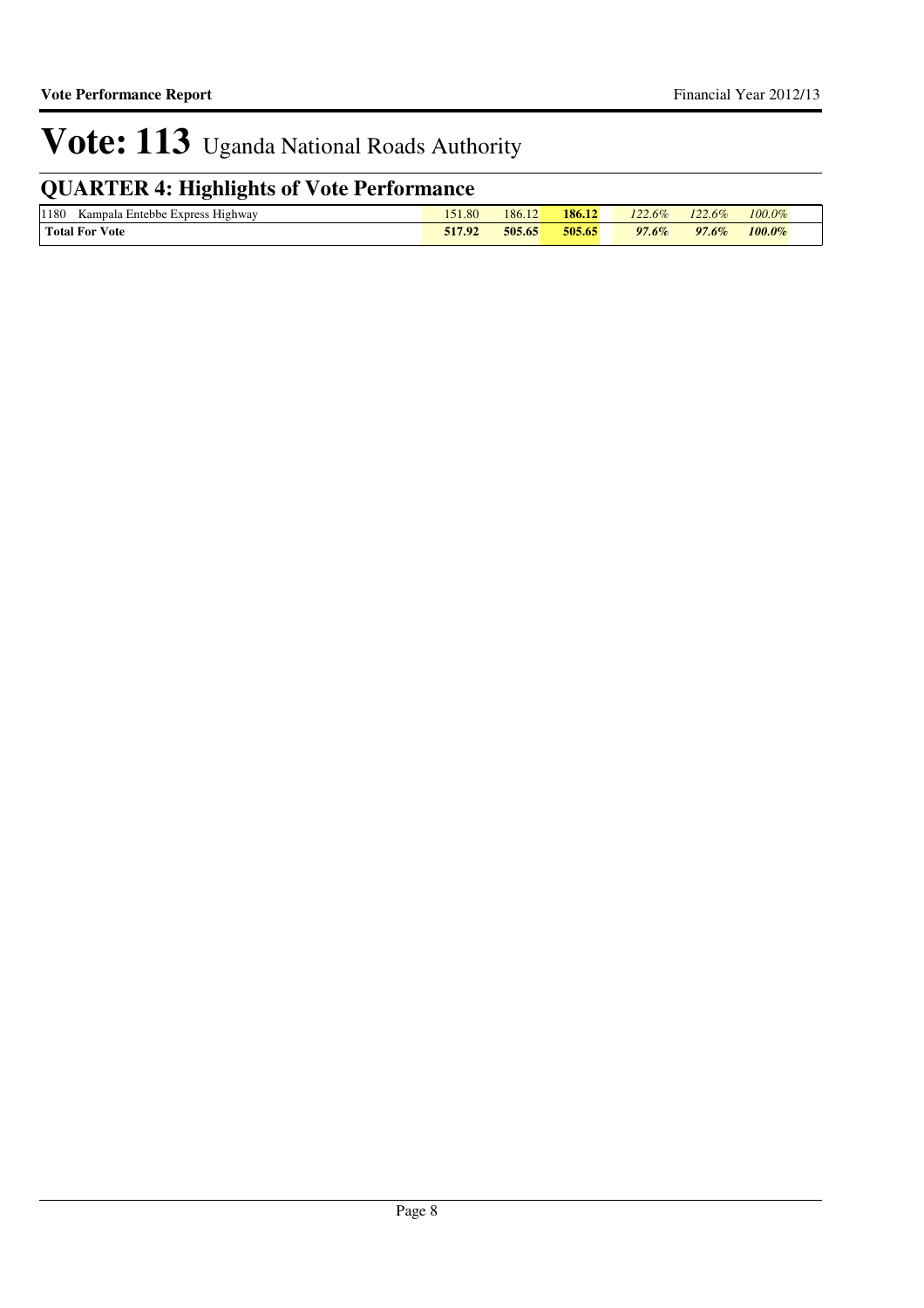# Vote: 113 Uganda National Roads Authority

## QUARTER 4: Highlights of Vote Performance

| | | | | | | |
|---|---|---|---|---|---|---|
| 1180 Kampala Entebbe Express Highway | 151.80 | 186.12 | **186.12** | *122.6%* | *122.6%* | *100.0%* |
| **Total For Vote** | **517.92** | **505.65** | **505.65** | ***97.6%*** | ***97.6%*** | ***100.0%*** |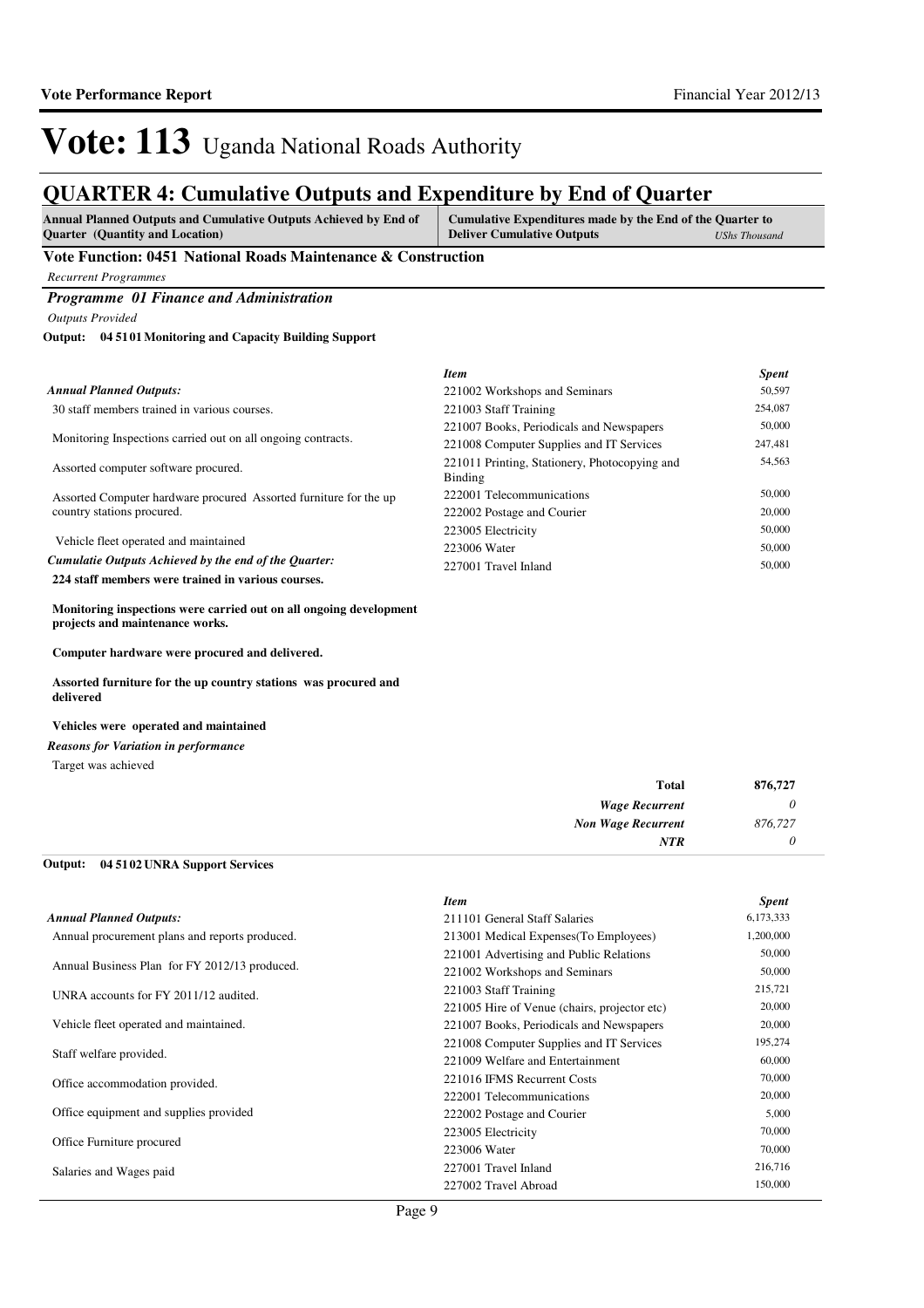# Vote: 113 Uganda National Roads Authority

## QUARTER 4: Cumulative Outputs and Expenditure by End of Quarter

| Annual Planned Outputs and Cumulative Outputs Achieved by End of Quarter (Quantity and Location) | Cumulative Expenditures made by the End of the Quarter to Deliver Cumulative Outputs *UShs Thousand* |
|---|---|

### Vote Function: 0451 National Roads Maintenance & Construction

*Recurrent Programmes*

#### *Programme 01 Finance and Administration*

*Outputs Provided*

**Output: 04 51 01 Monitoring and Capacity Building Support**

*Annual Planned Outputs:*

30 staff members trained in various courses.

Monitoring Inspections carried out on all ongoing contracts.

Assorted computer software procured.

Assorted Computer hardware procured Assorted furniture for the up country stations procured.

Vehicle fleet operated and maintained

*Cumulatie Outputs Achieved by the end of the Quarter:*

**224 staff members were trained in various courses.**

**Monitoring inspections were carried out on all ongoing development projects and maintenance works.**

**Computer hardware were procured and delivered.**

**Assorted furniture for the up country stations was procured and delivered**

**Vehicles were operated and maintained**

*Reasons for Variation in performance*

Target was achieved

| *Item* | *Spent* |
|---|---|
| 221002 Workshops and Seminars | 50,597 |
| 221003 Staff Training | 254,087 |
| 221007 Books, Periodicals and Newspapers | 50,000 |
| 221008 Computer Supplies and IT Services | 247,481 |
| 221011 Printing, Stationery, Photocopying and Binding | 54,563 |
| 222001 Telecommunications | 50,000 |
| 222002 Postage and Courier | 20,000 |
| 223005 Electricity | 50,000 |
| 223006 Water | 50,000 |
| 227001 Travel Inland | 50,000 |

| | |
|---|---|
| **Total** | **876,727** |
| *Wage Recurrent* | *0* |
| *Non Wage Recurrent* | *876,727* |
| *NTR* | *0* |

**Output: 04 51 02 UNRA Support Services**

*Annual Planned Outputs:*

Annual procurement plans and reports produced.

Annual Business Plan for FY 2012/13 produced.

UNRA accounts for FY 2011/12 audited.

Vehicle fleet operated and maintained.

Staff welfare provided.

Office accommodation provided.

Office equipment and supplies provided

Office Furniture procured

Salaries and Wages paid

| *Item* | *Spent* |
|---|---|
| 211101 General Staff Salaries | 6,173,333 |
| 213001 Medical Expenses(To Employees) | 1,200,000 |
| 221001 Advertising and Public Relations | 50,000 |
| 221002 Workshops and Seminars | 50,000 |
| 221003 Staff Training | 215,721 |
| 221005 Hire of Venue (chairs, projector etc) | 20,000 |
| 221007 Books, Periodicals and Newspapers | 20,000 |
| 221008 Computer Supplies and IT Services | 195,274 |
| 221009 Welfare and Entertainment | 60,000 |
| 221016 IFMS Recurrent Costs | 70,000 |
| 222001 Telecommunications | 20,000 |
| 222002 Postage and Courier | 5,000 |
| 223005 Electricity | 70,000 |
| 223006 Water | 70,000 |
| 227001 Travel Inland | 216,716 |
| 227002 Travel Abroad | 150,000 |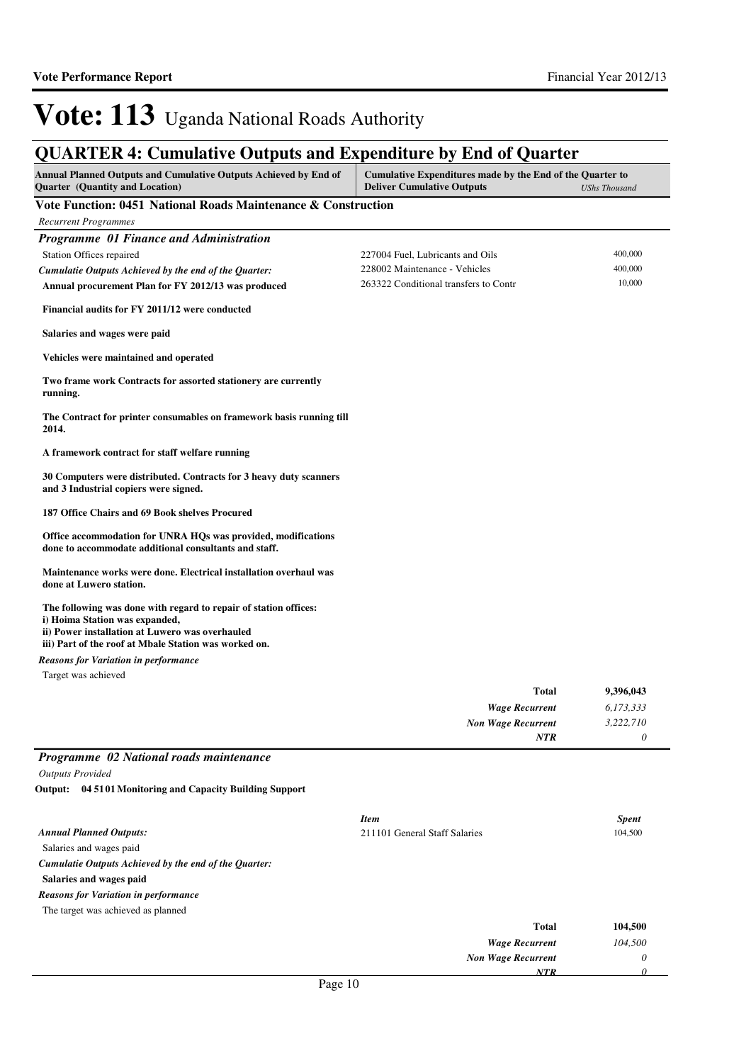# Vote: 113 Uganda National Roads Authority

## QUARTER 4: Cumulative Outputs and Expenditure by End of Quarter

| Annual Planned Outputs and Cumulative Outputs Achieved by End of Quarter (Quantity and Location) | Cumulative Expenditures made by the End of the Quarter to Deliver Cumulative Outputs | *UShs Thousand* |
|---|---|---|

### Vote Function: 0451 National Roads Maintenance & Construction

*Recurrent Programmes*

#### *Programme 01 Finance and Administration*

Station Offices repaired

*Cumulatie Outputs Achieved by the end of the Quarter:*

**Annual procurement Plan for FY 2012/13 was produced**

**Financial audits for FY 2011/12 were conducted**

**Salaries and wages were paid**

**Vehicles were maintained and operated**

**Two frame work Contracts for assorted stationery are currently running.**

**The Contract for printer consumables on framework basis running till 2014.**

**A framework contract for staff welfare running**

**30 Computers were distributed. Contracts for 3 heavy duty scanners and 3 Industrial copiers were signed.**

**187 Office Chairs and 69 Book shelves Procured**

**Office accommodation for UNRA HQs was provided, modifications done to accommodate additional consultants and staff.**

**Maintenance works were done. Electrical installation overhaul was done at Luwero station.**

**The following was done with regard to repair of station offices:**
**i) Hoima Station was expanded,**
**ii) Power installation at Luwero was overhauled**
**iii) Part of the roof at Mbale Station was worked on.**

| Item | Spent |
|---|---|
| 227004 Fuel, Lubricants and Oils | 400,000 |
| 228002 Maintenance - Vehicles | 400,000 |
| 263322 Conditional transfers to Contr | 10,000 |

*Reasons for Variation in performance*

Target was achieved

| | |
|---|---|
| **Total** | **9,396,043** |
| ***Wage Recurrent*** | *6,173,333* |
| ***Non Wage Recurrent*** | *3,222,710* |
| ***NTR*** | *0* |

#### *Programme 02 National roads maintenance*

*Outputs Provided*

**Output: 04 5101 Monitoring and Capacity Building Support**

*Annual Planned Outputs:*

Salaries and wages paid

*Cumulatie Outputs Achieved by the end of the Quarter:*

**Salaries and wages paid**

| *Item* | *Spent* |
|---|---|
| 211101 General Staff Salaries | 104,500 |

*Reasons for Variation in performance*

The target was achieved as planned

| | |
|---|---|
| **Total** | **104,500** |
| ***Wage Recurrent*** | *104,500* |
| ***Non Wage Recurrent*** | *0* |
| ***NTR*** | *0* |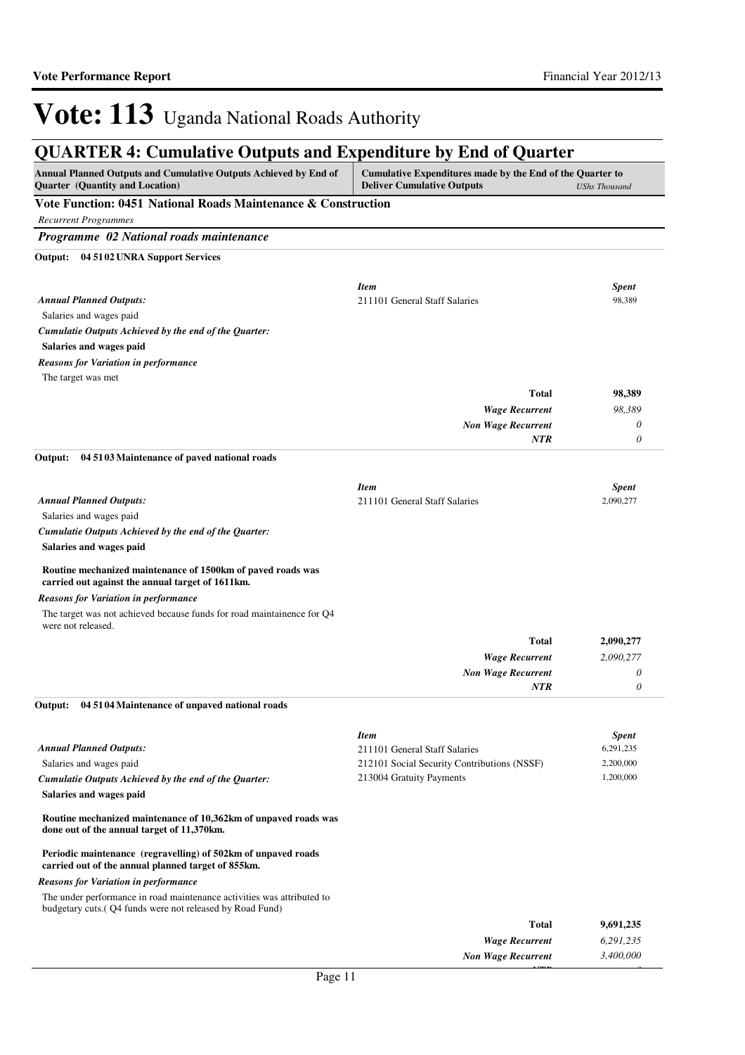# Vote: 113 Uganda National Roads Authority

## QUARTER 4: Cumulative Outputs and Expenditure by End of Quarter

| Annual Planned Outputs and Cumulative Outputs Achieved by End of Quarter (Quantity and Location) | Cumulative Expenditures made by the End of the Quarter to Deliver Cumulative Outputs | *UShs Thousand* |
|---|---|---|

### Vote Function: 0451 National Roads Maintenance & Construction

*Recurrent Programmes*

### *Programme 02 National roads maintenance*

**Output: 04 51 02 UNRA Support Services**

*Annual Planned Outputs:*

Salaries and wages paid

*Cumulatie Outputs Achieved by the end of the Quarter:*

**Salaries and wages paid**

*Reasons for Variation in performance*

The target was met

| *Item* | *Spent* |
|---|---|
| 211101 General Staff Salaries | 98,389 |
| **Total** | **98,389** |
| *Wage Recurrent* | *98,389* |
| *Non Wage Recurrent* | *0* |
| *NTR* | *0* |

**Output: 04 51 03 Maintenance of paved national roads**

*Annual Planned Outputs:*

Salaries and wages paid

*Cumulatie Outputs Achieved by the end of the Quarter:*

**Salaries and wages paid**

**Routine mechanized maintenance of 1500km of paved roads was carried out against the annual target of 1611km.**

*Reasons for Variation in performance*

The target was not achieved because funds for road maintainence for Q4 were not released.

| *Item* | *Spent* |
|---|---|
| 211101 General Staff Salaries | 2,090,277 |
| **Total** | **2,090,277** |
| *Wage Recurrent* | *2,090,277* |
| *Non Wage Recurrent* | *0* |
| *NTR* | *0* |

**Output: 04 51 04 Maintenance of unpaved national roads**

*Annual Planned Outputs:*

Salaries and wages paid

*Cumulatie Outputs Achieved by the end of the Quarter:*

**Salaries and wages paid**

**Routine mechanized maintenance of 10,362km of unpaved roads was done out of the annual target of 11,370km.**

**Periodic maintenance (regravelling) of 502km of unpaved roads carried out of the annual planned target of 855km.**

*Reasons for Variation in performance*

The under performance in road maintenance activities was attributed to budgetary cuts.( Q4 funds were not released by Road Fund)

| *Item* | *Spent* |
|---|---|
| 211101 General Staff Salaries | 6,291,235 |
| 212101 Social Security Contributions (NSSF) | 2,200,000 |
| 213004 Gratuity Payments | 1,200,000 |
| **Total** | **9,691,235** |
| *Wage Recurrent* | *6,291,235* |
| *Non Wage Recurrent* | *3,400,000* |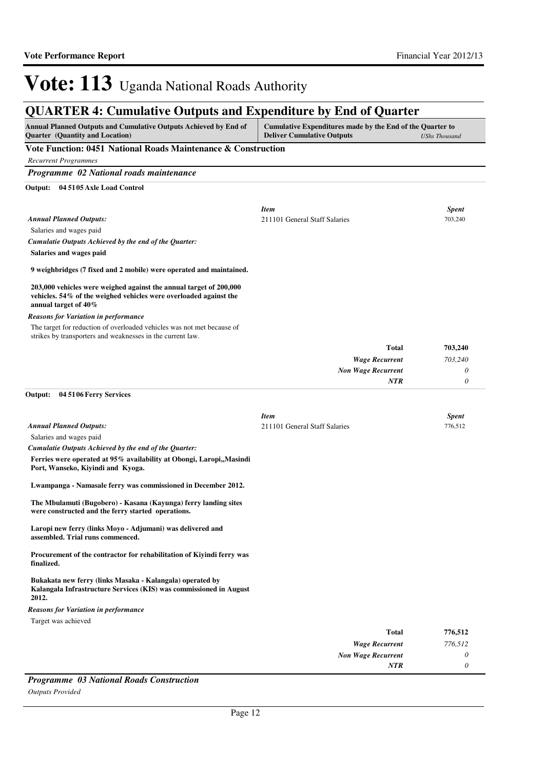# Vote: 113 Uganda National Roads Authority

## QUARTER 4: Cumulative Outputs and Expenditure by End of Quarter

| Annual Planned Outputs and Cumulative Outputs Achieved by End of Quarter (Quantity and Location) | Cumulative Expenditures made by the End of the Quarter to Deliver Cumulative Outputs *UShs Thousand* |
|---|---|

**Vote Function: 0451 National Roads Maintenance & Construction**

*Recurrent Programmes*

### *Programme 02 National roads maintenance*

**Output: 04 5105 Axle Load Control**

*Annual Planned Outputs:*

Salaries and wages paid

*Cumulatie Outputs Achieved by the end of the Quarter:*

**Salaries and wages paid**

**9 weighbridges (7 fixed and 2 mobile) were operated and maintained.**

**203,000 vehicles were weighed against the annual target of 200,000 vehicles. 54% of the weighed vehicles were overloaded against the annual target of 40%**

*Reasons for Variation in performance*

The target for reduction of overloaded vehicles was not met because of strikes by transporters and weaknesses in the current law.

| *Item* | *Spent* |
|---|---|
| 211101 General Staff Salaries | 703,240 |
| **Total** | **703,240** |
| *Wage Recurrent* | *703,240* |
| *Non Wage Recurrent* | *0* |
| *NTR* | *0* |

**Output: 04 5106 Ferry Services**

*Annual Planned Outputs:*

Salaries and wages paid

*Cumulatie Outputs Achieved by the end of the Quarter:*

**Ferries were operated at 95% availability at Obongi, Laropi,,Masindi Port, Wanseko, Kiyindi and Kyoga.**

**Lwampanga - Namasale ferry was commissioned in December 2012.**

**The Mbulamuti (Bugobero) - Kasana (Kayunga) ferry landing sites were constructed and the ferry started operations.**

**Laropi new ferry (links Moyo - Adjumani) was delivered and assembled. Trial runs commenced.**

**Procurement of the contractor for rehabilitation of Kiyindi ferry was finalized.**

**Bukakata new ferry (links Masaka - Kalangala) operated by Kalangala Infrastructure Services (KIS) was commissioned in August 2012.**

*Reasons for Variation in performance*

Target was achieved

| *Item* | *Spent* |
|---|---|
| 211101 General Staff Salaries | 776,512 |
| **Total** | **776,512** |
| *Wage Recurrent* | *776,512* |
| *Non Wage Recurrent* | *0* |
| *NTR* | *0* |

### *Programme 03 National Roads Construction*

*Outputs Provided*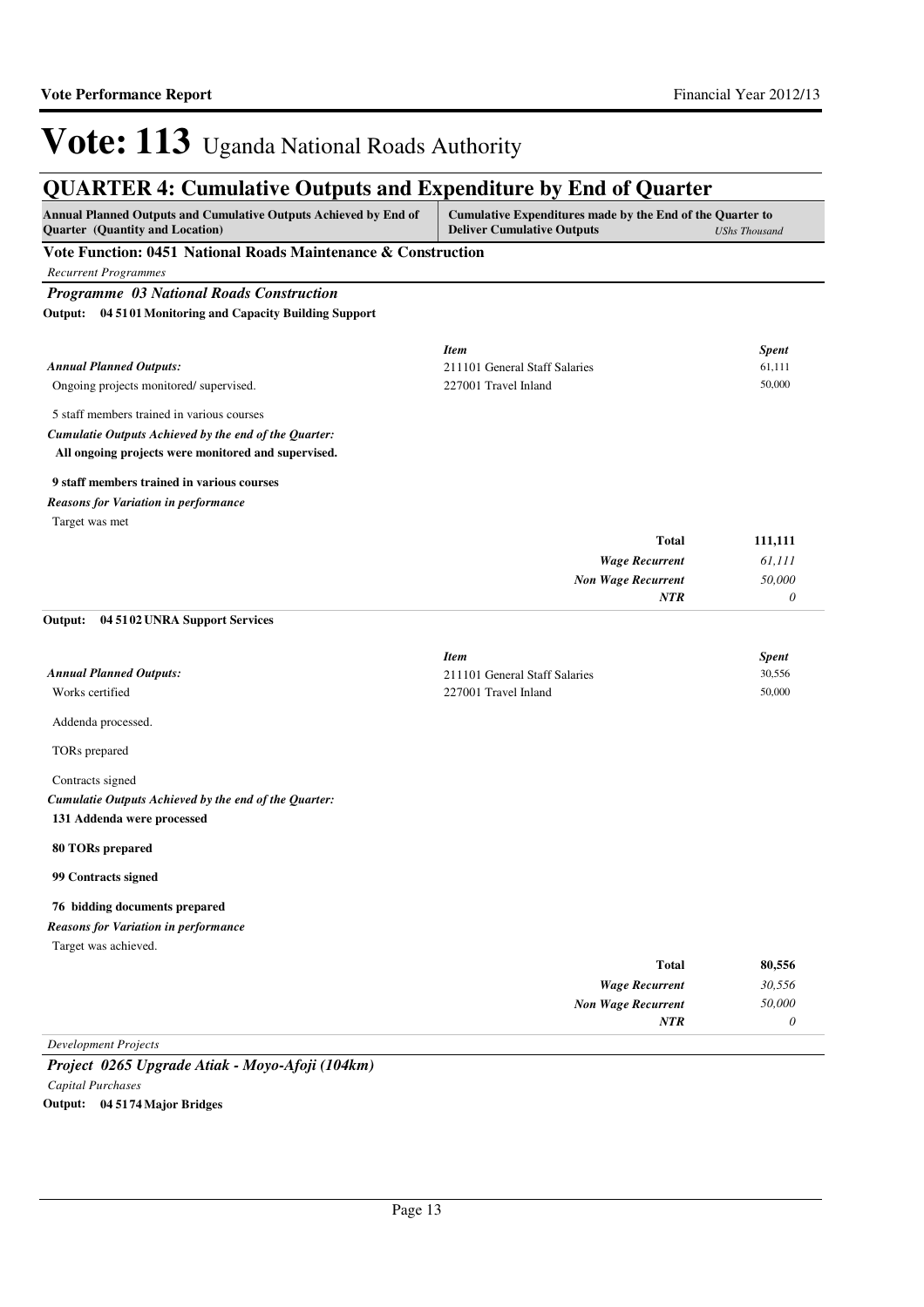# Vote: 113 Uganda National Roads Authority

## QUARTER 4: Cumulative Outputs and Expenditure by End of Quarter

| Annual Planned Outputs and Cumulative Outputs Achieved by End of Quarter (Quantity and Location) | Cumulative Expenditures made by the End of the Quarter to Deliver Cumulative Outputs | *UShs Thousand* |
|---|---|---|

### Vote Function: 0451 National Roads Maintenance & Construction

*Recurrent Programmes*

#### *Programme 03 National Roads Construction*

**Output: 04 51 01 Monitoring and Capacity Building Support**

| | *Item* | *Spent* |
|---|---|---|
| ***Annual Planned Outputs:*** | 211101 General Staff Salaries | 61,111 |
| Ongoing projects monitored/ supervised. | 227001 Travel Inland | 50,000 |
| 5 staff members trained in various courses | | |
| ***Cumulatie Outputs Achieved by the end of the Quarter:*** | | |
| **All ongoing projects were monitored and supervised.** | | |
| **9 staff members trained in various courses** | | |
| ***Reasons for Variation in performance*** | | |
| Target was met | | |
| | **Total** | **111,111** |
| | ***Wage Recurrent*** | *61,111* |
| | ***Non Wage Recurrent*** | *50,000* |
| | ***NTR*** | *0* |

**Output: 04 51 02 UNRA Support Services**

| | *Item* | *Spent* |
|---|---|---|
| ***Annual Planned Outputs:*** | 211101 General Staff Salaries | 30,556 |
| Works certified | 227001 Travel Inland | 50,000 |
| Addenda processed. | | |
| TORs prepared | | |
| Contracts signed | | |
| ***Cumulatie Outputs Achieved by the end of the Quarter:*** | | |
| **131 Addenda were processed** | | |
| **80 TORs prepared** | | |
| **99 Contracts signed** | | |
| **76 bidding documents prepared** | | |
| ***Reasons for Variation in performance*** | | |
| Target was achieved. | | |
| | **Total** | **80,556** |
| | ***Wage Recurrent*** | *30,556* |
| | ***Non Wage Recurrent*** | *50,000* |
| | ***NTR*** | *0* |

*Development Projects*

#### *Project 0265 Upgrade Atiak - Moyo-Afoji (104km)*

*Capital Purchases*

**Output: 04 51 74 Major Bridges**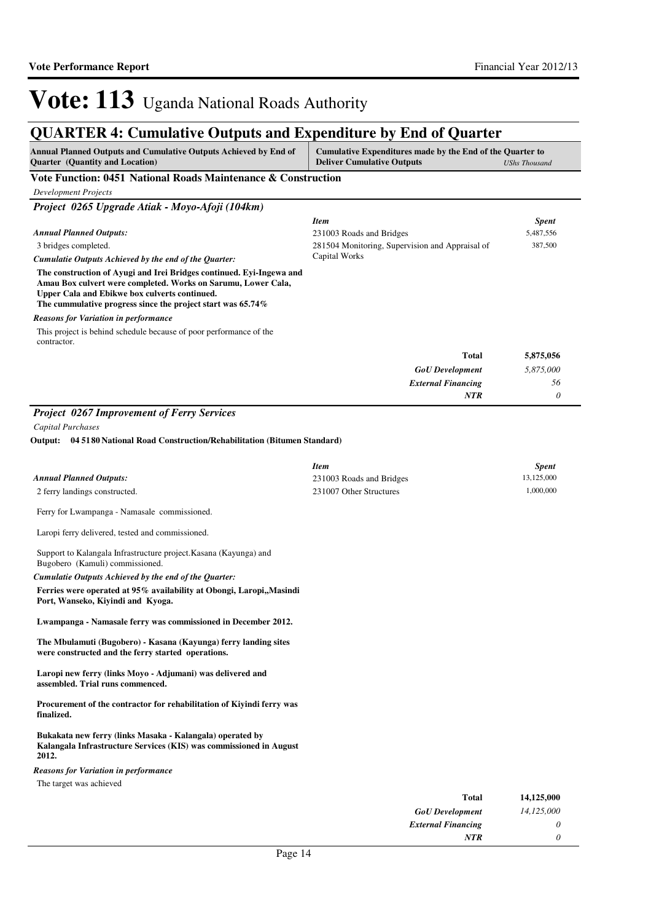# Vote: 113 Uganda National Roads Authority

## QUARTER 4: Cumulative Outputs and Expenditure by End of Quarter

| Annual Planned Outputs and Cumulative Outputs Achieved by End of Quarter (Quantity and Location) | Cumulative Expenditures made by the End of the Quarter to Deliver Cumulative Outputs | *UShs Thousand* |
|---|---|---|

### Vote Function: 0451 National Roads Maintenance & Construction

*Development Projects*

### *Project 0265 Upgrade Atiak - Moyo-Afoji (104km)*

*Annual Planned Outputs:*

3 bridges completed.

*Cumulatie Outputs Achieved by the end of the Quarter:*

**The construction of Ayugi and Irei Bridges continued. Eyi-Ingewa and Amau Box culvert were completed. Works on Sarumu, Lower Cala, Upper Cala and Ebikwe box culverts continued.**
**The cummulative progress since the project start was 65.74%**

*Reasons for Variation in performance*

This project is behind schedule because of poor performance of the contractor.

| *Item* | *Spent* |
|---|---|
| 231003 Roads and Bridges | 5,487,556 |
| 281504 Monitoring, Supervision and Appraisal of Capital Works | 387,500 |
| **Total** | **5,875,056** |
| *GoU Development* | *5,875,000* |
| *External Financing* | *56* |
| *NTR* | *0* |

### *Project 0267 Improvement of Ferry Services*

*Capital Purchases*

**Output: 04 5180 National Road Construction/Rehabilitation (Bitumen Standard)**

*Annual Planned Outputs:*

2 ferry landings constructed.

Ferry for Lwampanga - Namasale commissioned.

Laropi ferry delivered, tested and commissioned.

Support to Kalangala Infrastructure project.Kasana (Kayunga) and Bugobero (Kamuli) commissioned.

*Cumulatie Outputs Achieved by the end of the Quarter:*

**Ferries were operated at 95% availability at Obongi, Laropi,,Masindi Port, Wanseko, Kiyindi and Kyoga.**

**Lwampanga - Namasale ferry was commissioned in December 2012.**

**The Mbulamuti (Bugobero) - Kasana (Kayunga) ferry landing sites were constructed and the ferry started operations.**

**Laropi new ferry (links Moyo - Adjumani) was delivered and assembled. Trial runs commenced.**

**Procurement of the contractor for rehabilitation of Kiyindi ferry was finalized.**

**Bukakata new ferry (links Masaka - Kalangala) operated by Kalangala Infrastructure Services (KIS) was commissioned in August 2012.**

*Reasons for Variation in performance*

The target was achieved

| *Item* | *Spent* |
|---|---|
| 231003 Roads and Bridges | 13,125,000 |
| 231007 Other Structures | 1,000,000 |
| **Total** | **14,125,000** |
| *GoU Development* | *14,125,000* |
| *External Financing* | *0* |
| *NTR* | *0* |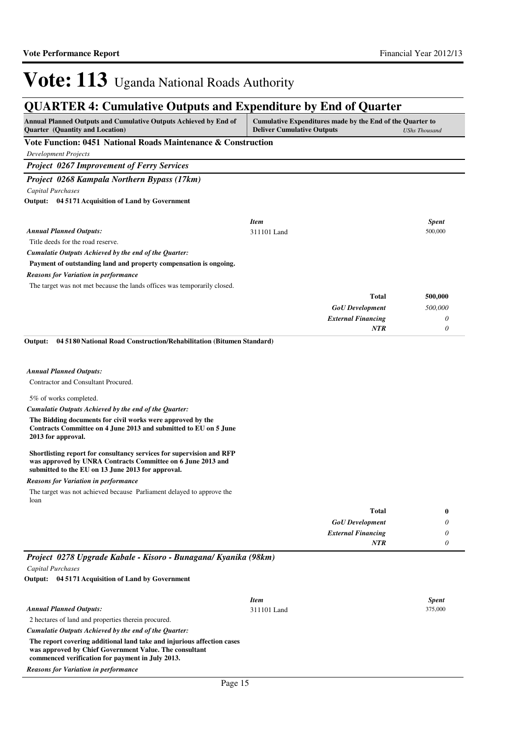# Vote: 113 Uganda National Roads Authority

## QUARTER 4: Cumulative Outputs and Expenditure by End of Quarter

| Annual Planned Outputs and Cumulative Outputs Achieved by End of Quarter (Quantity and Location) | Cumulative Expenditures made by the End of the Quarter to Deliver Cumulative Outputs | *UShs Thousand* |
|---|---|---|

**Vote Function: 0451 National Roads Maintenance & Construction**

*Development Projects*

***Project 0267 Improvement of Ferry Services***

***Project 0268 Kampala Northern Bypass (17km)***

*Capital Purchases*

**Output: 04 5171 Acquisition of Land by Government**

*Annual Planned Outputs:*

Title deeds for the road reserve.

*Cumulatie Outputs Achieved by the end of the Quarter:*

**Payment of outstanding land and property compensation is ongoing.**

*Reasons for Variation in performance*

The target was not met because the lands offices was temporarily closed.

| *Item* | *Spent* |
|---|---|
| 311101 Land | 500,000 |
| **Total** | **500,000** |
| *GoU Development* | *500,000* |
| *External Financing* | *0* |
| *NTR* | *0* |

**Output: 04 5180 National Road Construction/Rehabilitation (Bitumen Standard)**

*Annual Planned Outputs:*

Contractor and Consultant Procured.

5% of works completed.

*Cumulatie Outputs Achieved by the end of the Quarter:*

**The Bidding documents for civil works were approved by the Contracts Committee on 4 June 2013 and submitted to EU on 5 June 2013 for approval.**

**Shortlisting report for consultancy services for supervision and RFP was approved by UNRA Contracts Committee on 6 June 2013 and submitted to the EU on 13 June 2013 for approval.**

*Reasons for Variation in performance*

The target was not achieved because Parliament delayed to approve the loan

| | |
|---|---|
| **Total** | **0** |
| *GoU Development* | *0* |
| *External Financing* | *0* |
| *NTR* | *0* |

***Project 0278 Upgrade Kabale - Kisoro - Bunagana/ Kyanika (98km)***

*Capital Purchases*

**Output: 04 5171 Acquisition of Land by Government**

*Annual Planned Outputs:*

2 hectares of land and properties therein procured.

*Cumulatie Outputs Achieved by the end of the Quarter:*

**The report covering additional land take and injurious affection cases was approved by Chief Government Value. The consultant commenced verification for payment in July 2013.**

*Reasons for Variation in performance*

| *Item* | *Spent* |
|---|---|
| 311101 Land | 375,000 |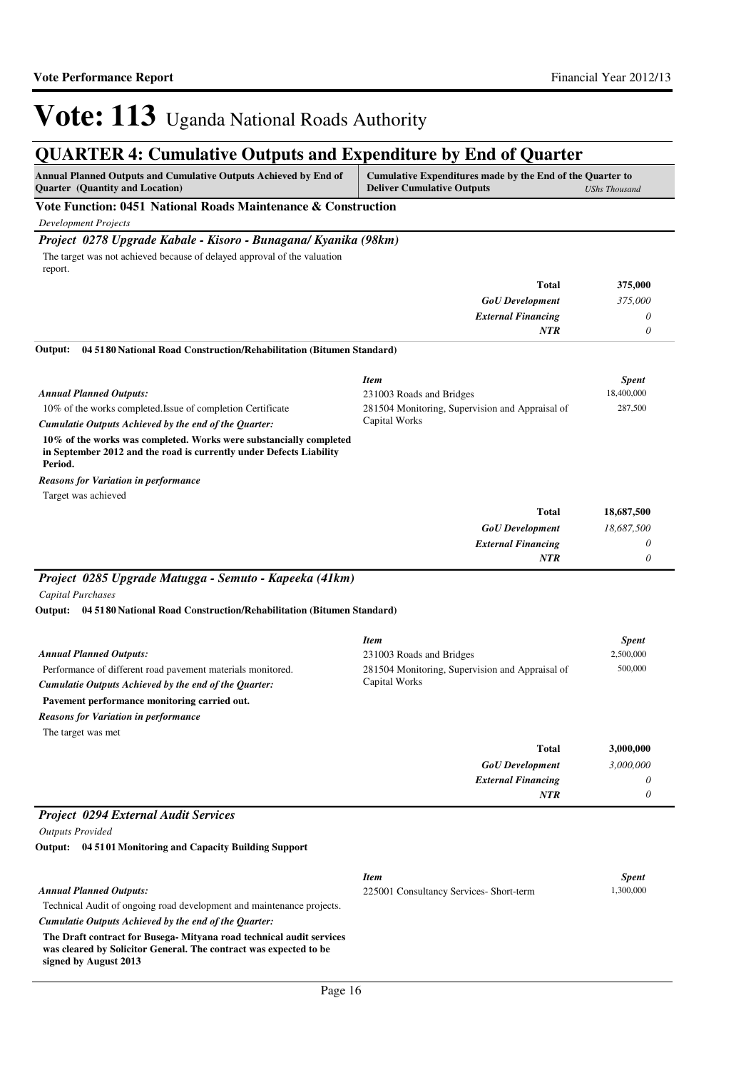# Vote: 113 Uganda National Roads Authority

## QUARTER 4: Cumulative Outputs and Expenditure by End of Quarter

| Annual Planned Outputs and Cumulative Outputs Achieved by End of Quarter (Quantity and Location) | Cumulative Expenditures made by the End of the Quarter to Deliver Cumulative Outputs | *UShs Thousand* |
|---|---|---|

### Vote Function: 0451 National Roads Maintenance & Construction

*Development Projects*

#### *Project 0278 Upgrade Kabale - Kisoro - Bunagana/ Kyanika (98km)*

The target was not achieved because of delayed approval of the valuation report.

| | |
|---|---|
| **Total** | **375,000** |
| *GoU Development* | *375,000* |
| *External Financing* | *0* |
| *NTR* | *0* |

**Output: 04 51 80 National Road Construction/Rehabilitation (Bitumen Standard)**

***Annual Planned Outputs:***

10% of the works completed.Issue of completion Certificate

***Cumulatie Outputs Achieved by the end of the Quarter:***

**10% of the works was completed. Works were substancially completed in September 2012 and the road is currently under Defects Liability Period.**

***Reasons for Variation in performance***

Target was achieved

| *Item* | *Spent* |
|---|---|
| 231003 Roads and Bridges | 18,400,000 |
| 281504 Monitoring, Supervision and Appraisal of Capital Works | 287,500 |

| | |
|---|---|
| **Total** | **18,687,500** |
| *GoU Development* | *18,687,500* |
| *External Financing* | *0* |
| *NTR* | *0* |

#### *Project 0285 Upgrade Matugga - Semuto - Kapeeka (41km)*

*Capital Purchases*

**Output: 04 51 80 National Road Construction/Rehabilitation (Bitumen Standard)**

***Annual Planned Outputs:***

Performance of different road pavement materials monitored.

***Cumulatie Outputs Achieved by the end of the Quarter:***

**Pavement performance monitoring carried out.**

***Reasons for Variation in performance***

The target was met

| *Item* | *Spent* |
|---|---|
| 231003 Roads and Bridges | 2,500,000 |
| 281504 Monitoring, Supervision and Appraisal of Capital Works | 500,000 |

| | |
|---|---|
| **Total** | **3,000,000** |
| *GoU Development* | *3,000,000* |
| *External Financing* | *0* |
| *NTR* | *0* |

#### *Project 0294 External Audit Services*

*Outputs Provided*

**Output: 04 51 01 Monitoring and Capacity Building Support**

***Annual Planned Outputs:***

Technical Audit of ongoing road development and maintenance projects.

***Cumulatie Outputs Achieved by the end of the Quarter:***

**The Draft contract for Busega- Mityana road technical audit services was cleared by Solicitor General. The contract was expected to be signed by August 2013**

| *Item* | *Spent* |
|---|---|
| 225001 Consultancy Services- Short-term | 1,300,000 |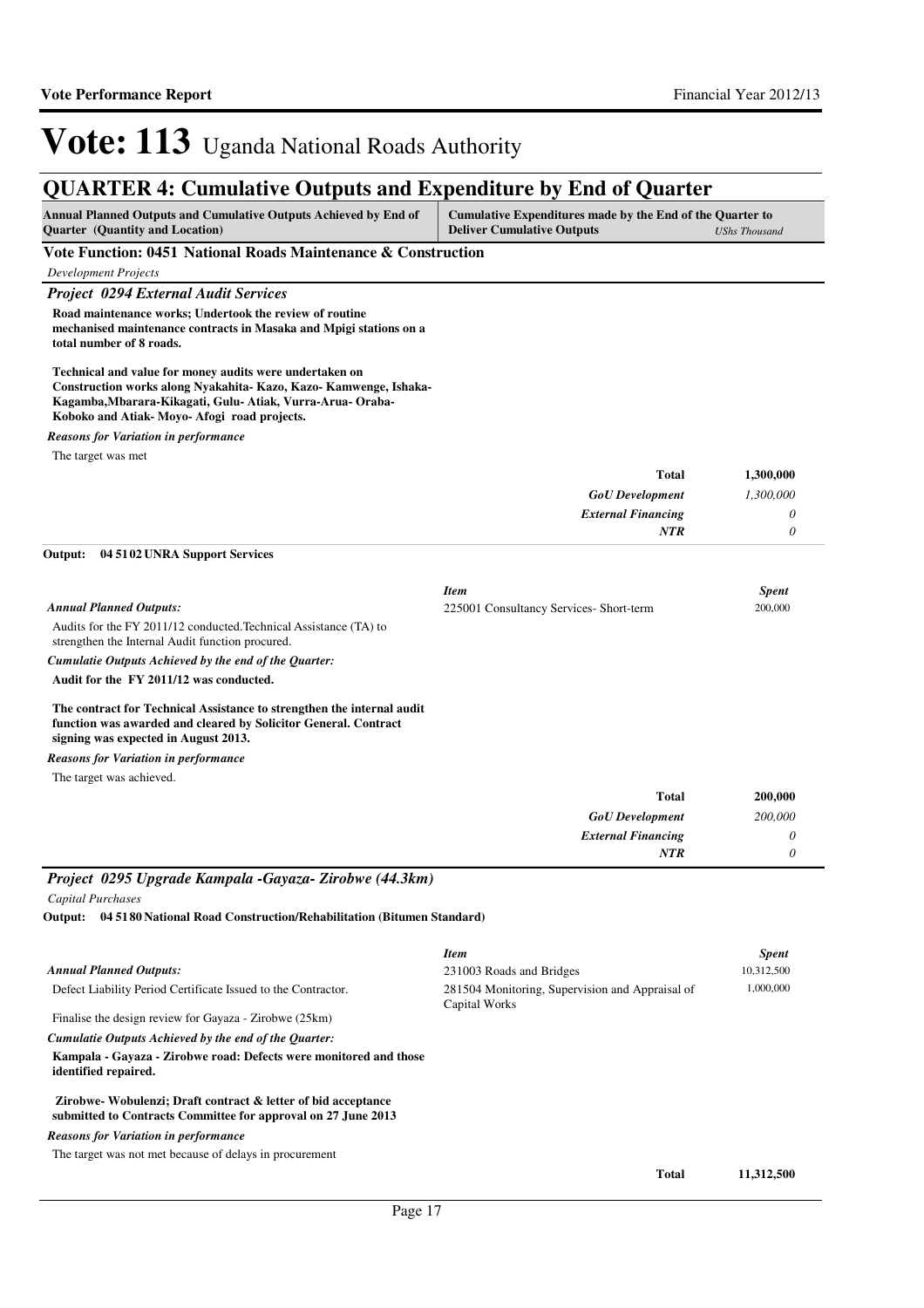# Vote: 113 Uganda National Roads Authority

## QUARTER 4: Cumulative Outputs and Expenditure by End of Quarter

| Annual Planned Outputs and Cumulative Outputs Achieved by End of Quarter (Quantity and Location) | Cumulative Expenditures made by the End of the Quarter to Deliver Cumulative Outputs | *UShs Thousand* |
|---|---|---|

### Vote Function: 0451 National Roads Maintenance & Construction

*Development Projects*

#### *Project 0294 External Audit Services*

**Road maintenance works; Undertook the review of routine mechanised maintenance contracts in Masaka and Mpigi stations on a total number of 8 roads.**

**Technical and value for money audits were undertaken on Construction works along Nyakahita- Kazo, Kazo- Kamwenge, Ishaka-Kagamba,Mbarara-Kikagati, Gulu- Atiak, Vurra-Arua- Oraba-Koboko and Atiak- Moyo- Afogi road projects.**

*Reasons for Variation in performance*

The target was met

| | |
|---|---|
| **Total** | **1,300,000** |
| *GoU Development* | *1,300,000* |
| *External Financing* | *0* |
| *NTR* | *0* |

**Output: 04 51 02 UNRA Support Services**

| *Item* | *Spent* |
|---|---|
| 225001 Consultancy Services- Short-term | 200,000 |

*Annual Planned Outputs:*

Audits for the FY 2011/12 conducted.Technical Assistance (TA) to strengthen the Internal Audit function procured.

*Cumulatie Outputs Achieved by the end of the Quarter:*

**Audit for the FY 2011/12 was conducted.**

**The contract for Technical Assistance to strengthen the internal audit function was awarded and cleared by Solicitor General. Contract signing was expected in August 2013.**

*Reasons for Variation in performance*

The target was achieved.

| | |
|---|---|
| **Total** | **200,000** |
| *GoU Development* | *200,000* |
| *External Financing* | *0* |
| *NTR* | *0* |

#### *Project 0295 Upgrade Kampala -Gayaza- Zirobwe (44.3km)*

*Capital Purchases*

**Output: 04 51 80 National Road Construction/Rehabilitation (Bitumen Standard)**

| *Item* | *Spent* |
|---|---|
| 231003 Roads and Bridges | 10,312,500 |
| 281504 Monitoring, Supervision and Appraisal of Capital Works | 1,000,000 |

*Annual Planned Outputs:*

Defect Liability Period Certificate Issued to the Contractor.

Finalise the design review for Gayaza - Zirobwe (25km)

*Cumulatie Outputs Achieved by the end of the Quarter:*

**Kampala - Gayaza - Zirobwe road: Defects were monitored and those identified repaired.**

**Zirobwe- Wobulenzi; Draft contract & letter of bid acceptance submitted to Contracts Committee for approval on 27 June 2013**

*Reasons for Variation in performance*

The target was not met because of delays in procurement

| | |
|---|---|
| **Total** | **11,312,500** |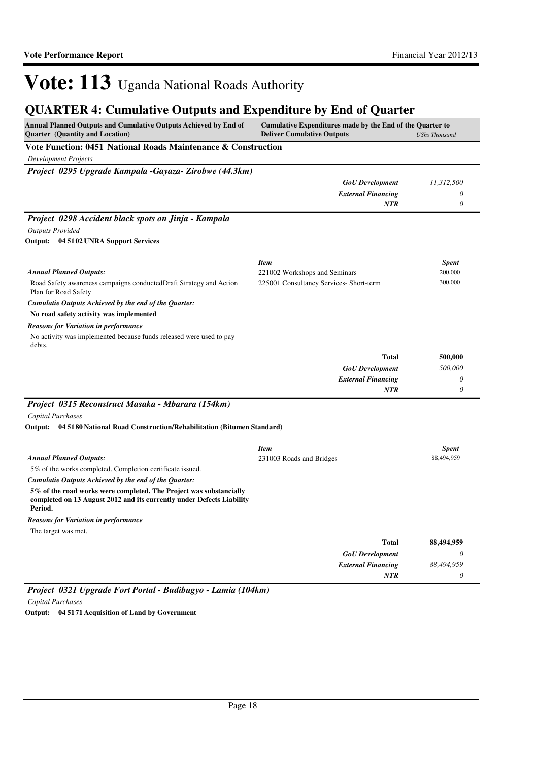# Vote: 113 Uganda National Roads Authority

## QUARTER 4: Cumulative Outputs and Expenditure by End of Quarter

| Annual Planned Outputs and Cumulative Outputs Achieved by End of Quarter (Quantity and Location) | Cumulative Expenditures made by the End of the Quarter to Deliver Cumulative Outputs | *UShs Thousand* |
|---|---|---|

### Vote Function: 0451 National Roads Maintenance & Construction

*Development Projects*

#### *Project 0295 Upgrade Kampala -Gayaza- Zirobwe (44.3km)*

| | |
|---|---|
| ***GoU Development*** | *11,312,500* |
| ***External Financing*** | *0* |
| ***NTR*** | *0* |

#### *Project 0298 Accident black spots on Jinja - Kampala*

*Outputs Provided*

**Output: 04 51 02 UNRA Support Services**

| *Item* | *Spent* |
|---|---|
| 221002 Workshops and Seminars | 200,000 |
| 225001 Consultancy Services- Short-term | 300,000 |

***Annual Planned Outputs:***

Road Safety awareness campaigns conductedDraft Strategy and Action Plan for Road Safety

***Cumulatie Outputs Achieved by the end of the Quarter:***

**No road safety activity was implemented**

***Reasons for Variation in performance***

No activity was implemented because funds released were used to pay debts.

| | |
|---|---|
| **Total** | **500,000** |
| ***GoU Development*** | *500,000* |
| ***External Financing*** | *0* |
| ***NTR*** | *0* |

#### *Project 0315 Reconstruct Masaka - Mbarara (154km)*

*Capital Purchases*

**Output: 04 51 80 National Road Construction/Rehabilitation (Bitumen Standard)**

| *Item* | *Spent* |
|---|---|
| 231003 Roads and Bridges | 88,494,959 |

***Annual Planned Outputs:***

5% of the works completed. Completion certificate issued.

***Cumulatie Outputs Achieved by the end of the Quarter:***

**5% of the road works were completed. The Project was substancially completed on 13 August 2012 and its currently under Defects Liability Period.**

***Reasons for Variation in performance***

The target was met.

| | |
|---|---|
| **Total** | **88,494,959** |
| ***GoU Development*** | *0* |
| ***External Financing*** | *88,494,959* |
| ***NTR*** | *0* |

#### *Project 0321 Upgrade Fort Portal - Budibugyo - Lamia (104km)*

*Capital Purchases*

**Output: 04 51 71 Acquisition of Land by Government**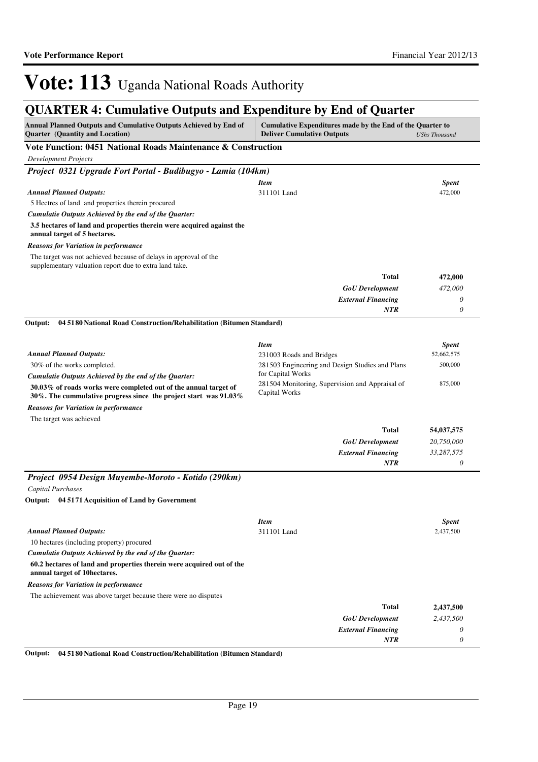# Vote: 113 Uganda National Roads Authority

## QUARTER 4: Cumulative Outputs and Expenditure by End of Quarter

| Annual Planned Outputs and Cumulative Outputs Achieved by End of Quarter (Quantity and Location) | Cumulative Expenditures made by the End of the Quarter to Deliver Cumulative Outputs | *UShs Thousand* |
|---|---|---|

### Vote Function: 0451 National Roads Maintenance & Construction

*Development Projects*

### *Project 0321 Upgrade Fort Portal - Budibugyo - Lamia (104km)*

*Annual Planned Outputs:*

5 Hectres of land and properties therein procured

*Cumulatie Outputs Achieved by the end of the Quarter:*

**3.5 hectares of land and properties therein were acquired against the annual target of 5 hectares.**

*Reasons for Variation in performance*

The target was not achieved because of delays in approval of the supplementary valuation report due to extra land take.

| *Item* | *Spent* |
|---|---|
| 311101 Land | 472,000 |
| **Total** | **472,000** |
| *GoU Development* | *472,000* |
| *External Financing* | *0* |
| *NTR* | *0* |

**Output: 04 5180 National Road Construction/Rehabilitation (Bitumen Standard)**

*Annual Planned Outputs:*

30% of the works completed.

*Cumulatie Outputs Achieved by the end of the Quarter:*

**30.03% of roads works were completed out of the annual target of 30%. The cummulative progress since the project start was 91.03%**

*Reasons for Variation in performance*

The target was achieved

| *Item* | *Spent* |
|---|---|
| 231003 Roads and Bridges | 52,662,575 |
| 281503 Engineering and Design Studies and Plans for Capital Works | 500,000 |
| 281504 Monitoring, Supervision and Appraisal of Capital Works | 875,000 |
| **Total** | **54,037,575** |
| *GoU Development* | *20,750,000* |
| *External Financing* | *33,287,575* |
| *NTR* | *0* |

### *Project 0954 Design Muyembe-Moroto - Kotido (290km)*

*Capital Purchases*

**Output: 04 5171 Acquisition of Land by Government**

*Annual Planned Outputs:*

10 hectares (including property) procured

*Cumulatie Outputs Achieved by the end of the Quarter:*

**60.2 hectares of land and properties therein were acquired out of the annual target of 10hectares.**

*Reasons for Variation in performance*

The achievement was above target because there were no disputes

| *Item* | *Spent* |
|---|---|
| 311101 Land | 2,437,500 |
| **Total** | **2,437,500** |
| *GoU Development* | *2,437,500* |
| *External Financing* | *0* |
| *NTR* | *0* |

**Output: 04 5180 National Road Construction/Rehabilitation (Bitumen Standard)**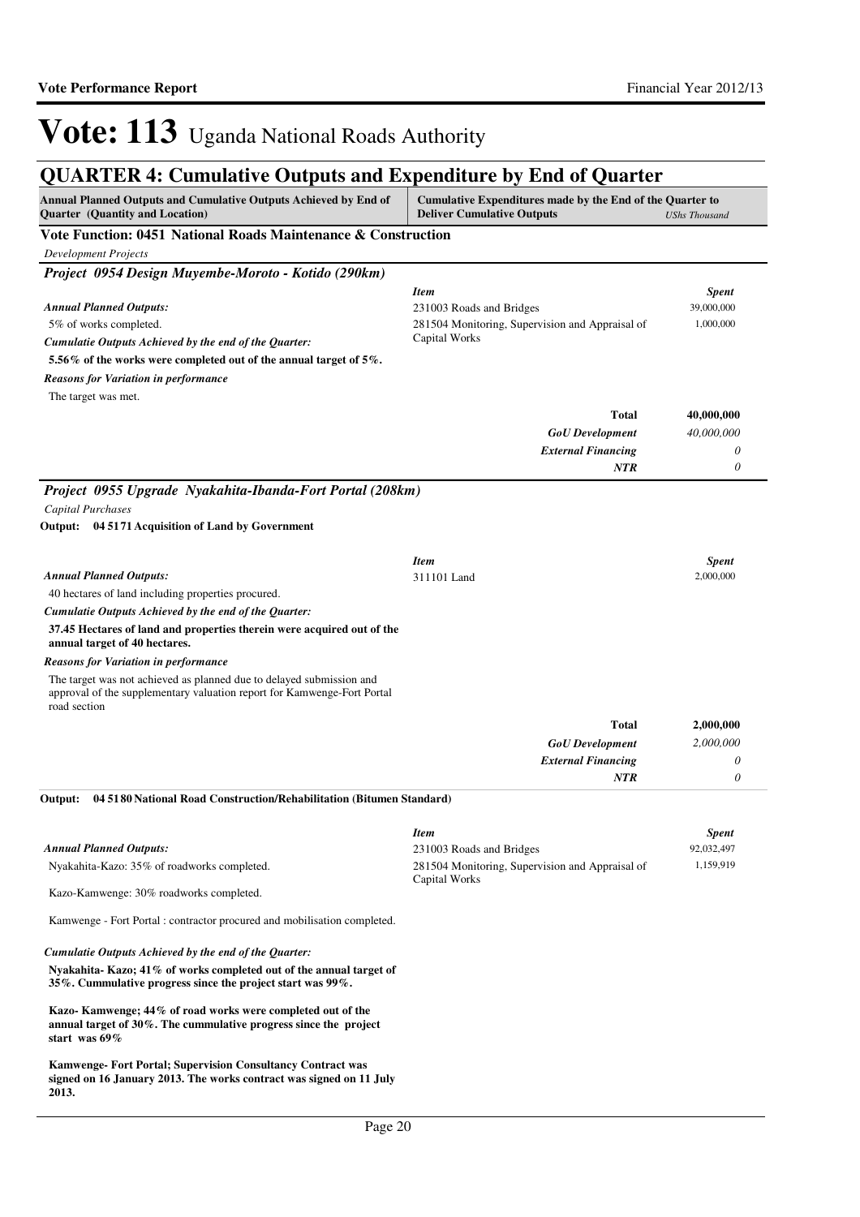# Vote: 113 Uganda National Roads Authority

## QUARTER 4: Cumulative Outputs and Expenditure by End of Quarter

| Annual Planned Outputs and Cumulative Outputs Achieved by End of Quarter (Quantity and Location) | Cumulative Expenditures made by the End of the Quarter to Deliver Cumulative Outputs | *UShs Thousand* |
|---|---|---|

### Vote Function: 0451 National Roads Maintenance & Construction

*Development Projects*

#### *Project 0954 Design Muyembe-Moroto - Kotido (290km)*

***Annual Planned Outputs:***

5% of works completed.

***Cumulatie Outputs Achieved by the end of the Quarter:***

**5.56% of the works were completed out of the annual target of 5%.**

***Reasons for Variation in performance***

The target was met.

| *Item* | *Spent* |
|---|---|
| 231003 Roads and Bridges | 39,000,000 |
| 281504 Monitoring, Supervision and Appraisal of Capital Works | 1,000,000 |
| **Total** | **40,000,000** |
| *GoU Development* | *40,000,000* |
| *External Financing* | *0* |
| *NTR* | *0* |

#### *Project 0955 Upgrade Nyakahita-Ibanda-Fort Portal (208km)*

*Capital Purchases*

**Output: 04 5171 Acquisition of Land by Government**

***Annual Planned Outputs:***

40 hectares of land including properties procured.

***Cumulatie Outputs Achieved by the end of the Quarter:***

**37.45 Hectares of land and properties therein were acquired out of the annual target of 40 hectares.**

***Reasons for Variation in performance***

The target was not achieved as planned due to delayed submission and approval of the supplementary valuation report for Kamwenge-Fort Portal road section

| *Item* | *Spent* |
|---|---|
| 311101 Land | 2,000,000 |
| **Total** | **2,000,000** |
| *GoU Development* | *2,000,000* |
| *External Financing* | *0* |
| *NTR* | *0* |

**Output: 04 5180 National Road Construction/Rehabilitation (Bitumen Standard)**

***Annual Planned Outputs:***

Nyakahita-Kazo: 35% of roadworks completed.

Kazo-Kamwenge: 30% roadworks completed.

Kamwenge - Fort Portal : contractor procured and mobilisation completed.

***Cumulatie Outputs Achieved by the end of the Quarter:***

**Nyakahita- Kazo; 41% of works completed out of the annual target of 35%. Cummulative progress since the project start was 99%.**

**Kazo- Kamwenge; 44% of road works were completed out of the annual target of 30%. The cummulative progress since the project start was 69%**

**Kamwenge- Fort Portal; Supervision Consultancy Contract was signed on 16 January 2013. The works contract was signed on 11 July 2013.**

| *Item* | *Spent* |
|---|---|
| 231003 Roads and Bridges | 92,032,497 |
| 281504 Monitoring, Supervision and Appraisal of Capital Works | 1,159,919 |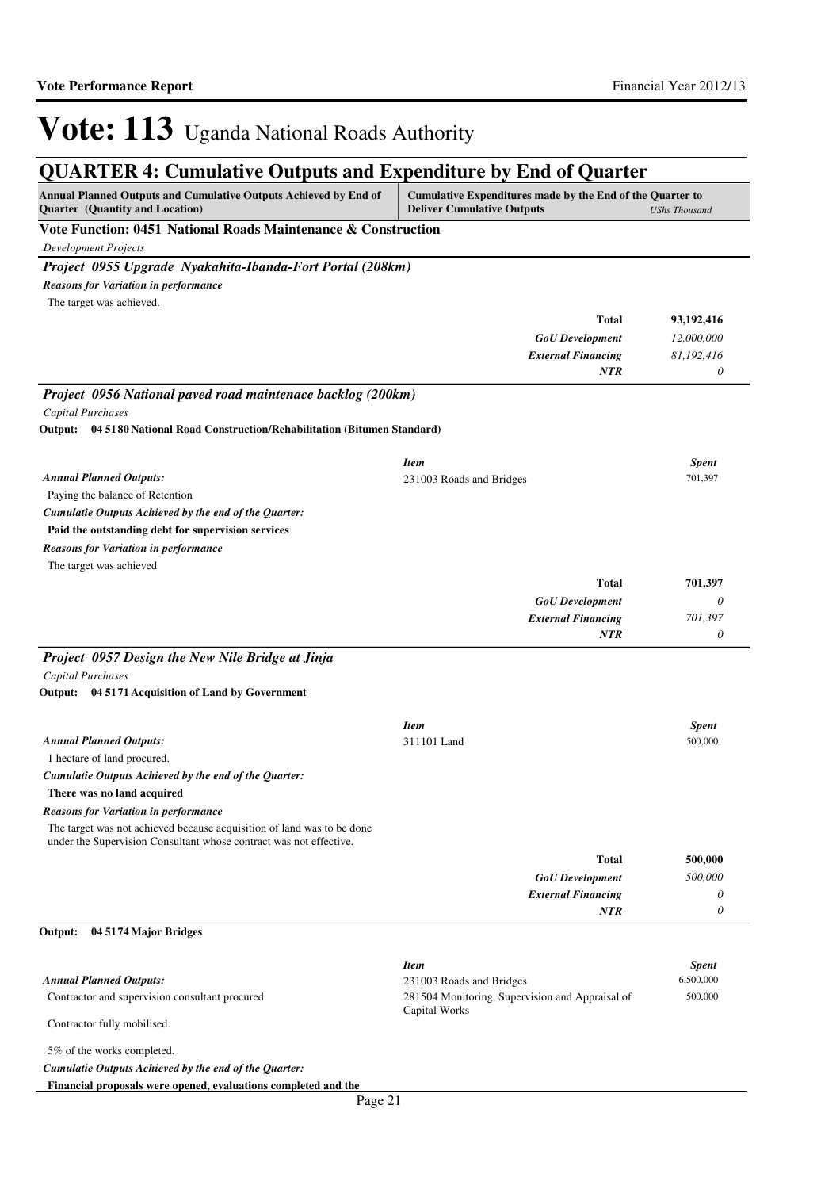# Vote: 113 Uganda National Roads Authority

## QUARTER 4: Cumulative Outputs and Expenditure by End of Quarter

| Annual Planned Outputs and Cumulative Outputs Achieved by End of Quarter (Quantity and Location) | Cumulative Expenditures made by the End of the Quarter to Deliver Cumulative Outputs | *UShs Thousand* |
|---|---|---|

### Vote Function: 0451 National Roads Maintenance & Construction

*Development Projects*

#### *Project 0955 Upgrade Nyakahita-Ibanda-Fort Portal (208km)*

***Reasons for Variation in performance***

The target was achieved.

| | |
|---|---|
| **Total** | **93,192,416** |
| *GoU Development* | *12,000,000* |
| *External Financing* | *81,192,416* |
| *NTR* | *0* |

#### *Project 0956 National paved road maintenace backlog (200km)*

*Capital Purchases*

**Output: 04 5180 National Road Construction/Rehabilitation (Bitumen Standard)**

| | *Item* | *Spent* |
|---|---|---|
| ***Annual Planned Outputs:*** | 231003 Roads and Bridges | 701,397 |

Paying the balance of Retention

***Cumulatie Outputs Achieved by the end of the Quarter:***

**Paid the outstanding debt for supervision services**

***Reasons for Variation in performance***

The target was achieved

| | |
|---|---|
| **Total** | **701,397** |
| *GoU Development* | *0* |
| *External Financing* | *701,397* |
| *NTR* | *0* |

#### *Project 0957 Design the New Nile Bridge at Jinja*

*Capital Purchases*

**Output: 04 5171 Acquisition of Land by Government**

| | *Item* | *Spent* |
|---|---|---|
| ***Annual Planned Outputs:*** | 311101 Land | 500,000 |

1 hectare of land procured.

***Cumulatie Outputs Achieved by the end of the Quarter:***

**There was no land acquired**

***Reasons for Variation in performance***

The target was not achieved because acquisition of land was to be done under the Supervision Consultant whose contract was not effective.

| | |
|---|---|
| **Total** | **500,000** |
| *GoU Development* | *500,000* |
| *External Financing* | *0* |
| *NTR* | *0* |

**Output: 04 5174 Major Bridges**

| | *Item* | *Spent* |
|---|---|---|
| ***Annual Planned Outputs:*** | 231003 Roads and Bridges | 6,500,000 |
| | 281504 Monitoring, Supervision and Appraisal of Capital Works | 500,000 |

Contractor and supervision consultant procured.

Contractor fully mobilised.

5% of the works completed.

***Cumulatie Outputs Achieved by the end of the Quarter:***

**Financial proposals were opened, evaluations completed and the**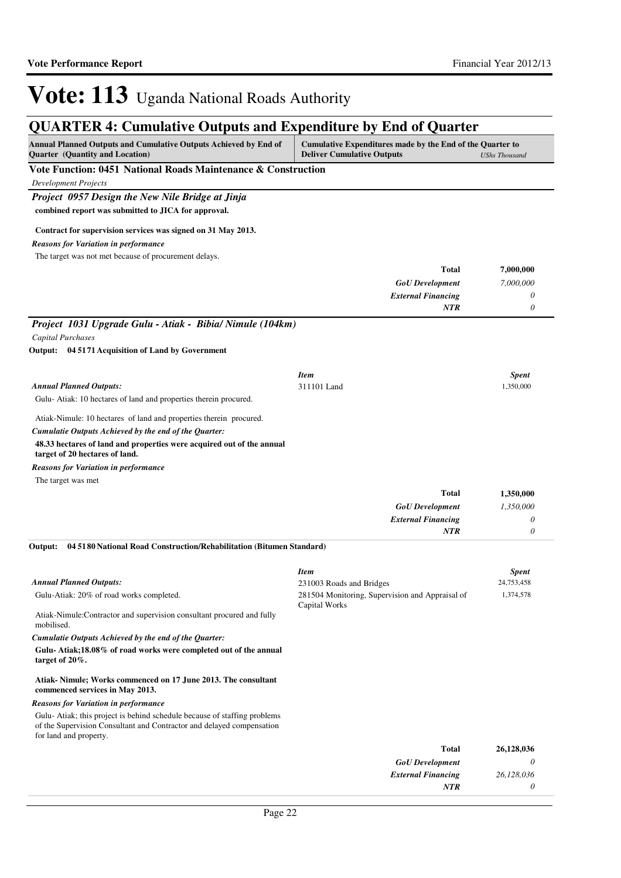# Vote: 113 Uganda National Roads Authority

## QUARTER 4: Cumulative Outputs and Expenditure by End of Quarter

| Annual Planned Outputs and Cumulative Outputs Achieved by End of Quarter (Quantity and Location) | Cumulative Expenditures made by the End of the Quarter to Deliver Cumulative Outputs | USh Thousand |
|---|---|---|

### Vote Function: 0451 National Roads Maintenance & Construction

*Development Projects*

#### *Project 0957 Design the New Nile Bridge at Jinja*

**combined report was submitted to JICA for approval.**

**Contract for supervision services was signed on 31 May 2013.**

***Reasons for Variation in performance***

The target was not met because of procurement delays.

| | |
|---|---|
| **Total** | **7,000,000** |
| *GoU Development* | *7,000,000* |
| *External Financing* | *0* |
| *NTR* | *0* |

#### *Project 1031 Upgrade Gulu - Atiak - Bibia/ Nimule (104km)*

*Capital Purchases*

**Output: 04 5171 Acquisition of Land by Government**

| *Item* | *Spent* |
|---|---|
| 311101 Land | 1,350,000 |

***Annual Planned Outputs:***

Gulu- Atiak: 10 hectares of land and properties therein procured.

Atiak-Nimule: 10 hectares of land and properties therein procured.

***Cumulatie Outputs Achieved by the end of the Quarter:***

**48.33 hectares of land and properties were acquired out of the annual target of 20 hectares of land.**

***Reasons for Variation in performance***

The target was met

| | |
|---|---|
| **Total** | **1,350,000** |
| *GoU Development* | *1,350,000* |
| *External Financing* | *0* |
| *NTR* | *0* |

**Output: 04 5180 National Road Construction/Rehabilitation (Bitumen Standard)**

| *Item* | *Spent* |
|---|---|
| 231003 Roads and Bridges | 24,753,458 |
| 281504 Monitoring, Supervision and Appraisal of Capital Works | 1,374,578 |

***Annual Planned Outputs:***

Gulu-Atiak: 20% of road works completed.

Atiak-Nimule:Contractor and supervision consultant procured and fully mobilised.

***Cumulatie Outputs Achieved by the end of the Quarter:***

**Gulu- Atiak;18.08% of road works were completed out of the annual target of 20%.**

**Atiak- Nimule; Works commenced on 17 June 2013. The consultant commenced services in May 2013.**

***Reasons for Variation in performance***

Gulu- Atiak; this project is behind schedule because of staffing problems of the Supervision Consultant and Contractor and delayed compensation for land and property.

| | |
|---|---|
| **Total** | **26,128,036** |
| *GoU Development* | *0* |
| *External Financing* | *26,128,036* |
| *NTR* | *0* |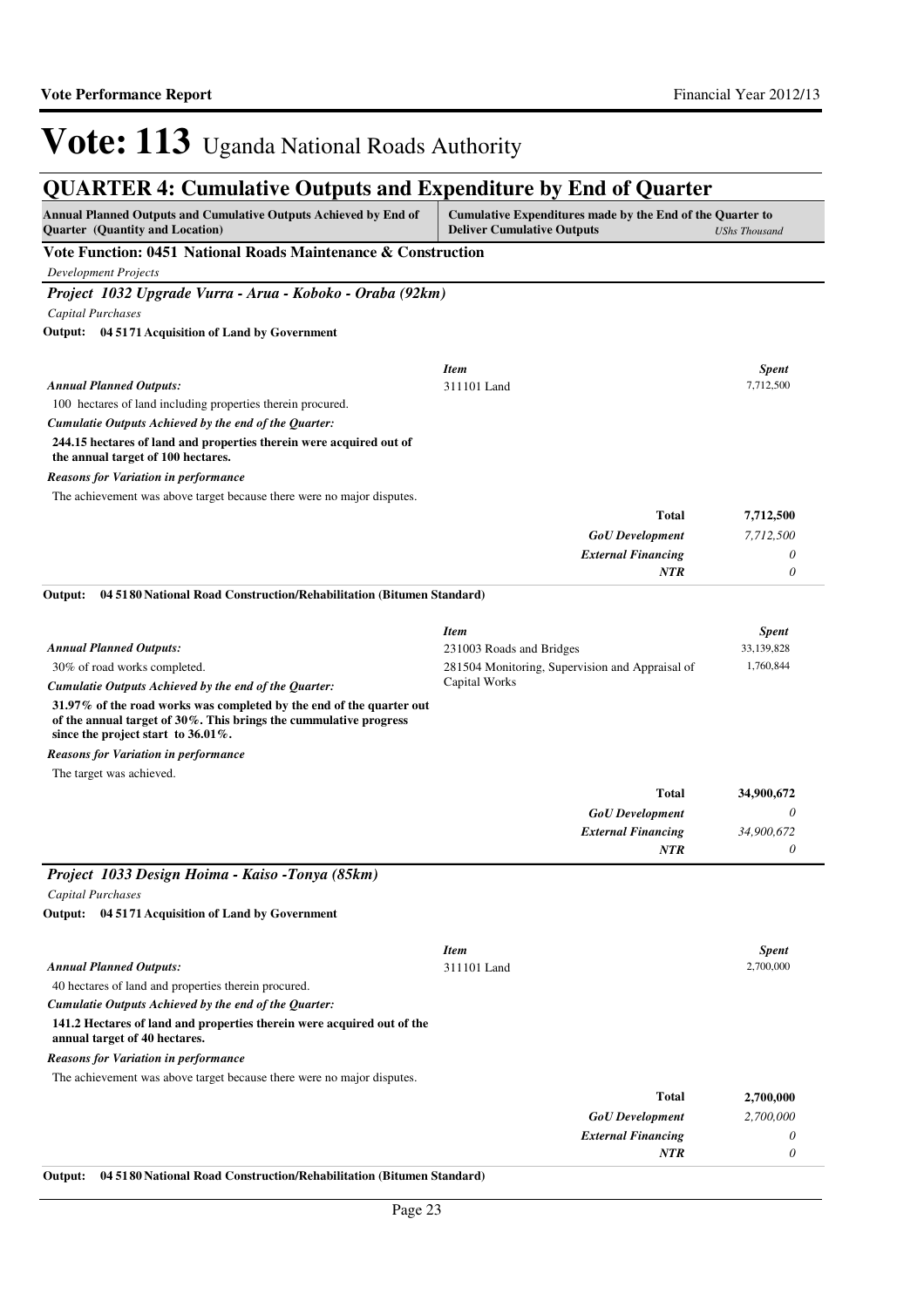# Vote: 113 Uganda National Roads Authority

## QUARTER 4: Cumulative Outputs and Expenditure by End of Quarter

| Annual Planned Outputs and Cumulative Outputs Achieved by End of Quarter (Quantity and Location) | Cumulative Expenditures made by the End of the Quarter to Deliver Cumulative Outputs | UShs Thousand |
|---|---|---|

### Vote Function: 0451 National Roads Maintenance & Construction

*Development Projects*

#### *Project 1032 Upgrade Vurra - Arua - Koboko - Oraba (92km)*

*Capital Purchases*

**Output: 04 5171 Acquisition of Land by Government**

| | *Item* | *Spent* |
|---|---|---|
| ***Annual Planned Outputs:*** 100 hectares of land including properties therein procured. | 311101 Land | 7,712,500 |

***Cumulatie Outputs Achieved by the end of the Quarter:***

**244.15 hectares of land and properties therein were acquired out of the annual target of 100 hectares.**

***Reasons for Variation in performance***

The achievement was above target because there were no major disputes.

| | |
|---|---|
| **Total** | **7,712,500** |
| ***GoU Development*** | *7,712,500* |
| ***External Financing*** | *0* |
| ***NTR*** | *0* |

**Output: 04 5180 National Road Construction/Rehabilitation (Bitumen Standard)**

| | *Item* | *Spent* |
|---|---|---|
| ***Annual Planned Outputs:*** 30% of road works completed. | 231003 Roads and Bridges | 33,139,828 |
| | 281504 Monitoring, Supervision and Appraisal of Capital Works | 1,760,844 |

***Cumulatie Outputs Achieved by the end of the Quarter:***

**31.97% of the road works was completed by the end of the quarter out of the annual target of 30%. This brings the cummulative progress since the project start to 36.01%.**

***Reasons for Variation in performance***

The target was achieved.

| | |
|---|---|
| **Total** | **34,900,672** |
| ***GoU Development*** | *0* |
| ***External Financing*** | *34,900,672* |
| ***NTR*** | *0* |

#### *Project 1033 Design Hoima - Kaiso -Tonya (85km)*

*Capital Purchases*

**Output: 04 5171 Acquisition of Land by Government**

| | *Item* | *Spent* |
|---|---|---|
| ***Annual Planned Outputs:*** 40 hectares of land and properties therein procured. | 311101 Land | 2,700,000 |

***Cumulatie Outputs Achieved by the end of the Quarter:***

**141.2 Hectares of land and properties therein were acquired out of the annual target of 40 hectares.**

***Reasons for Variation in performance***

The achievement was above target because there were no major disputes.

| | |
|---|---|
| **Total** | **2,700,000** |
| ***GoU Development*** | *2,700,000* |
| ***External Financing*** | *0* |
| ***NTR*** | *0* |

**Output: 04 5180 National Road Construction/Rehabilitation (Bitumen Standard)**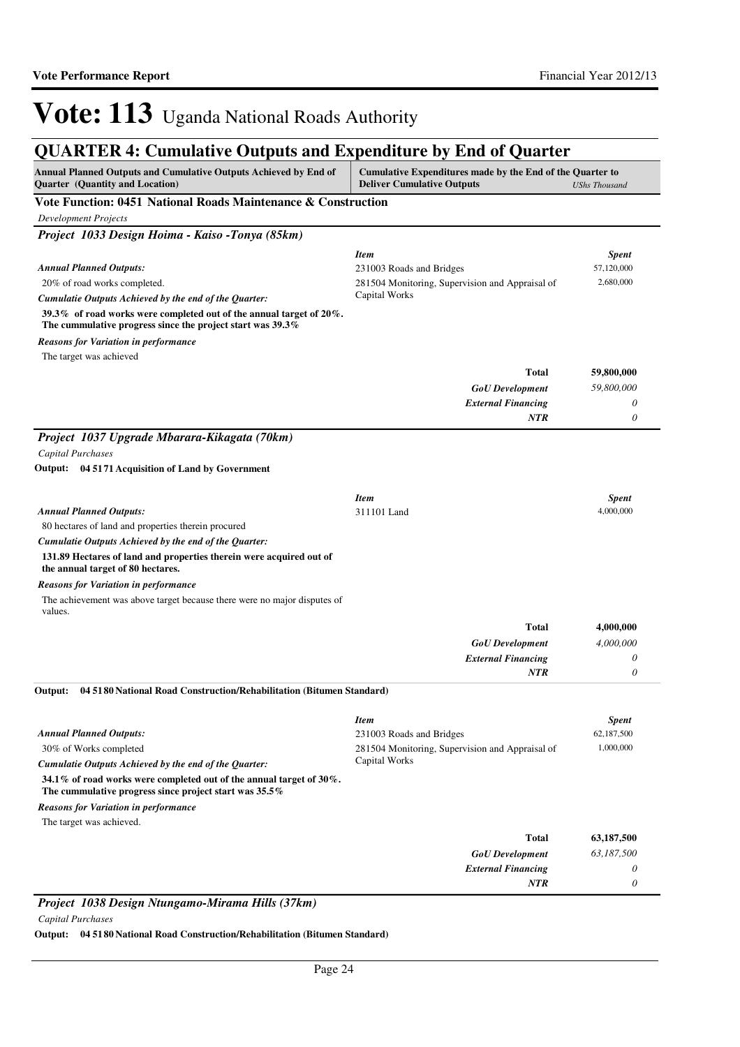# Vote: 113 Uganda National Roads Authority

## QUARTER 4: Cumulative Outputs and Expenditure by End of Quarter

| Annual Planned Outputs and Cumulative Outputs Achieved by End of Quarter (Quantity and Location) | Cumulative Expenditures made by the End of the Quarter to Deliver Cumulative Outputs | *UShs Thousand* |
|---|---|---|

### Vote Function: 0451 National Roads Maintenance & Construction

*Development Projects*

#### *Project 1033 Design Hoima - Kaiso -Tonya (85km)*

***Annual Planned Outputs:***

20% of road works completed.

***Cumulatie Outputs Achieved by the end of the Quarter:***

**39.3% of road works were completed out of the annual target of 20%. The cummulative progress since the project start was 39.3%**

***Reasons for Variation in performance***

The target was achieved

| *Item* | *Spent* |
|---|---|
| 231003 Roads and Bridges | 57,120,000 |
| 281504 Monitoring, Supervision and Appraisal of Capital Works | 2,680,000 |
| **Total** | **59,800,000** |
| ***GoU Development*** | *59,800,000* |
| ***External Financing*** | *0* |
| ***NTR*** | *0* |

#### *Project 1037 Upgrade Mbarara-Kikagata (70km)*

*Capital Purchases*

**Output: 04 5171 Acquisition of Land by Government**

***Annual Planned Outputs:***

80 hectares of land and properties therein procured

***Cumulatie Outputs Achieved by the end of the Quarter:***

**131.89 Hectares of land and properties therein were acquired out of the annual target of 80 hectares.**

***Reasons for Variation in performance***

The achievement was above target because there were no major disputes of values.

| *Item* | *Spent* |
|---|---|
| 311101 Land | 4,000,000 |
| **Total** | **4,000,000** |
| ***GoU Development*** | *4,000,000* |
| ***External Financing*** | *0* |
| ***NTR*** | *0* |

**Output: 04 5180 National Road Construction/Rehabilitation (Bitumen Standard)**

***Annual Planned Outputs:***

30% of Works completed

***Cumulatie Outputs Achieved by the end of the Quarter:***

**34.1% of road works were completed out of the annual target of 30%. The cummulative progress since project start was 35.5%**

***Reasons for Variation in performance***

The target was achieved.

| *Item* | *Spent* |
|---|---|
| 231003 Roads and Bridges | 62,187,500 |
| 281504 Monitoring, Supervision and Appraisal of Capital Works | 1,000,000 |
| **Total** | **63,187,500** |
| ***GoU Development*** | *63,187,500* |
| ***External Financing*** | *0* |
| ***NTR*** | *0* |

#### *Project 1038 Design Ntungamo-Mirama Hills (37km)*

*Capital Purchases*

**Output: 04 5180 National Road Construction/Rehabilitation (Bitumen Standard)**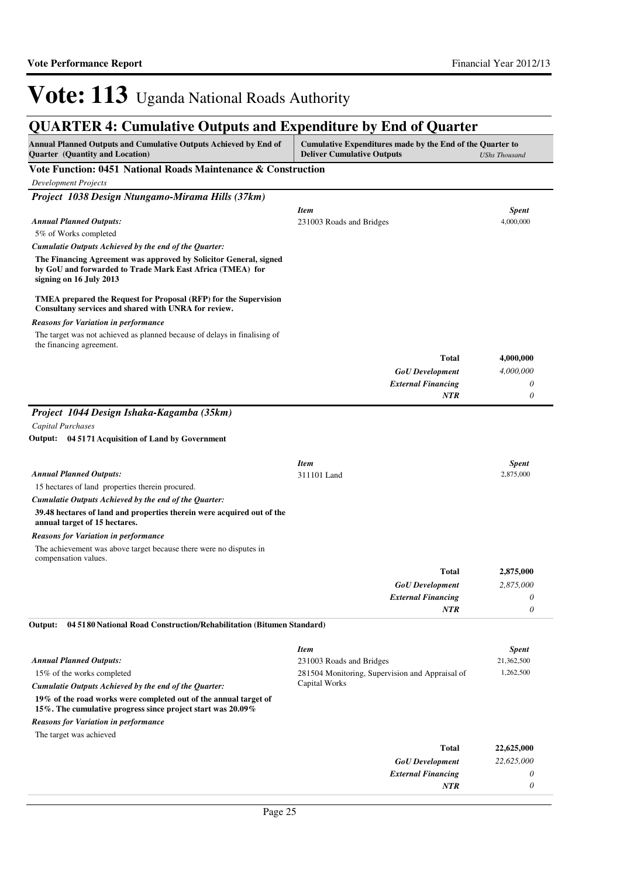# Vote: 113 Uganda National Roads Authority

## QUARTER 4: Cumulative Outputs and Expenditure by End of Quarter

| Annual Planned Outputs and Cumulative Outputs Achieved by End of Quarter (Quantity and Location) | Cumulative Expenditures made by the End of the Quarter to Deliver Cumulative Outputs | *UShs Thousand* |
|---|---|---|

### Vote Function: 0451 National Roads Maintenance & Construction

*Development Projects*

### *Project 1038 Design Ntungamo-Mirama Hills (37km)*

| | *Item* | *Spent* |
|---|---|---|
| ***Annual Planned Outputs:*** | 231003 Roads and Bridges | 4,000,000 |
| 5% of Works completed | | |
| ***Cumulatie Outputs Achieved by the end of the Quarter:*** | | |
| **The Financing Agreement was approved by Solicitor General, signed by GoU and forwarded to Trade Mark East Africa (TMEA) for signing on 16 July 2013**<br><br>**TMEA prepared the Request for Proposal (RFP) for the Supervision Consultany services and shared with UNRA for review.** | | |
| ***Reasons for Variation in performance*** | | |
| The target was not achieved as planned because of delays in finalising of the financing agreement. | | |
| | **Total** | **4,000,000** |
| | ***GoU Development*** | *4,000,000* |
| | ***External Financing*** | *0* |
| | ***NTR*** | *0* |

### *Project 1044 Design Ishaka-Kagamba (35km)*

*Capital Purchases*

**Output: 04 5171 Acquisition of Land by Government**

| | *Item* | *Spent* |
|---|---|---|
| ***Annual Planned Outputs:*** | 311101 Land | 2,875,000 |
| 15 hectares of land properties therein procured. | | |
| ***Cumulatie Outputs Achieved by the end of the Quarter:*** | | |
| **39.48 hectares of land and properties therein were acquired out of the annual target of 15 hectares.** | | |
| ***Reasons for Variation in performance*** | | |
| The achievement was above target because there were no disputes in compensation values. | | |
| | **Total** | **2,875,000** |
| | ***GoU Development*** | *2,875,000* |
| | ***External Financing*** | *0* |
| | ***NTR*** | *0* |

**Output: 04 5180 National Road Construction/Rehabilitation (Bitumen Standard)**

| | *Item* | *Spent* |
|---|---|---|
| ***Annual Planned Outputs:*** | 231003 Roads and Bridges | 21,362,500 |
| 15% of the works completed | 281504 Monitoring, Supervision and Appraisal of Capital Works | 1,262,500 |
| ***Cumulatie Outputs Achieved by the end of the Quarter:*** | | |
| **19% of the road works were completed out of the annual target of 15%. The cumulative progress since project start was 20.09%** | | |
| ***Reasons for Variation in performance*** | | |
| The target was achieved | | |
| | **Total** | **22,625,000** |
| | ***GoU Development*** | *22,625,000* |
| | ***External Financing*** | *0* |
| | ***NTR*** | *0* |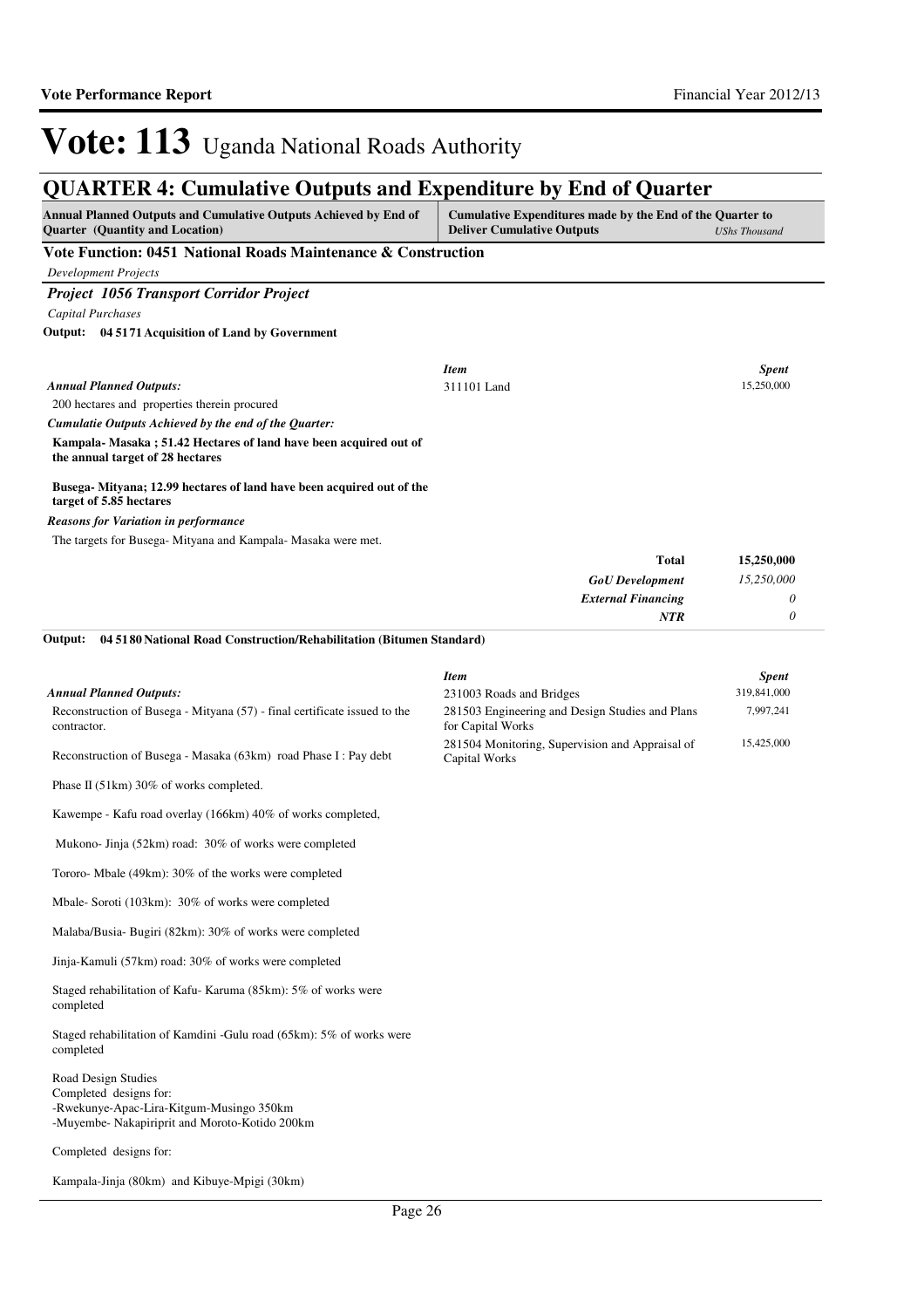# Vote: 113 Uganda National Roads Authority

## QUARTER 4: Cumulative Outputs and Expenditure by End of Quarter

| Annual Planned Outputs and Cumulative Outputs Achieved by End of Quarter (Quantity and Location) | Cumulative Expenditures made by the End of the Quarter to Deliver Cumulative Outputs | *UShs Thousand* |
|---|---|---|

**Vote Function: 0451 National Roads Maintenance & Construction**

*Development Projects*

### *Project 1056 Transport Corridor Project*

*Capital Purchases*

**Output: 04 5171 Acquisition of Land by Government**

*Annual Planned Outputs:*

200 hectares and properties therein procured

*Cumulatie Outputs Achieved by the end of the Quarter:*

**Kampala- Masaka ; 51.42 Hectares of land have been acquired out of the annual target of 28 hectares**

**Busega- Mityana; 12.99 hectares of land have been acquired out of the target of 5.85 hectares**

*Reasons for Variation in performance*

The targets for Busega- Mityana and Kampala- Masaka were met.

| *Item* | *Spent* |
|---|---|
| 311101 Land | 15,250,000 |
| **Total** | **15,250,000** |
| ***GoU Development*** | *15,250,000* |
| ***External Financing*** | *0* |
| ***NTR*** | *0* |

**Output: 04 5180 National Road Construction/Rehabilitation (Bitumen Standard)**

*Annual Planned Outputs:*

Reconstruction of Busega - Mityana (57) - final certificate issued to the contractor.

Reconstruction of Busega - Masaka (63km) road Phase I : Pay debt

Phase II (51km) 30% of works completed.

Kawempe - Kafu road overlay (166km) 40% of works completed,

Mukono- Jinja (52km) road: 30% of works were completed

Tororo- Mbale (49km): 30% of the works were completed

Mbale- Soroti (103km): 30% of works were completed

Malaba/Busia- Bugiri (82km): 30% of works were completed

Jinja-Kamuli (57km) road: 30% of works were completed

Staged rehabilitation of Kafu- Karuma (85km): 5% of works were completed

Staged rehabilitation of Kamdini -Gulu road (65km): 5% of works were completed

Road Design Studies
Completed designs for:
-Rwekunye-Apac-Lira-Kitgum-Musingo 350km
-Muyembe- Nakapiriprit and Moroto-Kotido 200km

Completed designs for:

Kampala-Jinja (80km) and Kibuye-Mpigi (30km)

| *Item* | *Spent* |
|---|---|
| 231003 Roads and Bridges | 319,841,000 |
| 281503 Engineering and Design Studies and Plans for Capital Works | 7,997,241 |
| 281504 Monitoring, Supervision and Appraisal of Capital Works | 15,425,000 |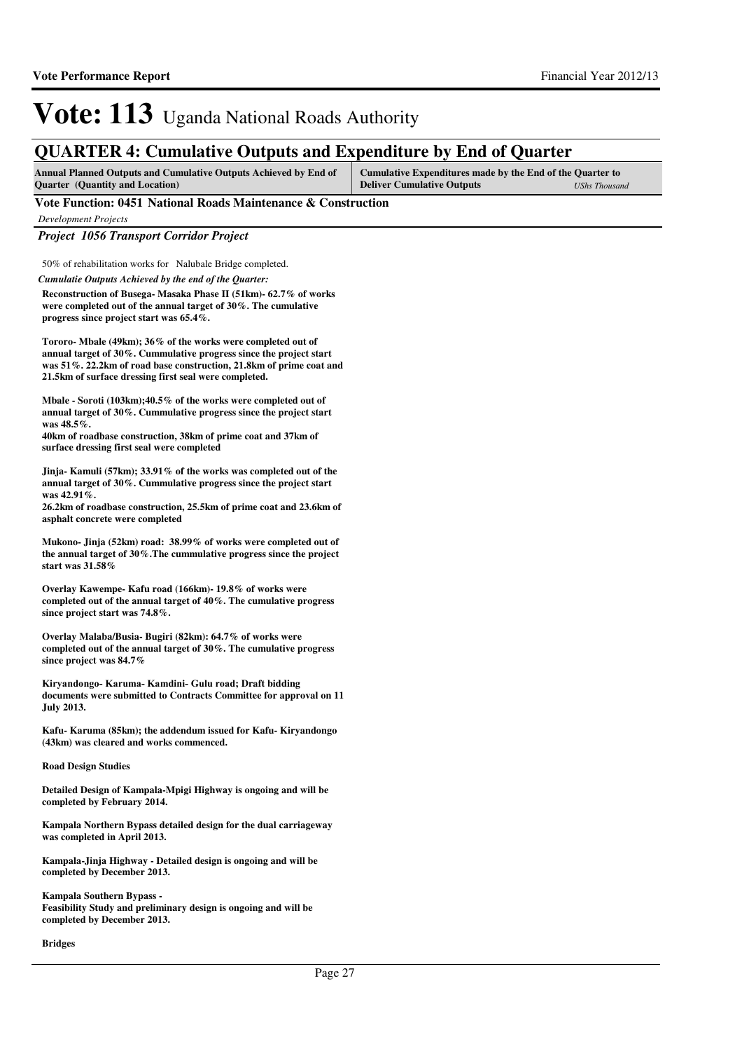# Vote: 113 Uganda National Roads Authority

## QUARTER 4: Cumulative Outputs and Expenditure by End of Quarter

| Annual Planned Outputs and Cumulative Outputs Achieved by End of Quarter (Quantity and Location) | Cumulative Expenditures made by the End of the Quarter to Deliver Cumulative Outputs *UShs Thousand* |
|---|---|

**Vote Function: 0451 National Roads Maintenance & Construction**

*Development Projects*

***Project 1056 Transport Corridor Project***

50% of rehabilitation works for Nalubale Bridge completed.

***Cumulatie Outputs Achieved by the end of the Quarter:***

**Reconstruction of Busega- Masaka Phase II (51km)- 62.7% of works were completed out of the annual target of 30%. The cumulative progress since project start was 65.4%.**

**Tororo- Mbale (49km); 36% of the works were completed out of annual target of 30%. Cummulative progress since the project start was 51%. 22.2km of road base construction, 21.8km of prime coat and 21.5km of surface dressing first seal were completed.**

**Mbale - Soroti (103km);40.5% of the works were completed out of annual target of 30%. Cummulative progress since the project start was 48.5%.**
**40km of roadbase construction, 38km of prime coat and 37km of surface dressing first seal were completed**

**Jinja- Kamuli (57km); 33.91% of the works was completed out of the annual target of 30%. Cummulative progress since the project start was 42.91%.**
**26.2km of roadbase construction, 25.5km of prime coat and 23.6km of asphalt concrete were completed**

**Mukono- Jinja (52km) road: 38.99% of works were completed out of the annual target of 30%.The cummulative progress since the project start was 31.58%**

**Overlay Kawempe- Kafu road (166km)- 19.8% of works were completed out of the annual target of 40%. The cumulative progress since project start was 74.8%.**

**Overlay Malaba/Busia- Bugiri (82km): 64.7% of works were completed out of the annual target of 30%. The cumulative progress since project was 84.7%**

**Kiryandongo- Karuma- Kamdini- Gulu road; Draft bidding documents were submitted to Contracts Committee for approval on 11 July 2013.**

**Kafu- Karuma (85km); the addendum issued for Kafu- Kiryandongo (43km) was cleared and works commenced.**

**Road Design Studies**

**Detailed Design of Kampala-Mpigi Highway is ongoing and will be completed by February 2014.**

**Kampala Northern Bypass detailed design for the dual carriageway was completed in April 2013.**

**Kampala-Jinja Highway - Detailed design is ongoing and will be completed by December 2013.**

**Kampala Southern Bypass -**
**Feasibility Study and preliminary design is ongoing and will be completed by December 2013.**

**Bridges**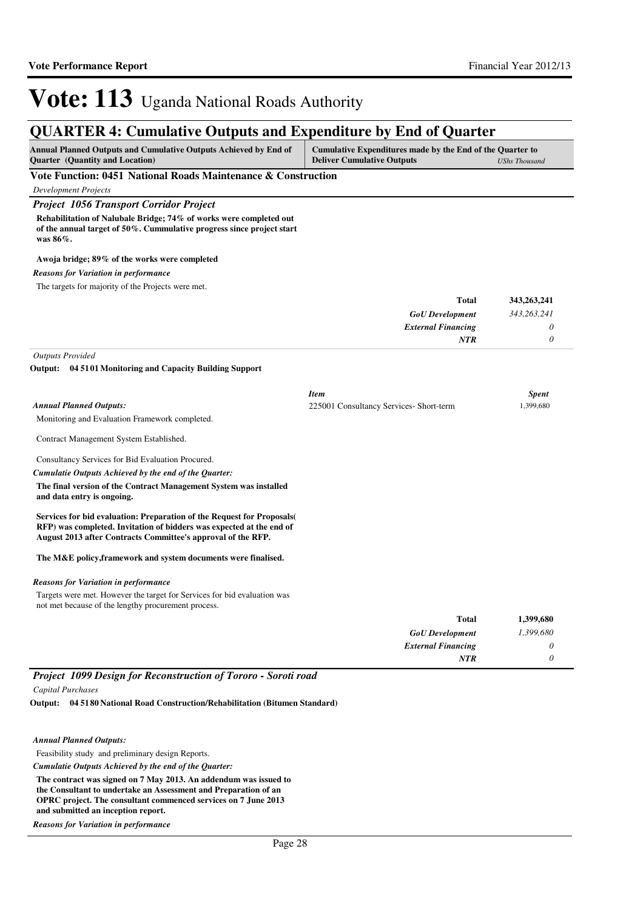# Vote: 113 Uganda National Roads Authority

## QUARTER 4: Cumulative Outputs and Expenditure by End of Quarter

| Annual Planned Outputs and Cumulative Outputs Achieved by End of Quarter (Quantity and Location) | Cumulative Expenditures made by the End of the Quarter to Deliver Cumulative Outputs | *UShs Thousand* |
|---|---|---|

### Vote Function: 0451 National Roads Maintenance & Construction

*Development Projects*

### *Project 1056 Transport Corridor Project*

**Rehabilitation of Nalubale Bridge; 74% of works were completed out of the annual target of 50%. Cummulative progress since project start was 86%.**

**Awoja bridge; 89% of the works were completed**

*Reasons for Variation in performance*

The targets for majority of the Projects were met.

| | |
|---|---:|
| **Total** | **343,263,241** |
| *GoU Development* | *343,263,241* |
| *External Financing* | *0* |
| *NTR* | *0* |

*Outputs Provided*

**Output: 04 51 01 Monitoring and Capacity Building Support**

*Annual Planned Outputs:*

Monitoring and Evaluation Framework completed.

Contract Management System Established.

Consultancy Services for Bid Evaluation Procured.

| *Item* | *Spent* |
|---|---:|
| 225001 Consultancy Services- Short-term | 1,399,680 |

*Cumulatie Outputs Achieved by the end of the Quarter:*

**The final version of the Contract Management System was installed and data entry is ongoing.**

**Services for bid evaluation: Preparation of the Request for Proposals( RFP) was completed. Invitation of bidders was expected at the end of August 2013 after Contracts Committee's approval of the RFP.**

**The M&E policy,framework and system documents were finalised.**

*Reasons for Variation in performance*

Targets were met. However the target for Services for bid evaluation was not met because of the lengthy procurement process.

| | |
|---|---:|
| **Total** | **1,399,680** |
| *GoU Development* | *1,399,680* |
| *External Financing* | *0* |
| *NTR* | *0* |

### *Project 1099 Design for Reconstruction of Tororo - Soroti road*

*Capital Purchases*

**Output: 04 51 80 National Road Construction/Rehabilitation (Bitumen Standard)**

*Annual Planned Outputs:*

Feasibility study and preliminary design Reports.

*Cumulatie Outputs Achieved by the end of the Quarter:*

**The contract was signed on 7 May 2013. An addendum was issued to the Consultant to undertake an Assessment and Preparation of an OPRC project. The consultant commenced services on 7 June 2013 and submitted an inception report.**

*Reasons for Variation in performance*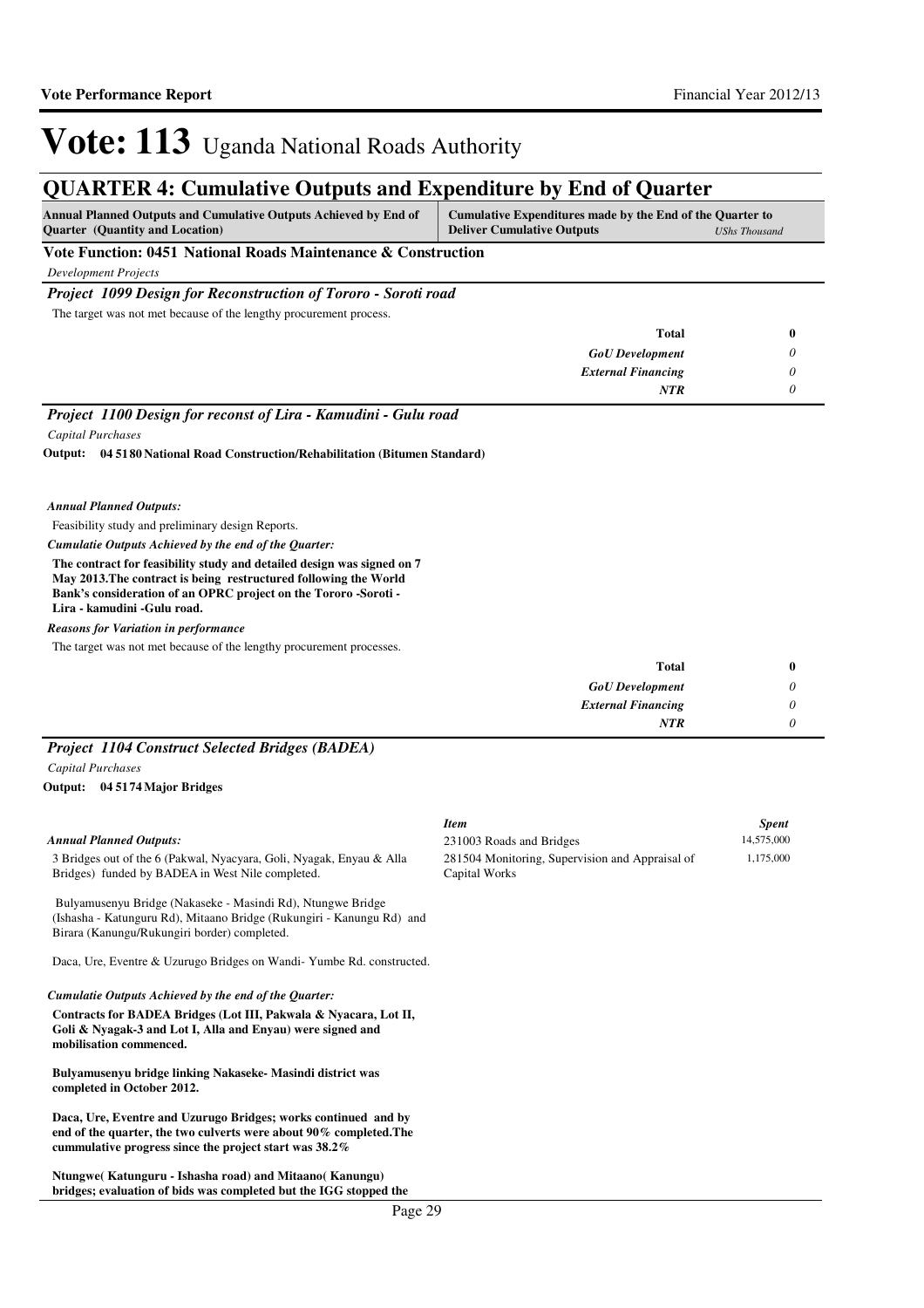# Vote: 113 Uganda National Roads Authority

## QUARTER 4: Cumulative Outputs and Expenditure by End of Quarter

| Annual Planned Outputs and Cumulative Outputs Achieved by End of Quarter (Quantity and Location) | Cumulative Expenditures made by the End of the Quarter to Deliver Cumulative Outputs | *UShs Thousand* |
|---|---|---|

### Vote Function: 0451 National Roads Maintenance & Construction

*Development Projects*

#### *Project 1099 Design for Reconstruction of Tororo - Soroti road*

The target was not met because of the lengthy procurement process.

| | |
|---|---|
| **Total** | **0** |
| *GoU Development* | *0* |
| *External Financing* | *0* |
| *NTR* | *0* |

#### *Project 1100 Design for reconst of Lira - Kamudini - Gulu road*

*Capital Purchases*

**Output: 04 5180 National Road Construction/Rehabilitation (Bitumen Standard)**

*Annual Planned Outputs:*

Feasibility study and preliminary design Reports.

*Cumulatie Outputs Achieved by the end of the Quarter:*

**The contract for feasibility study and detailed design was signed on 7 May 2013.The contract is being restructured following the World Bank's consideration of an OPRC project on the Tororo -Soroti - Lira - kamudini -Gulu road.**

*Reasons for Variation in performance*

The target was not met because of the lengthy procurement processes.

| | |
|---|---|
| **Total** | **0** |
| *GoU Development* | *0* |
| *External Financing* | *0* |
| *NTR* | *0* |

#### *Project 1104 Construct Selected Bridges (BADEA)*

*Capital Purchases*

**Output: 04 5174 Major Bridges**

| *Item* | *Spent* |
|---|---|
| 231003 Roads and Bridges | 14,575,000 |
| 281504 Monitoring, Supervision and Appraisal of Capital Works | 1,175,000 |

*Annual Planned Outputs:*

3 Bridges out of the 6 (Pakwal, Nyacyara, Goli, Nyagak, Enyau & Alla Bridges) funded by BADEA in West Nile completed.

Bulyamusenyu Bridge (Nakaseke - Masindi Rd), Ntungwe Bridge (Ishasha - Katunguru Rd), Mitaano Bridge (Rukungiri - Kanungu Rd) and Birara (Kanungu/Rukungiri border) completed.

Daca, Ure, Eventre & Uzurugo Bridges on Wandi- Yumbe Rd. constructed.

*Cumulatie Outputs Achieved by the end of the Quarter:*

**Contracts for BADEA Bridges (Lot III, Pakwala & Nyacara, Lot II, Goli & Nyagak-3 and Lot I, Alla and Enyau) were signed and mobilisation commenced.**

**Bulyamusenyu bridge linking Nakaseke- Masindi district was completed in October 2012.**

**Daca, Ure, Eventre and Uzurugo Bridges; works continued and by end of the quarter, the two culverts were about 90% completed.The cummulative progress since the project start was 38.2%**

**Ntungwe( Katunguru - Ishasha road) and Mitaano( Kanungu) bridges; evaluation of bids was completed but the IGG stopped the**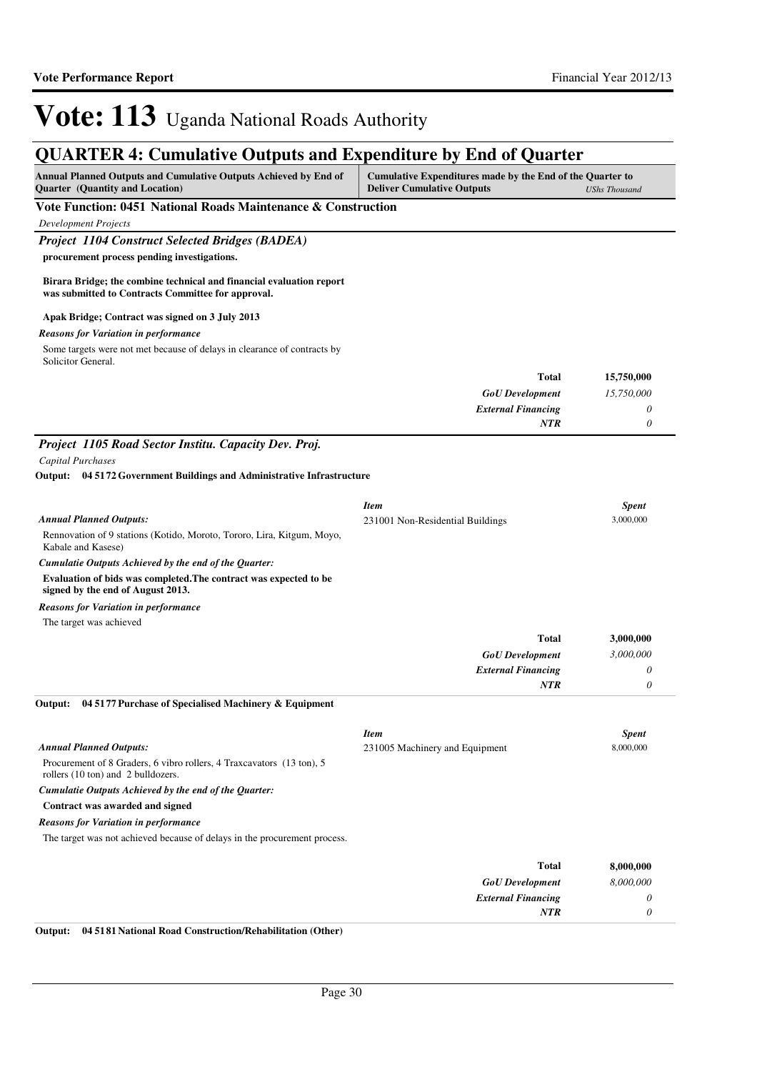# Vote: 113 Uganda National Roads Authority

## QUARTER 4: Cumulative Outputs and Expenditure by End of Quarter

| Annual Planned Outputs and Cumulative Outputs Achieved by End of Quarter (Quantity and Location) | Cumulative Expenditures made by the End of the Quarter to Deliver Cumulative Outputs | *UShs Thousand* |
|---|---|---|

### Vote Function: 0451 National Roads Maintenance & Construction

*Development Projects*

#### *Project 1104 Construct Selected Bridges (BADEA)*

**procurement process pending investigations.**

**Birara Bridge; the combine technical and financial evaluation report was submitted to Contracts Committee for approval.**

**Apak Bridge; Contract was signed on 3 July 2013**

*Reasons for Variation in performance*

Some targets were not met because of delays in clearance of contracts by Solicitor General.

| | |
|---|---|
| **Total** | **15,750,000** |
| ***GoU Development*** | *15,750,000* |
| ***External Financing*** | *0* |
| ***NTR*** | *0* |

#### *Project 1105 Road Sector Institu. Capacity Dev. Proj.*

*Capital Purchases*

**Output: 04 5172 Government Buildings and Administrative Infrastructure**

| *Item* | *Spent* |
|---|---|
| 231001 Non-Residential Buildings | 3,000,000 |

*Annual Planned Outputs:*

Rennovation of 9 stations (Kotido, Moroto, Tororo, Lira, Kitgum, Moyo, Kabale and Kasese)

*Cumulatie Outputs Achieved by the end of the Quarter:*

**Evaluation of bids was completed.The contract was expected to be signed by the end of August 2013.**

*Reasons for Variation in performance*

The target was achieved

| | |
|---|---|
| **Total** | **3,000,000** |
| ***GoU Development*** | *3,000,000* |
| ***External Financing*** | *0* |
| ***NTR*** | *0* |

**Output: 04 5177 Purchase of Specialised Machinery & Equipment**

| *Item* | *Spent* |
|---|---|
| 231005 Machinery and Equipment | 8,000,000 |

*Annual Planned Outputs:*

Procurement of 8 Graders, 6 vibro rollers, 4 Traxcavators (13 ton), 5 rollers (10 ton) and 2 bulldozers.

*Cumulatie Outputs Achieved by the end of the Quarter:*

**Contract was awarded and signed**

*Reasons for Variation in performance*

The target was not achieved because of delays in the procurement process.

| | |
|---|---|
| **Total** | **8,000,000** |
| ***GoU Development*** | *8,000,000* |
| ***External Financing*** | *0* |
| ***NTR*** | *0* |

**Output: 04 5181 National Road Construction/Rehabilitation (Other)**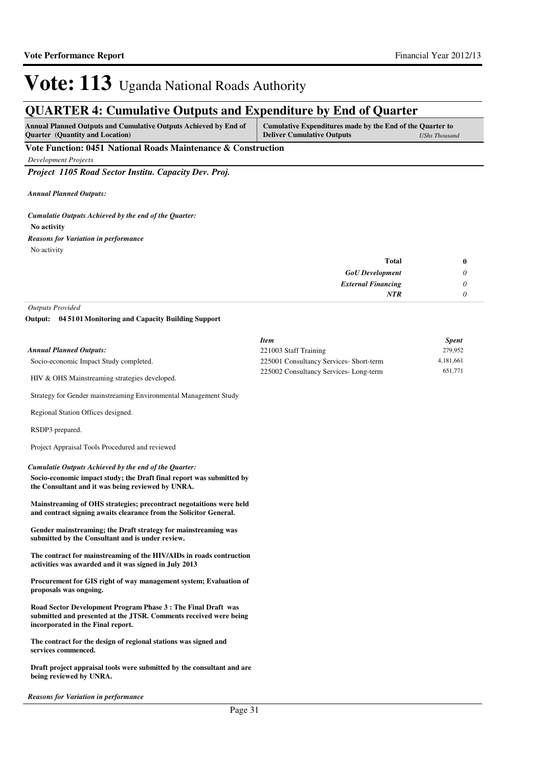# Vote: 113 Uganda National Roads Authority

## QUARTER 4: Cumulative Outputs and Expenditure by End of Quarter

| Annual Planned Outputs and Cumulative Outputs Achieved by End of Quarter (Quantity and Location) | Cumulative Expenditures made by the End of the Quarter to Deliver Cumulative Outputs | *UShs Thousand* |
|---|---|---|

### Vote Function: 0451 National Roads Maintenance & Construction

*Development Projects*

#### *Project 1105 Road Sector Institu. Capacity Dev. Proj.*

***Annual Planned Outputs:***

***Cumulatie Outputs Achieved by the end of the Quarter:***

**No activity**

***Reasons for Variation in performance***

No activity

| | |
|---|---|
| **Total** | **0** |
| ***GoU Development*** | *0* |
| ***External Financing*** | *0* |
| ***NTR*** | *0* |

*Outputs Provided*

**Output: 04 51 01 Monitoring and Capacity Building Support**

***Annual Planned Outputs:***

Socio-economic Impact Study completed.

HIV & OHS Mainstreaming strategies developed.

Strategy for Gender mainstreaming Environmental Management Study

Regional Station Offices designed.

RSDP3 prepared.

Project Appraisal Tools Procedured and reviewed

| *Item* | *Spent* |
|---|---|
| 221003 Staff Training | 279,952 |
| 225001 Consultancy Services- Short-term | 4,181,661 |
| 225002 Consultancy Services- Long-term | 651,771 |

***Cumulatie Outputs Achieved by the end of the Quarter:***

**Socio-economic impact study; the Draft final report was submitted by the Consultant and it was being reviewed by UNRA.**

**Mainstreaming of OHS strategies; precontract negotaitions were held and contract signing awaits clearance from the Solicitor General.**

**Gender mainstreaming; the Draft strategy for mainstreaming was submitted by the Consultant and is under review.**

**The contract for mainstreaming of the HIV/AIDs in roads contruction activities was awarded and it was signed in July 2013**

**Procurement for GIS right of way management system; Evaluation of proposals was ongoing.**

**Road Sector Development Program Phase 3 : The Final Draft was submitted and presented at the JTSR. Comments received were being incorporated in the Final report.**

**The contract for the design of regional stations was signed and services commenced.**

**Draft project appraisal tools were submitted by the consultant and are being reviewed by UNRA.**

***Reasons for Variation in performance***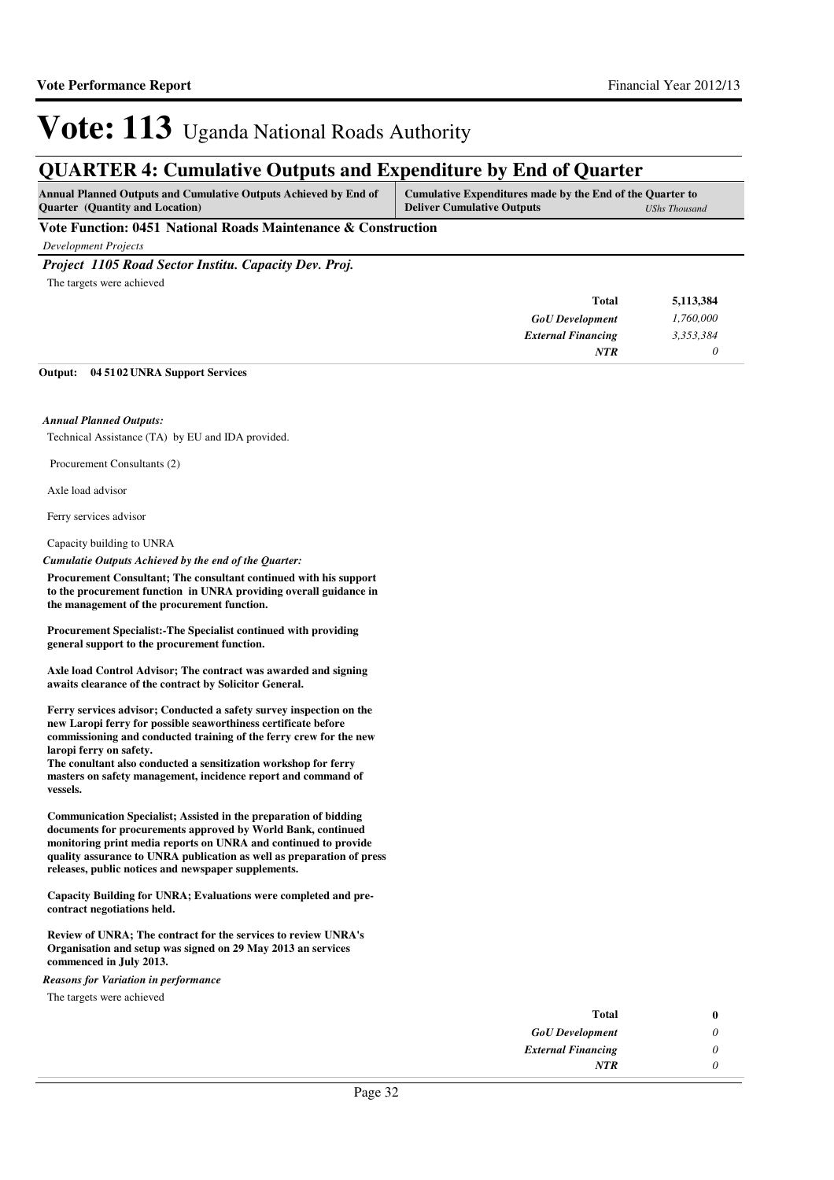# Vote: 113 Uganda National Roads Authority

## QUARTER 4: Cumulative Outputs and Expenditure by End of Quarter

| Annual Planned Outputs and Cumulative Outputs Achieved by End of Quarter (Quantity and Location) | Cumulative Expenditures made by the End of the Quarter to Deliver Cumulative Outputs | *UShs Thousand* |
|---|---|---|

### Vote Function: 0451 National Roads Maintenance & Construction

*Development Projects*

#### *Project 1105 Road Sector Institu. Capacity Dev. Proj.*

The targets were achieved

| | |
|---|---|
| **Total** | **5,113,384** |
| *GoU Development* | *1,760,000* |
| *External Financing* | *3,353,384* |
| *NTR* | *0* |

**Output: 04 51 02 UNRA Support Services**

*Annual Planned Outputs:*

Technical Assistance (TA) by EU and IDA provided.

Procurement Consultants (2)

Axle load advisor

Ferry services advisor

Capacity building to UNRA

*Cumulatie Outputs Achieved by the end of the Quarter:*

**Procurement Consultant; The consultant continued with his support to the procurement function in UNRA providing overall guidance in the management of the procurement function.**

**Procurement Specialist:-The Specialist continued with providing general support to the procurement function.**

**Axle load Control Advisor; The contract was awarded and signing awaits clearance of the contract by Solicitor General.**

**Ferry services advisor; Conducted a safety survey inspection on the new Laropi ferry for possible seaworthiness certificate before commissioning and conducted training of the ferry crew for the new laropi ferry on safety.**
**The conultant also conducted a sensitization workshop for ferry masters on safety management, incidence report and command of vessels.**

**Communication Specialist; Assisted in the preparation of bidding documents for procurements approved by World Bank, continued monitoring print media reports on UNRA and continued to provide quality assurance to UNRA publication as well as preparation of press releases, public notices and newspaper supplements.**

**Capacity Building for UNRA; Evaluations were completed and pre-contract negotiations held.**

**Review of UNRA; The contract for the services to review UNRA's Organisation and setup was signed on 29 May 2013 an services commenced in July 2013.**

*Reasons for Variation in performance*

The targets were achieved

| | |
|---|---|
| **Total** | **0** |
| *GoU Development* | *0* |
| *External Financing* | *0* |
| *NTR* | *0* |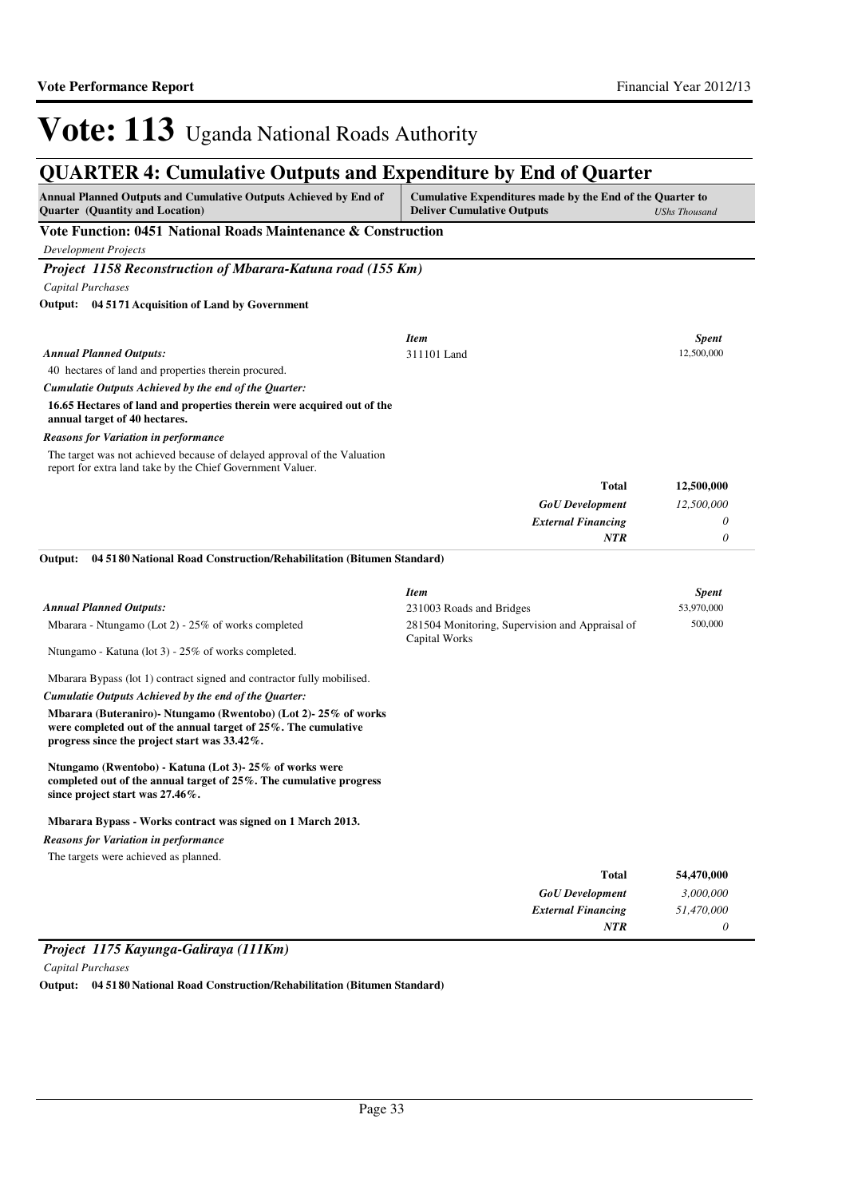# Vote: 113 Uganda National Roads Authority

## QUARTER 4: Cumulative Outputs and Expenditure by End of Quarter

| Annual Planned Outputs and Cumulative Outputs Achieved by End of Quarter (Quantity and Location) | Cumulative Expenditures made by the End of the Quarter to Deliver Cumulative Outputs | UShs Thousand |
|---|---|---|

### Vote Function: 0451 National Roads Maintenance & Construction

*Development Projects*

#### *Project 1158 Reconstruction of Mbarara-Katuna road (155 Km)*

*Capital Purchases*

**Output: 04 5171 Acquisition of Land by Government**

*Annual Planned Outputs:*

40 hectares of land and properties therein procured.

*Cumulatie Outputs Achieved by the end of the Quarter:*

**16.65 Hectares of land and properties therein were acquired out of the annual target of 40 hectares.**

*Reasons for Variation in performance*

The target was not achieved because of delayed approval of the Valuation report for extra land take by the Chief Government Valuer.

| *Item* | *Spent* |
|---|---|
| 311101 Land | 12,500,000 |
| **Total** | **12,500,000** |
| *GoU Development* | *12,500,000* |
| *External Financing* | *0* |
| *NTR* | *0* |

**Output: 04 5180 National Road Construction/Rehabilitation (Bitumen Standard)**

*Annual Planned Outputs:*

Mbarara - Ntungamo (Lot 2) - 25% of works completed

Ntungamo - Katuna (lot 3) - 25% of works completed.

Mbarara Bypass (lot 1) contract signed and contractor fully mobilised.

*Cumulatie Outputs Achieved by the end of the Quarter:*

**Mbarara (Buteraniro)- Ntungamo (Rwentobo) (Lot 2)- 25% of works were completed out of the annual target of 25%. The cumulative progress since the project start was 33.42%.**

**Ntungamo (Rwentobo) - Katuna (Lot 3)- 25% of works were completed out of the annual target of 25%. The cumulative progress since project start was 27.46%.**

**Mbarara Bypass - Works contract was signed on 1 March 2013.**

*Reasons for Variation in performance*

The targets were achieved as planned.

| *Item* | *Spent* |
|---|---|
| 231003 Roads and Bridges | 53,970,000 |
| 281504 Monitoring, Supervision and Appraisal of Capital Works | 500,000 |
| **Total** | **54,470,000** |
| *GoU Development* | *3,000,000* |
| *External Financing* | *51,470,000* |
| *NTR* | *0* |

#### *Project 1175 Kayunga-Galiraya (111Km)*

*Capital Purchases*

**Output: 04 5180 National Road Construction/Rehabilitation (Bitumen Standard)**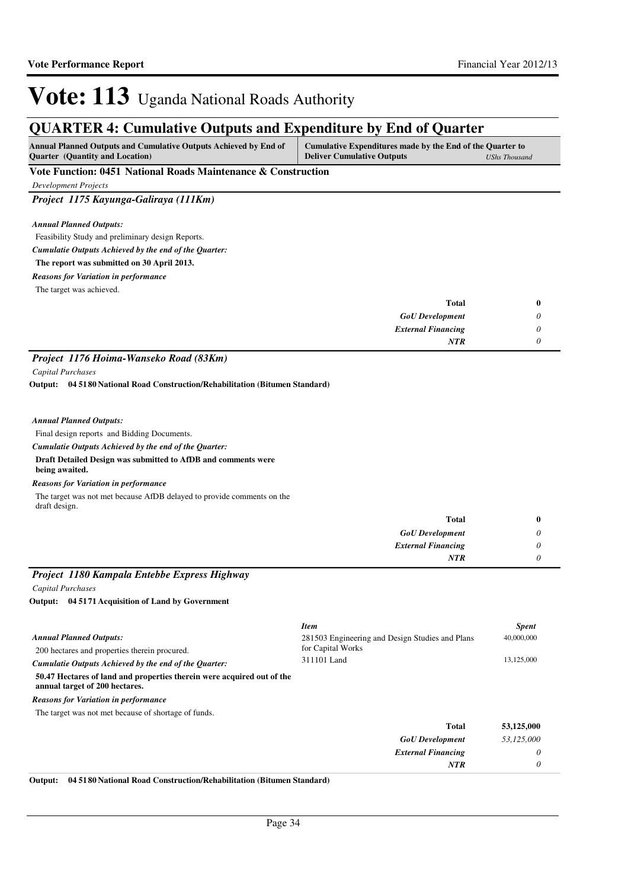# Vote: 113 Uganda National Roads Authority

## QUARTER 4: Cumulative Outputs and Expenditure by End of Quarter

| Annual Planned Outputs and Cumulative Outputs Achieved by End of Quarter (Quantity and Location) | Cumulative Expenditures made by the End of the Quarter to Deliver Cumulative Outputs | *UShs Thousand* |
|---|---|---|

### Vote Function: 0451 National Roads Maintenance & Construction

*Development Projects*

### *Project 1175 Kayunga-Galiraya (111Km)*

***Annual Planned Outputs:***

Feasibility Study and preliminary design Reports.

***Cumulatie Outputs Achieved by the end of the Quarter:***

**The report was submitted on 30 April 2013.**

***Reasons for Variation in performance***

The target was achieved.

| | |
|---|---|
| **Total** | **0** |
| *GoU Development* | *0* |
| *External Financing* | *0* |
| *NTR* | *0* |

### *Project 1176 Hoima-Wanseko Road (83Km)*

*Capital Purchases*

**Output: 04 51 80 National Road Construction/Rehabilitation (Bitumen Standard)**

***Annual Planned Outputs:***

Final design reports and Bidding Documents.

***Cumulatie Outputs Achieved by the end of the Quarter:***

**Draft Detailed Design was submitted to AfDB and comments were being awaited.**

***Reasons for Variation in performance***

The target was not met because AfDB delayed to provide comments on the draft design.

| | |
|---|---|
| **Total** | **0** |
| *GoU Development* | *0* |
| *External Financing* | *0* |
| *NTR* | *0* |

### *Project 1180 Kampala Entebbe Express Highway*

*Capital Purchases*

**Output: 04 51 71 Acquisition of Land by Government**

***Annual Planned Outputs:***

200 hectares and properties therein procured.

***Cumulatie Outputs Achieved by the end of the Quarter:***

**50.47 Hectares of land and properties therein were acquired out of the annual target of 200 hectares.**

***Reasons for Variation in performance***

The target was not met because of shortage of funds.

| *Item* | *Spent* |
|---|---|
| 281503 Engineering and Design Studies and Plans for Capital Works | 40,000,000 |
| 311101 Land | 13,125,000 |
| **Total** | **53,125,000** |
| *GoU Development* | *53,125,000* |
| *External Financing* | *0* |
| *NTR* | *0* |

**Output: 04 51 80 National Road Construction/Rehabilitation (Bitumen Standard)**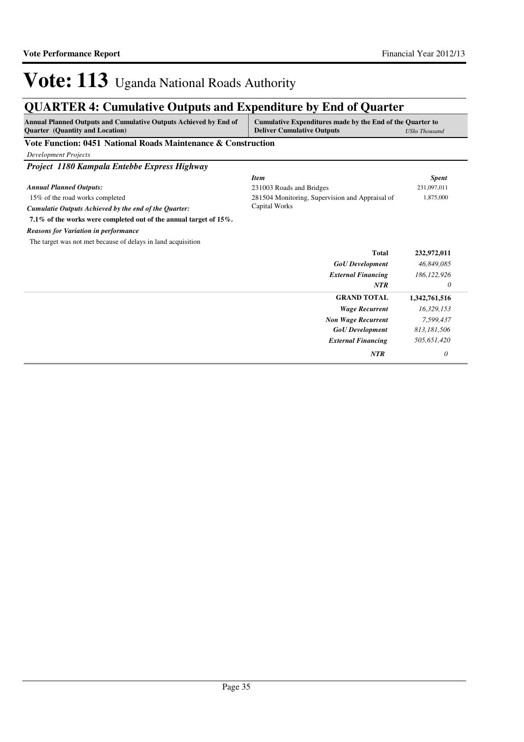# Vote: 113 Uganda National Roads Authority

## QUARTER 4: Cumulative Outputs and Expenditure by End of Quarter

| Annual Planned Outputs and Cumulative Outputs Achieved by End of Quarter (Quantity and Location) | Cumulative Expenditures made by the End of the Quarter to Deliver Cumulative Outputs | *UShs Thousand* |
|---|---|---|

### Vote Function: 0451 National Roads Maintenance & Construction

*Development Projects*

#### *Project 1180 Kampala Entebbe Express Highway*

***Annual Planned Outputs:***

15% of the road works completed

***Cumulatie Outputs Achieved by the end of the Quarter:***

**7.1% of the works were completed out of the annual target of 15%.**

***Reasons for Variation in performance***

The target was not met because of delays in land acquisition

| *Item* | *Spent* |
|---|---|
| 231003 Roads and Bridges | 231,097,011 |
| 281504 Monitoring, Supervision and Appraisal of Capital Works | 1,875,000 |
| **Total** | **232,972,011** |
| ***GoU Development*** | *46,849,085* |
| ***External Financing*** | *186,122,926* |
| ***NTR*** | *0* |
| **GRAND TOTAL** | **1,342,761,516** |
| ***Wage Recurrent*** | *16,329,153* |
| ***Non Wage Recurrent*** | *7,599,437* |
| ***GoU Development*** | *813,181,506* |
| ***External Financing*** | *505,651,420* |
| ***NTR*** | *0* |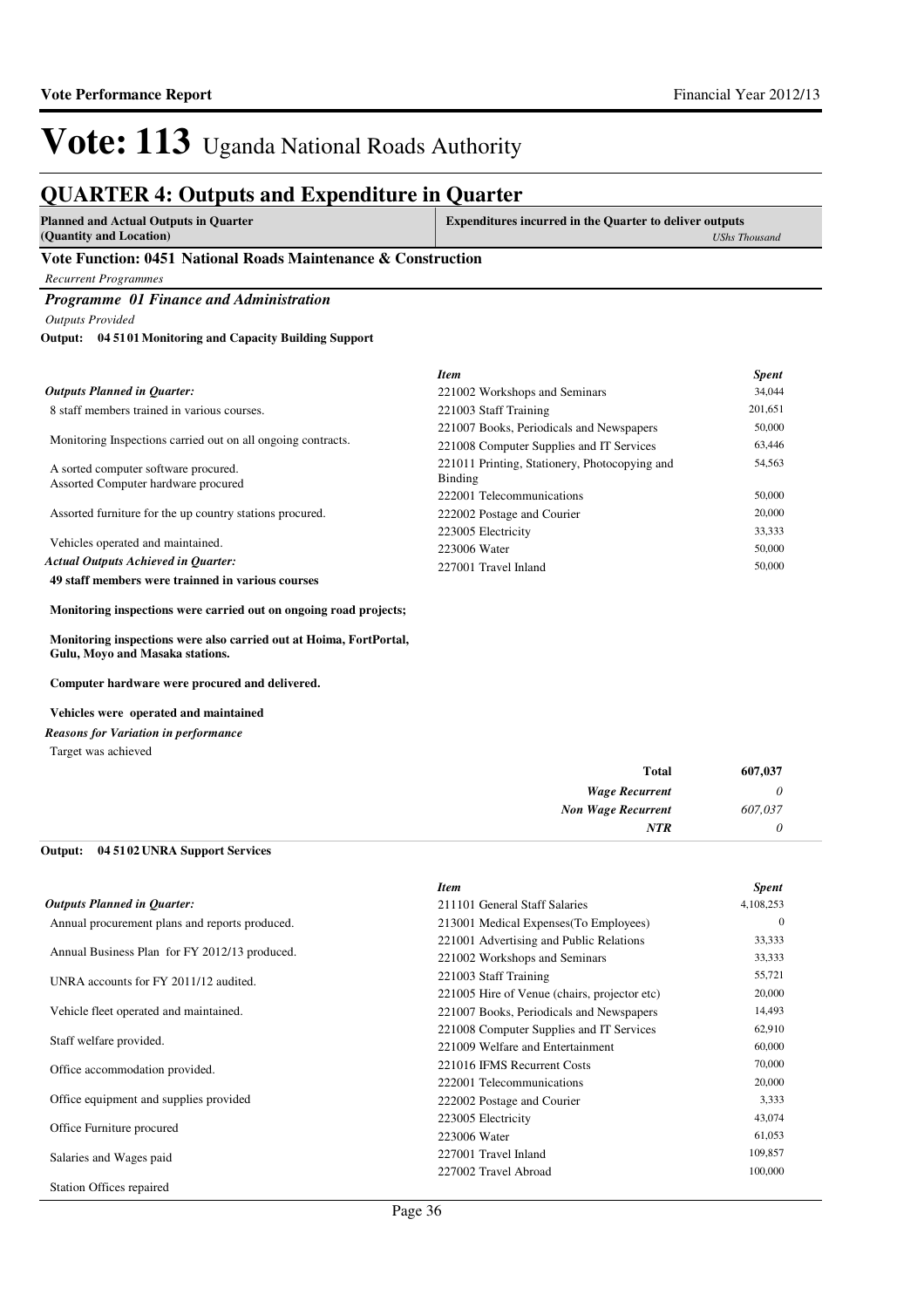# Vote: 113 Uganda National Roads Authority

## QUARTER 4: Outputs and Expenditure in Quarter

| Planned and Actual Outputs in Quarter (Quantity and Location) | Expenditures incurred in the Quarter to deliver outputs *UShs Thousand* |
|---|---|

**Vote Function: 0451 National Roads Maintenance & Construction**

*Recurrent Programmes*

### *Programme 01 Finance and Administration*

*Outputs Provided*

**Output: 04 51 01 Monitoring and Capacity Building Support**

*Outputs Planned in Quarter:*

8 staff members trained in various courses.

Monitoring Inspections carried out on all ongoing contracts.

A sorted computer software procured.
Assorted Computer hardware procured

Assorted furniture for the up country stations procured.

Vehicles operated and maintained.

*Actual Outputs Achieved in Quarter:*

**49 staff members were trainned in various courses**

**Monitoring inspections were carried out on ongoing road projects;**

**Monitoring inspections were also carried out at Hoima, FortPortal, Gulu, Moyo and Masaka stations.**

**Computer hardware were procured and delivered.**

**Vehicles were operated and maintained**

*Reasons for Variation in performance*

Target was achieved

| *Item* | *Spent* |
|---|---|
| 221002 Workshops and Seminars | 34,044 |
| 221003 Staff Training | 201,651 |
| 221007 Books, Periodicals and Newspapers | 50,000 |
| 221008 Computer Supplies and IT Services | 63,446 |
| 221011 Printing, Stationery, Photocopying and Binding | 54,563 |
| 222001 Telecommunications | 50,000 |
| 222002 Postage and Courier | 20,000 |
| 223005 Electricity | 33,333 |
| 223006 Water | 50,000 |
| 227001 Travel Inland | 50,000 |

| | |
|---|---|
| **Total** | **607,037** |
| ***Wage Recurrent*** | *0* |
| ***Non Wage Recurrent*** | *607,037* |
| ***NTR*** | *0* |

**Output: 04 51 02 UNRA Support Services**

*Outputs Planned in Quarter:*

Annual procurement plans and reports produced.

Annual Business Plan for FY 2012/13 produced.

UNRA accounts for FY 2011/12 audited.

Vehicle fleet operated and maintained.

Staff welfare provided.

Office accommodation provided.

Office equipment and supplies provided

Office Furniture procured

Salaries and Wages paid

Station Offices repaired

| *Item* | *Spent* |
|---|---|
| 211101 General Staff Salaries | 4,108,253 |
| 213001 Medical Expenses(To Employees) | 0 |
| 221001 Advertising and Public Relations | 33,333 |
| 221002 Workshops and Seminars | 33,333 |
| 221003 Staff Training | 55,721 |
| 221005 Hire of Venue (chairs, projector etc) | 20,000 |
| 221007 Books, Periodicals and Newspapers | 14,493 |
| 221008 Computer Supplies and IT Services | 62,910 |
| 221009 Welfare and Entertainment | 60,000 |
| 221016 IFMS Recurrent Costs | 70,000 |
| 222001 Telecommunications | 20,000 |
| 222002 Postage and Courier | 3,333 |
| 223005 Electricity | 43,074 |
| 223006 Water | 61,053 |
| 227001 Travel Inland | 109,857 |
| 227002 Travel Abroad | 100,000 |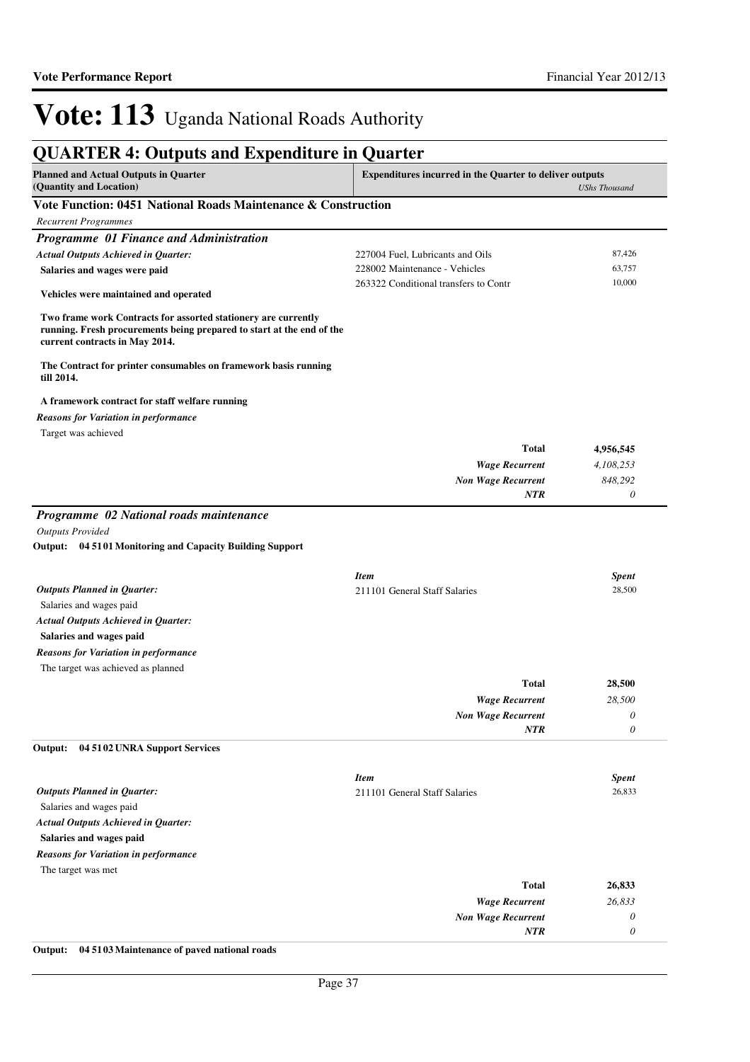# Vote: 113 Uganda National Roads Authority

## QUARTER 4: Outputs and Expenditure in Quarter

| Planned and Actual Outputs in Quarter (Quantity and Location) | Expenditures incurred in the Quarter to deliver outputs | *UShs Thousand* |
|---|---|---|

### Vote Function: 0451 National Roads Maintenance & Construction

*Recurrent Programmes*

#### *Programme 01 Finance and Administration*

*Actual Outputs Achieved in Quarter:*

**Salaries and wages were paid**

**Vehicles were maintained and operated**

**Two frame work Contracts for assorted stationery are currently running. Fresh procurements being prepared to start at the end of the current contracts in May 2014.**

**The Contract for printer consumables on framework basis running till 2014.**

**A framework contract for staff welfare running**

*Reasons for Variation in performance*

Target was achieved

| Item | Spent |
|---|---|
| 227004 Fuel, Lubricants and Oils | 87,426 |
| 228002 Maintenance - Vehicles | 63,757 |
| 263322 Conditional transfers to Contr | 10,000 |
| **Total** | **4,956,545** |
| *Wage Recurrent* | *4,108,253* |
| *Non Wage Recurrent* | *848,292* |
| *NTR* | *0* |

#### *Programme 02 National roads maintenance*

*Outputs Provided*

**Output: 04 51 01 Monitoring and Capacity Building Support**

*Outputs Planned in Quarter:*

Salaries and wages paid

*Actual Outputs Achieved in Quarter:*

**Salaries and wages paid**

*Reasons for Variation in performance*

The target was achieved as planned

| *Item* | *Spent* |
|---|---|
| 211101 General Staff Salaries | 28,500 |
| **Total** | **28,500** |
| *Wage Recurrent* | *28,500* |
| *Non Wage Recurrent* | *0* |
| *NTR* | *0* |

**Output: 04 51 02 UNRA Support Services**

*Outputs Planned in Quarter:*

Salaries and wages paid

*Actual Outputs Achieved in Quarter:*

**Salaries and wages paid**

*Reasons for Variation in performance*

The target was met

| *Item* | *Spent* |
|---|---|
| 211101 General Staff Salaries | 26,833 |
| **Total** | **26,833** |
| *Wage Recurrent* | *26,833* |
| *Non Wage Recurrent* | *0* |
| *NTR* | *0* |

**Output: 04 51 03 Maintenance of paved national roads**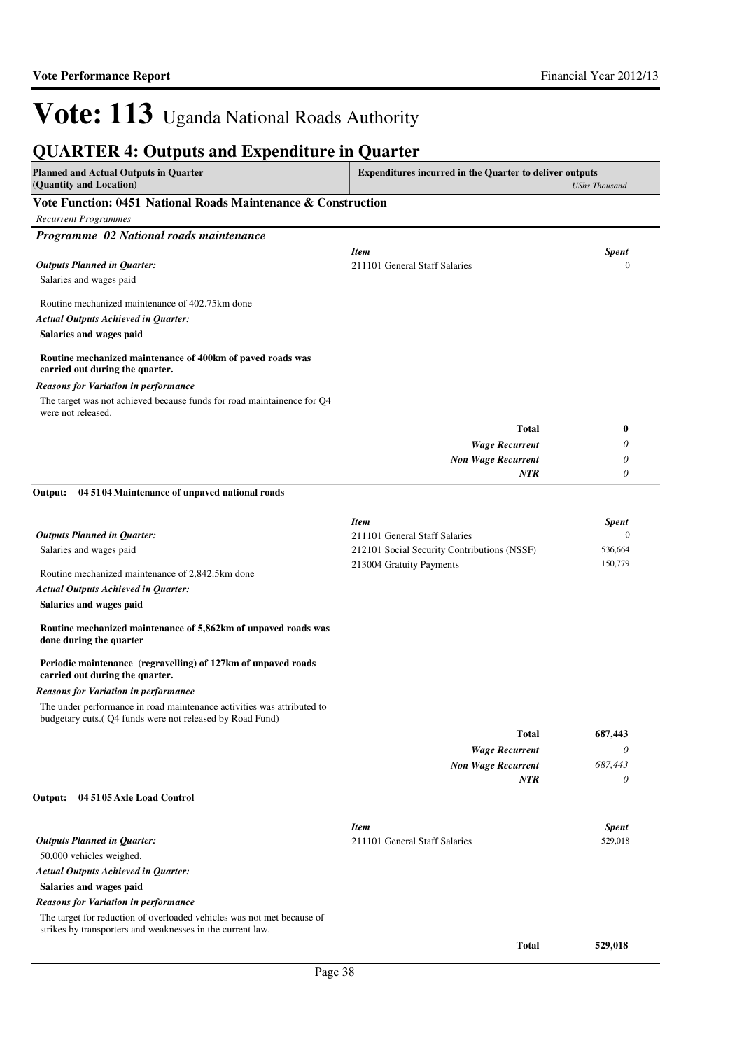# Vote: 113 Uganda National Roads Authority

## QUARTER 4: Outputs and Expenditure in Quarter

| Planned and Actual Outputs in Quarter (Quantity and Location) | Expenditures incurred in the Quarter to deliver outputs | *UShs Thousand* |
|---|---|---|

### Vote Function: 0451 National Roads Maintenance & Construction

*Recurrent Programmes*

#### *Programme 02 National roads maintenance*

***Outputs Planned in Quarter:***

Salaries and wages paid

Routine mechanized maintenance of 402.75km done

***Actual Outputs Achieved in Quarter:***

**Salaries and wages paid**

**Routine mechanized maintenance of 400km of paved roads was carried out during the quarter.**

***Reasons for Variation in performance***

The target was not achieved because funds for road maintainence for Q4 were not released.

| *Item* | *Spent* |
|---|---|
| 211101 General Staff Salaries | 0 |
| **Total** | **0** |
| *Wage Recurrent* | *0* |
| *Non Wage Recurrent* | *0* |
| *NTR* | *0* |

**Output: 04 5104 Maintenance of unpaved national roads**

***Outputs Planned in Quarter:***

Salaries and wages paid

Routine mechanized maintenance of 2,842.5km done

***Actual Outputs Achieved in Quarter:***

**Salaries and wages paid**

**Routine mechanized maintenance of 5,862km of unpaved roads was done during the quarter**

**Periodic maintenance (regravelling) of 127km of unpaved roads carried out during the quarter.**

***Reasons for Variation in performance***

The under performance in road maintenance activities was attributed to budgetary cuts.( Q4 funds were not released by Road Fund)

| *Item* | *Spent* |
|---|---|
| 211101 General Staff Salaries | 0 |
| 212101 Social Security Contributions (NSSF) | 536,664 |
| 213004 Gratuity Payments | 150,779 |
| **Total** | **687,443** |
| *Wage Recurrent* | *0* |
| *Non Wage Recurrent* | *687,443* |
| *NTR* | *0* |

**Output: 04 5105 Axle Load Control**

***Outputs Planned in Quarter:***

50,000 vehicles weighed.

***Actual Outputs Achieved in Quarter:***

**Salaries and wages paid**

***Reasons for Variation in performance***

The target for reduction of overloaded vehicles was not met because of strikes by transporters and weaknesses in the current law.

| *Item* | *Spent* |
|---|---|
| 211101 General Staff Salaries | 529,018 |
| **Total** | **529,018** |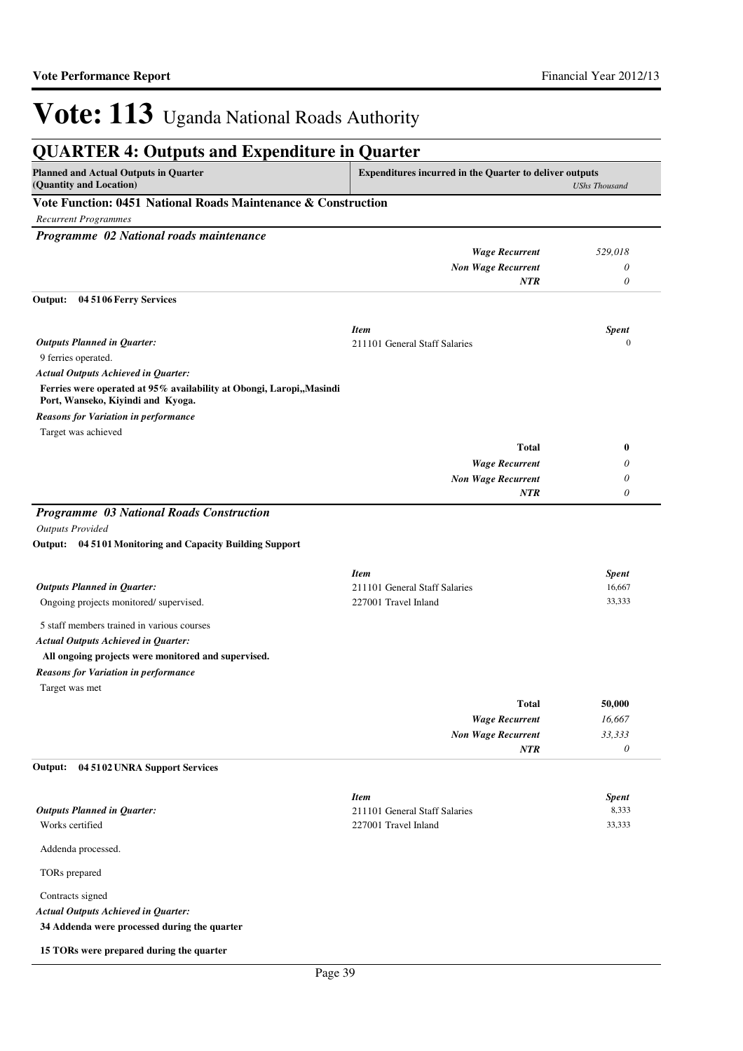# Vote: 113 Uganda National Roads Authority

## QUARTER 4: Outputs and Expenditure in Quarter

| Planned and Actual Outputs in Quarter (Quantity and Location) | Expenditures incurred in the Quarter to deliver outputs | *UShs Thousand* |
|---|---|---|

### Vote Function: 0451 National Roads Maintenance & Construction

*Recurrent Programmes*

#### *Programme 02 National roads maintenance*

| | |
|---|---|
| ***Wage Recurrent*** | *529,018* |
| ***Non Wage Recurrent*** | *0* |
| ***NTR*** | *0* |

**Output: 04 51 06 Ferry Services**

***Outputs Planned in Quarter:***

9 ferries operated.

***Actual Outputs Achieved in Quarter:***

**Ferries were operated at 95% availability at Obongi, Laropi,,Masindi Port, Wanseko, Kiyindi and Kyoga.**

***Reasons for Variation in performance***

Target was achieved

| *Item* | *Spent* |
|---|---|
| 211101 General Staff Salaries | 0 |
| **Total** | **0** |
| ***Wage Recurrent*** | *0* |
| ***Non Wage Recurrent*** | *0* |
| ***NTR*** | *0* |

#### *Programme 03 National Roads Construction*

*Outputs Provided*

**Output: 04 51 01 Monitoring and Capacity Building Support**

***Outputs Planned in Quarter:***

Ongoing projects monitored/ supervised.

5 staff members trained in various courses

***Actual Outputs Achieved in Quarter:***

**All ongoing projects were monitored and supervised.**

***Reasons for Variation in performance***

Target was met

| *Item* | *Spent* |
|---|---|
| 211101 General Staff Salaries | 16,667 |
| 227001 Travel Inland | 33,333 |
| **Total** | **50,000** |
| ***Wage Recurrent*** | *16,667* |
| ***Non Wage Recurrent*** | *33,333* |
| ***NTR*** | *0* |

**Output: 04 51 02 UNRA Support Services**

***Outputs Planned in Quarter:***

Works certified

Addenda processed.

TORs prepared

Contracts signed

***Actual Outputs Achieved in Quarter:***

**34 Addenda were processed during the quarter**

**15 TORs were prepared during the quarter**

| *Item* | *Spent* |
|---|---|
| 211101 General Staff Salaries | 8,333 |
| 227001 Travel Inland | 33,333 |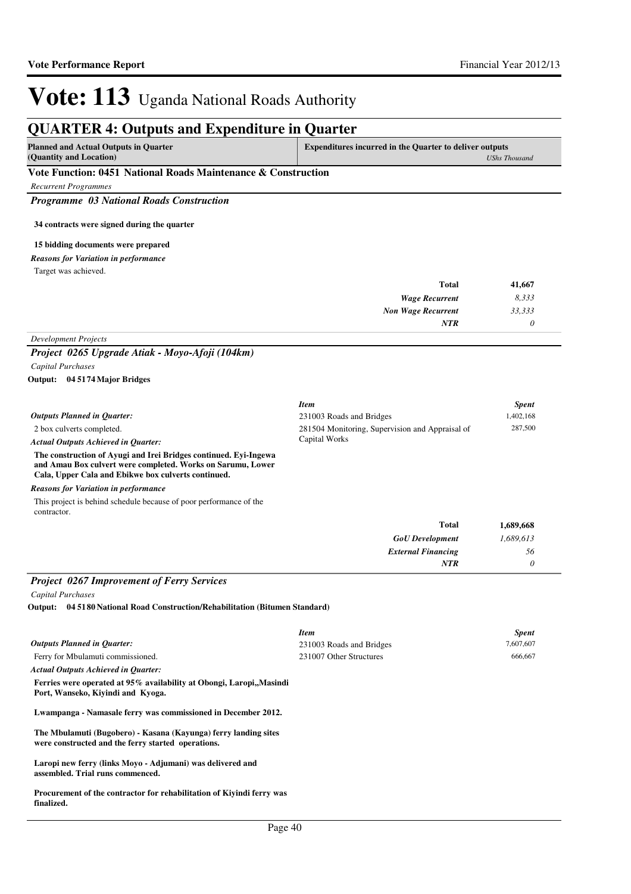# Vote: 113 Uganda National Roads Authority

## QUARTER 4: Outputs and Expenditure in Quarter

| Planned and Actual Outputs in Quarter (Quantity and Location) | Expenditures incurred in the Quarter to deliver outputs *UShs Thousand* |
|---|---|

### Vote Function: 0451 National Roads Maintenance & Construction

*Recurrent Programmes*

#### *Programme 03 National Roads Construction*

**34 contracts were signed during the quarter**

**15 bidding documents were prepared**

***Reasons for Variation in performance***

Target was achieved.

| | |
|---|---|
| **Total** | **41,667** |
| ***Wage Recurrent*** | *8,333* |
| ***Non Wage Recurrent*** | *33,333* |
| ***NTR*** | *0* |

*Development Projects*

#### *Project 0265 Upgrade Atiak - Moyo-Afoji (104km)*

*Capital Purchases*

**Output: 04 5174 Major Bridges**

***Outputs Planned in Quarter:***

2 box culverts completed.

***Actual Outputs Achieved in Quarter:***

**The construction of Ayugi and Irei Bridges continued. Eyi-Ingewa and Amau Box culvert were completed. Works on Sarumu, Lower Cala, Upper Cala and Ebikwe box culverts continued.**

***Reasons for Variation in performance***

This project is behind schedule because of poor performance of the contractor.

| *Item* | *Spent* |
|---|---|
| 231003 Roads and Bridges | 1,402,168 |
| 281504 Monitoring, Supervision and Appraisal of Capital Works | 287,500 |

| | |
|---|---|
| **Total** | **1,689,668** |
| ***GoU Development*** | *1,689,613* |
| ***External Financing*** | *56* |
| ***NTR*** | *0* |

#### *Project 0267 Improvement of Ferry Services*

*Capital Purchases*

**Output: 04 5180 National Road Construction/Rehabilitation (Bitumen Standard)**

***Outputs Planned in Quarter:***

Ferry for Mbulamuti commissioned.

***Actual Outputs Achieved in Quarter:***

**Ferries were operated at 95% availability at Obongi, Laropi,,Masindi Port, Wanseko, Kiyindi and Kyoga.**

**Lwampanga - Namasale ferry was commissioned in December 2012.**

**The Mbulamuti (Bugobero) - Kasana (Kayunga) ferry landing sites were constructed and the ferry started operations.**

**Laropi new ferry (links Moyo - Adjumani) was delivered and assembled. Trial runs commenced.**

**Procurement of the contractor for rehabilitation of Kiyindi ferry was finalized.**

| *Item* | *Spent* |
|---|---|
| 231003 Roads and Bridges | 7,607,607 |
| 231007 Other Structures | 666,667 |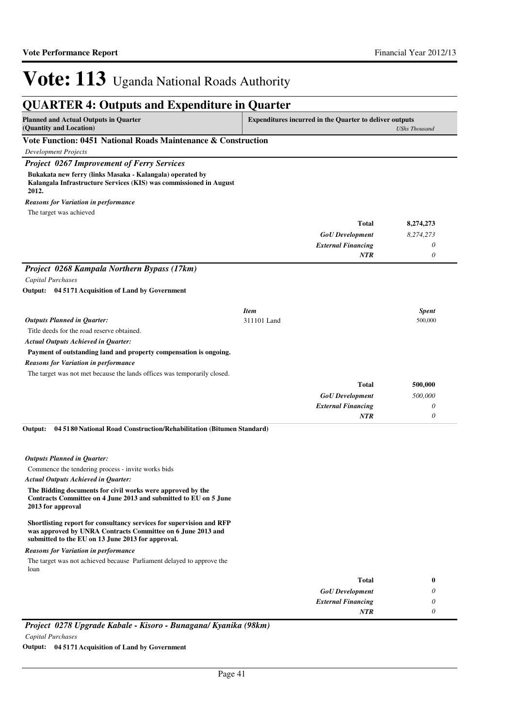# Vote: 113 Uganda National Roads Authority

## QUARTER 4: Outputs and Expenditure in Quarter

| Planned and Actual Outputs in Quarter (Quantity and Location) | Expenditures incurred in the Quarter to deliver outputs | *UShs Thousand* |
|---|---|---|

### Vote Function: 0451 National Roads Maintenance & Construction

*Development Projects*

#### *Project 0267 Improvement of Ferry Services*

**Bukakata new ferry (links Masaka - Kalangala) operated by Kalangala Infrastructure Services (KIS) was commissioned in August 2012.**

*Reasons for Variation in performance*

The target was achieved

| | |
|---|---|
| **Total** | **8,274,273** |
| *GoU Development* | *8,274,273* |
| *External Financing* | *0* |
| *NTR* | *0* |

#### *Project 0268 Kampala Northern Bypass (17km)*

*Capital Purchases*

**Output: 04 5171 Acquisition of Land by Government**

| *Item* | *Spent* |
|---|---|
| 311101 Land | 500,000 |

*Outputs Planned in Quarter:*

Title deeds for the road reserve obtained.

*Actual Outputs Achieved in Quarter:*

**Payment of outstanding land and property compensation is ongoing.**

*Reasons for Variation in performance*

The target was not met because the lands offices was temporarily closed.

| | |
|---|---|
| **Total** | **500,000** |
| *GoU Development* | *500,000* |
| *External Financing* | *0* |
| *NTR* | *0* |

**Output: 04 5180 National Road Construction/Rehabilitation (Bitumen Standard)**

*Outputs Planned in Quarter:*

Commence the tendering process - invite works bids

*Actual Outputs Achieved in Quarter:*

**The Bidding documents for civil works were approved by the Contracts Committee on 4 June 2013 and submitted to EU on 5 June 2013 for approval**

**Shortlisting report for consultancy services for supervision and RFP was approved by UNRA Contracts Committee on 6 June 2013 and submitted to the EU on 13 June 2013 for approval.**

*Reasons for Variation in performance*

The target was not achieved because Parliament delayed to approve the loan

| | |
|---|---|
| **Total** | **0** |
| *GoU Development* | *0* |
| *External Financing* | *0* |
| *NTR* | *0* |

#### *Project 0278 Upgrade Kabale - Kisoro - Bunagana/ Kyanika (98km)*

*Capital Purchases*

**Output: 04 5171 Acquisition of Land by Government**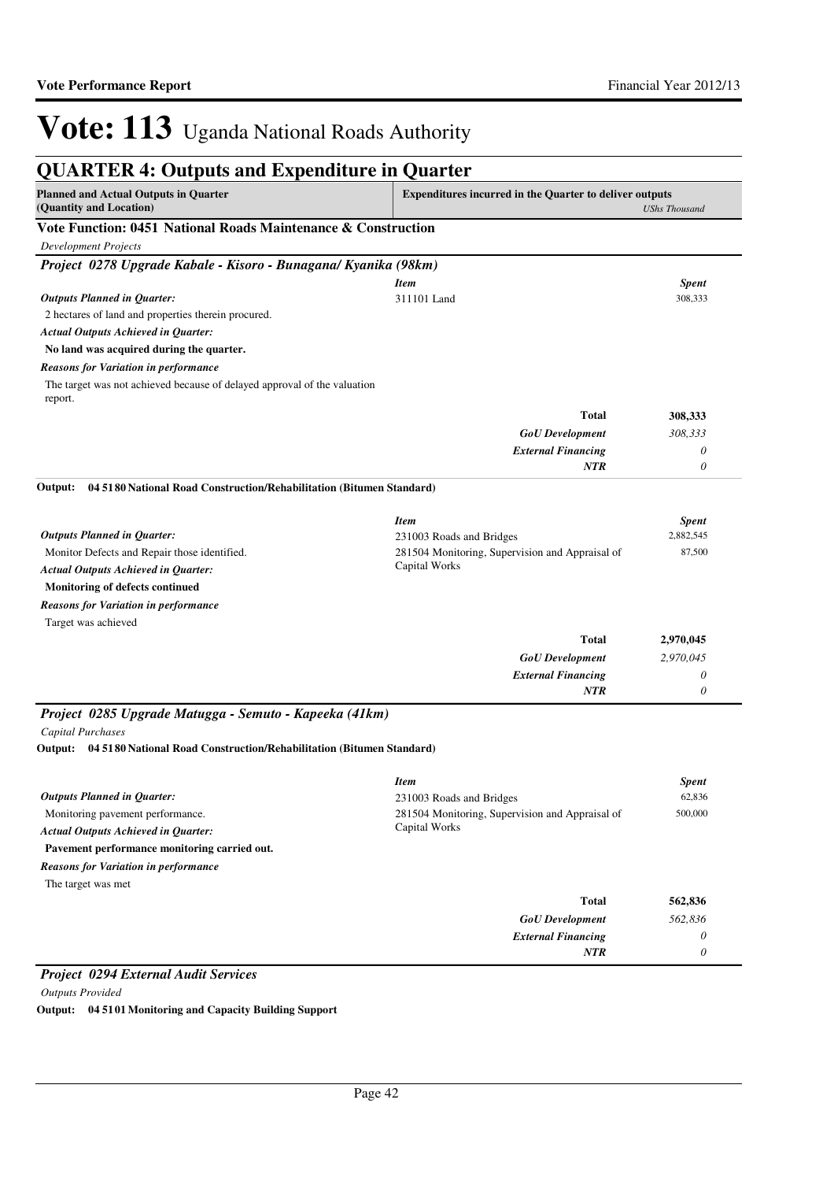# Vote: 113 Uganda National Roads Authority

## QUARTER 4: Outputs and Expenditure in Quarter

| Planned and Actual Outputs in Quarter (Quantity and Location) | Expenditures incurred in the Quarter to deliver outputs | *UShs Thousand* |
|---|---|---|

### Vote Function: 0451 National Roads Maintenance & Construction

*Development Projects*

#### *Project 0278 Upgrade Kabale - Kisoro - Bunagana/ Kyanika (98km)*

| | *Item* | *Spent* |
|---|---|---|
| ***Outputs Planned in Quarter:*** | 311101 Land | 308,333 |
| 2 hectares of land and properties therein procured. | | |
| ***Actual Outputs Achieved in Quarter:*** | | |
| **No land was acquired during the quarter.** | | |
| ***Reasons for Variation in performance*** | | |
| The target was not achieved because of delayed approval of the valuation report. | | |
| | **Total** | **308,333** |
| | ***GoU Development*** | *308,333* |
| | ***External Financing*** | *0* |
| | ***NTR*** | *0* |

**Output: 04 5180 National Road Construction/Rehabilitation (Bitumen Standard)**

| | *Item* | *Spent* |
|---|---|---|
| ***Outputs Planned in Quarter:*** | 231003 Roads and Bridges | 2,882,545 |
| Monitor Defects and Repair those identified. | 281504 Monitoring, Supervision and Appraisal of Capital Works | 87,500 |
| ***Actual Outputs Achieved in Quarter:*** | | |
| **Monitoring of defects continued** | | |
| ***Reasons for Variation in performance*** | | |
| Target was achieved | | |
| | **Total** | **2,970,045** |
| | ***GoU Development*** | *2,970,045* |
| | ***External Financing*** | *0* |
| | ***NTR*** | *0* |

#### *Project 0285 Upgrade Matugga - Semuto - Kapeeka (41km)*

*Capital Purchases*

**Output: 04 5180 National Road Construction/Rehabilitation (Bitumen Standard)**

| | *Item* | *Spent* |
|---|---|---|
| ***Outputs Planned in Quarter:*** | 231003 Roads and Bridges | 62,836 |
| Monitoring pavement performance. | 281504 Monitoring, Supervision and Appraisal of Capital Works | 500,000 |
| ***Actual Outputs Achieved in Quarter:*** | | |
| **Pavement performance monitoring carried out.** | | |
| ***Reasons for Variation in performance*** | | |
| The target was met | | |
| | **Total** | **562,836** |
| | ***GoU Development*** | *562,836* |
| | ***External Financing*** | *0* |
| | ***NTR*** | *0* |

#### *Project 0294 External Audit Services*

*Outputs Provided*

**Output: 04 5101 Monitoring and Capacity Building Support**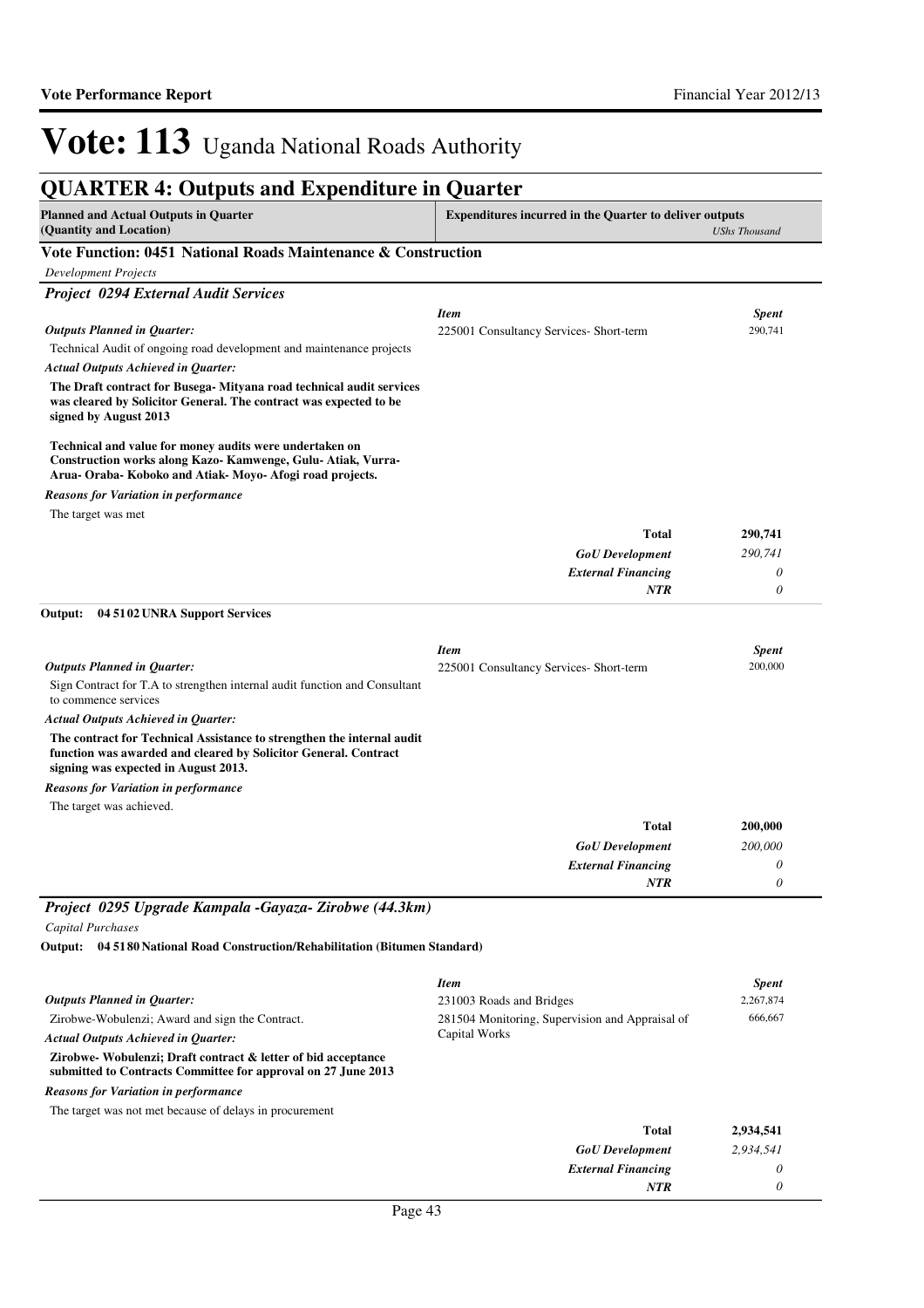# Vote: 113 Uganda National Roads Authority

## QUARTER 4: Outputs and Expenditure in Quarter

| Planned and Actual Outputs in Quarter (Quantity and Location) | Expenditures incurred in the Quarter to deliver outputs *UShs Thousand* |
|---|---|

### Vote Function: 0451 National Roads Maintenance & Construction

*Development Projects*

#### *Project 0294 External Audit Services*

*Outputs Planned in Quarter:*

Technical Audit of ongoing road development and maintenance projects

*Actual Outputs Achieved in Quarter:*

**The Draft contract for Busega- Mityana road technical audit services was cleared by Solicitor General. The contract was expected to be signed by August 2013**

**Technical and value for money audits were undertaken on Construction works along Kazo- Kamwenge, Gulu- Atiak, Vurra- Arua- Oraba- Koboko and Atiak- Moyo- Afogi road projects.**

*Reasons for Variation in performance*

The target was met

| *Item* | *Spent* |
|---|---|
| 225001 Consultancy Services- Short-term | 290,741 |
| **Total** | **290,741** |
| *GoU Development* | *290,741* |
| *External Financing* | *0* |
| *NTR* | *0* |

**Output: 04 51 02 UNRA Support Services**

*Outputs Planned in Quarter:*

Sign Contract for T.A to strengthen internal audit function and Consultant to commence services

*Actual Outputs Achieved in Quarter:*

**The contract for Technical Assistance to strengthen the internal audit function was awarded and cleared by Solicitor General. Contract signing was expected in August 2013.**

*Reasons for Variation in performance*

The target was achieved.

| *Item* | *Spent* |
|---|---|
| 225001 Consultancy Services- Short-term | 200,000 |
| **Total** | **200,000** |
| *GoU Development* | *200,000* |
| *External Financing* | *0* |
| *NTR* | *0* |

#### *Project 0295 Upgrade Kampala -Gayaza- Zirobwe (44.3km)*

*Capital Purchases*

**Output: 04 51 80 National Road Construction/Rehabilitation (Bitumen Standard)**

*Outputs Planned in Quarter:*

Zirobwe-Wobulenzi; Award and sign the Contract.

*Actual Outputs Achieved in Quarter:*

**Zirobwe- Wobulenzi; Draft contract & letter of bid acceptance submitted to Contracts Committee for approval on 27 June 2013**

*Reasons for Variation in performance*

The target was not met because of delays in procurement

| *Item* | *Spent* |
|---|---|
| 231003 Roads and Bridges | 2,267,874 |
| 281504 Monitoring, Supervision and Appraisal of Capital Works | 666,667 |
| **Total** | **2,934,541** |
| *GoU Development* | *2,934,541* |
| *External Financing* | *0* |
| *NTR* | *0* |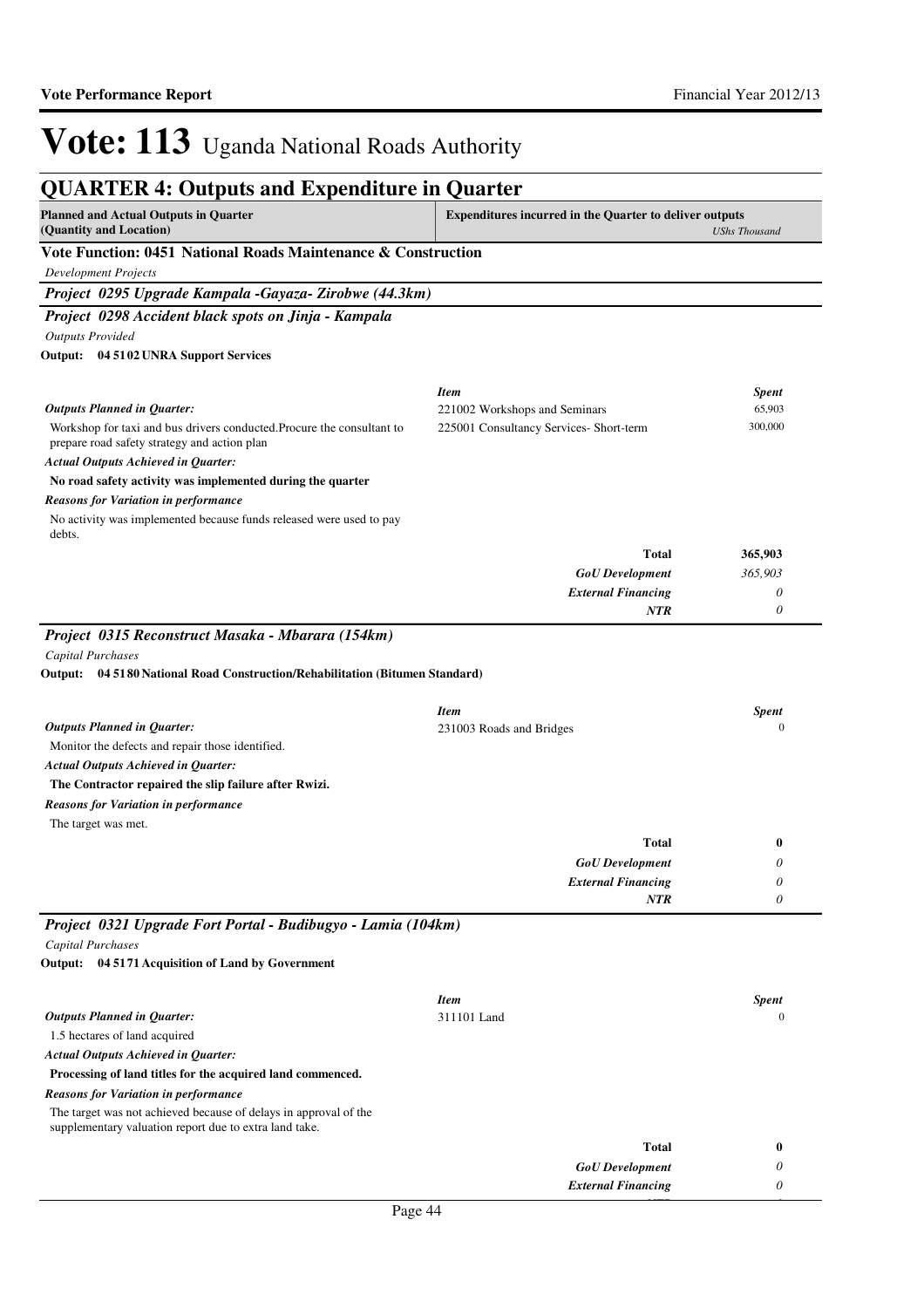# Vote: 113 Uganda National Roads Authority

## QUARTER 4: Outputs and Expenditure in Quarter

| Planned and Actual Outputs in Quarter (Quantity and Location) | Expenditures incurred in the Quarter to deliver outputs *UShs Thousand* |
|---|---|

### Vote Function: 0451 National Roads Maintenance & Construction

*Development Projects*

### *Project 0295 Upgrade Kampala -Gayaza- Zirobwe (44.3km)*

### *Project 0298 Accident black spots on Jinja - Kampala*

*Outputs Provided*

**Output: 04 5102 UNRA Support Services**

***Outputs Planned in Quarter:***

Workshop for taxi and bus drivers conducted.Procure the consultant to prepare road safety strategy and action plan

***Actual Outputs Achieved in Quarter:***

**No road safety activity was implemented during the quarter**

***Reasons for Variation in performance***

No activity was implemented because funds released were used to pay debts.

| *Item* | *Spent* |
|---|---|
| 221002 Workshops and Seminars | 65,903 |
| 225001 Consultancy Services- Short-term | 300,000 |
| **Total** | **365,903** |
| ***GoU Development*** | *365,903* |
| ***External Financing*** | *0* |
| ***NTR*** | *0* |

### *Project 0315 Reconstruct Masaka - Mbarara (154km)*

*Capital Purchases*

**Output: 04 5180 National Road Construction/Rehabilitation (Bitumen Standard)**

***Outputs Planned in Quarter:***

Monitor the defects and repair those identified.

***Actual Outputs Achieved in Quarter:***

**The Contractor repaired the slip failure after Rwizi.**

***Reasons for Variation in performance***

The target was met.

| *Item* | *Spent* |
|---|---|
| 231003 Roads and Bridges | 0 |
| **Total** | **0** |
| ***GoU Development*** | *0* |
| ***External Financing*** | *0* |
| ***NTR*** | *0* |

### *Project 0321 Upgrade Fort Portal - Budibugyo - Lamia (104km)*

*Capital Purchases*

**Output: 04 5171 Acquisition of Land by Government**

***Outputs Planned in Quarter:***

1.5 hectares of land acquired

***Actual Outputs Achieved in Quarter:***

**Processing of land titles for the acquired land commenced.**

***Reasons for Variation in performance***

The target was not achieved because of delays in approval of the supplementary valuation report due to extra land take.

| *Item* | *Spent* |
|---|---|
| 311101 Land | 0 |
| **Total** | **0** |
| ***GoU Development*** | *0* |
| ***External Financing*** | *0* |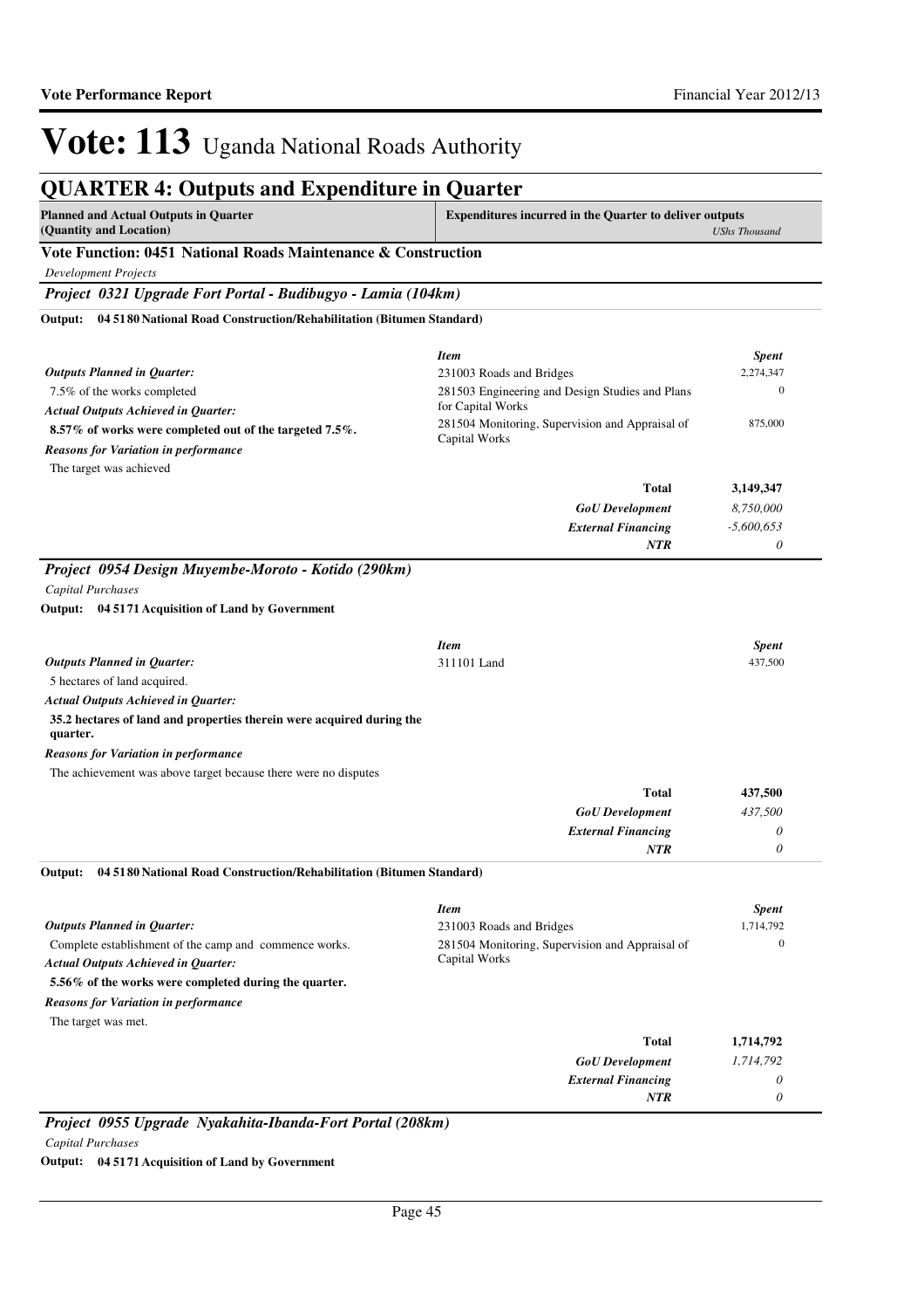# Vote: 113 Uganda National Roads Authority

## QUARTER 4: Outputs and Expenditure in Quarter

| Planned and Actual Outputs in Quarter (Quantity and Location) | Expenditures incurred in the Quarter to deliver outputs *UShs Thousand* |
|---|---|

### Vote Function: 0451 National Roads Maintenance & Construction

*Development Projects*

#### *Project 0321 Upgrade Fort Portal - Budibugyo - Lamia (104km)*

**Output: 04 5180 National Road Construction/Rehabilitation (Bitumen Standard)**

***Outputs Planned in Quarter:***

7.5% of the works completed

***Actual Outputs Achieved in Quarter:***

**8.57% of works were completed out of the targeted 7.5%.**

***Reasons for Variation in performance***

The target was achieved

| *Item* | *Spent* |
|---|---|
| 231003 Roads and Bridges | 2,274,347 |
| 281503 Engineering and Design Studies and Plans for Capital Works | 0 |
| 281504 Monitoring, Supervision and Appraisal of Capital Works | 875,000 |
| **Total** | **3,149,347** |
| ***GoU Development*** | *8,750,000* |
| ***External Financing*** | *-5,600,653* |
| ***NTR*** | *0* |

#### *Project 0954 Design Muyembe-Moroto - Kotido (290km)*

*Capital Purchases*

**Output: 04 5171 Acquisition of Land by Government**

***Outputs Planned in Quarter:***

5 hectares of land acquired.

***Actual Outputs Achieved in Quarter:***

**35.2 hectares of land and properties therein were acquired during the quarter.**

***Reasons for Variation in performance***

The achievement was above target because there were no disputes

| *Item* | *Spent* |
|---|---|
| 311101 Land | 437,500 |
| **Total** | **437,500** |
| ***GoU Development*** | *437,500* |
| ***External Financing*** | *0* |
| ***NTR*** | *0* |

**Output: 04 5180 National Road Construction/Rehabilitation (Bitumen Standard)**

***Outputs Planned in Quarter:***

Complete establishment of the camp and commence works.

***Actual Outputs Achieved in Quarter:***

**5.56% of the works were completed during the quarter.**

***Reasons for Variation in performance***

The target was met.

| *Item* | *Spent* |
|---|---|
| 231003 Roads and Bridges | 1,714,792 |
| 281504 Monitoring, Supervision and Appraisal of Capital Works | 0 |
| **Total** | **1,714,792** |
| ***GoU Development*** | *1,714,792* |
| ***External Financing*** | *0* |
| ***NTR*** | *0* |

#### *Project 0955 Upgrade Nyakahita-Ibanda-Fort Portal (208km)*

*Capital Purchases*

**Output: 04 5171 Acquisition of Land by Government**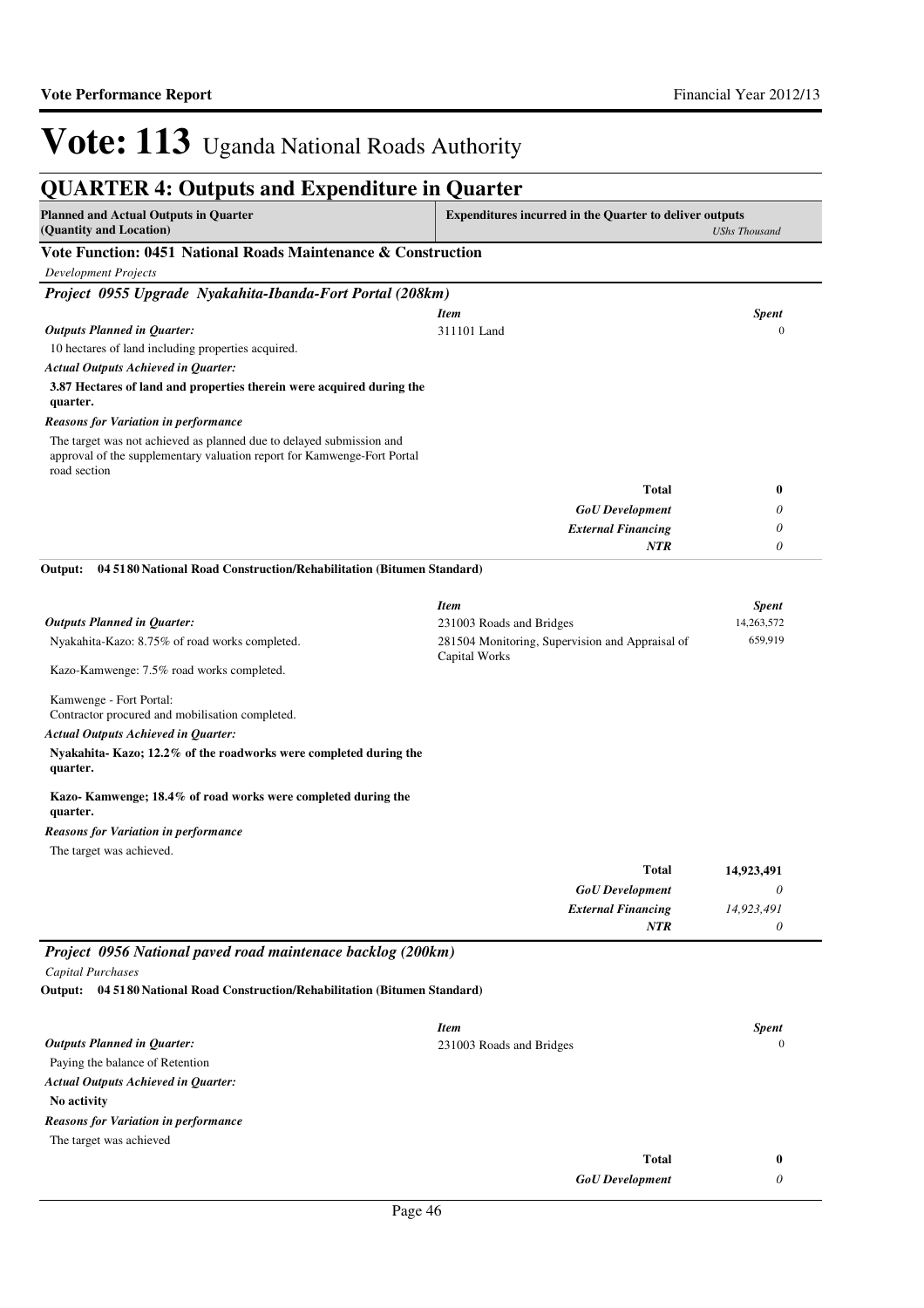# Vote: 113 Uganda National Roads Authority

## QUARTER 4: Outputs and Expenditure in Quarter

| Planned and Actual Outputs in Quarter (Quantity and Location) | Expenditures incurred in the Quarter to deliver outputs | *UShs Thousand* |
|---|---|---|

### Vote Function: 0451 National Roads Maintenance & Construction

*Development Projects*

#### *Project 0955 Upgrade Nyakahita-Ibanda-Fort Portal (208km)*

| | *Item* | *Spent* |
|---|---|---|
| ***Outputs Planned in Quarter:*** | 311101 Land | 0 |
| 10 hectares of land including properties acquired. | | |
| ***Actual Outputs Achieved in Quarter:*** | | |
| **3.87 Hectares of land and properties therein were acquired during the quarter.** | | |
| ***Reasons for Variation in performance*** | | |
| The target was not achieved as planned due to delayed submission and approval of the supplementary valuation report for Kamwenge-Fort Portal road section | | |
| | **Total** | **0** |
| | ***GoU Development*** | *0* |
| | ***External Financing*** | *0* |
| | ***NTR*** | *0* |

**Output: 04 5180 National Road Construction/Rehabilitation (Bitumen Standard)**

| | *Item* | *Spent* |
|---|---|---|
| ***Outputs Planned in Quarter:*** | 231003 Roads and Bridges | 14,263,572 |
| Nyakahita-Kazo: 8.75% of road works completed. | 281504 Monitoring, Supervision and Appraisal of Capital Works | 659,919 |
| Kazo-Kamwenge: 7.5% road works completed. | | |
| Kamwenge - Fort Portal: Contractor procured and mobilisation completed. | | |
| ***Actual Outputs Achieved in Quarter:*** | | |
| **Nyakahita- Kazo; 12.2% of the roadworks were completed during the quarter.** | | |
| **Kazo- Kamwenge; 18.4% of road works were completed during the quarter.** | | |
| ***Reasons for Variation in performance*** | | |
| The target was achieved. | | |
| | **Total** | **14,923,491** |
| | ***GoU Development*** | *0* |
| | ***External Financing*** | *14,923,491* |
| | ***NTR*** | *0* |

#### *Project 0956 National paved road maintenace backlog (200km)*

*Capital Purchases*

**Output: 04 5180 National Road Construction/Rehabilitation (Bitumen Standard)**

| | *Item* | *Spent* |
|---|---|---|
| ***Outputs Planned in Quarter:*** | 231003 Roads and Bridges | 0 |
| Paying the balance of Retention | | |
| ***Actual Outputs Achieved in Quarter:*** | | |
| **No activity** | | |
| ***Reasons for Variation in performance*** | | |
| The target was achieved | | |
| | **Total** | **0** |
| | ***GoU Development*** | *0* |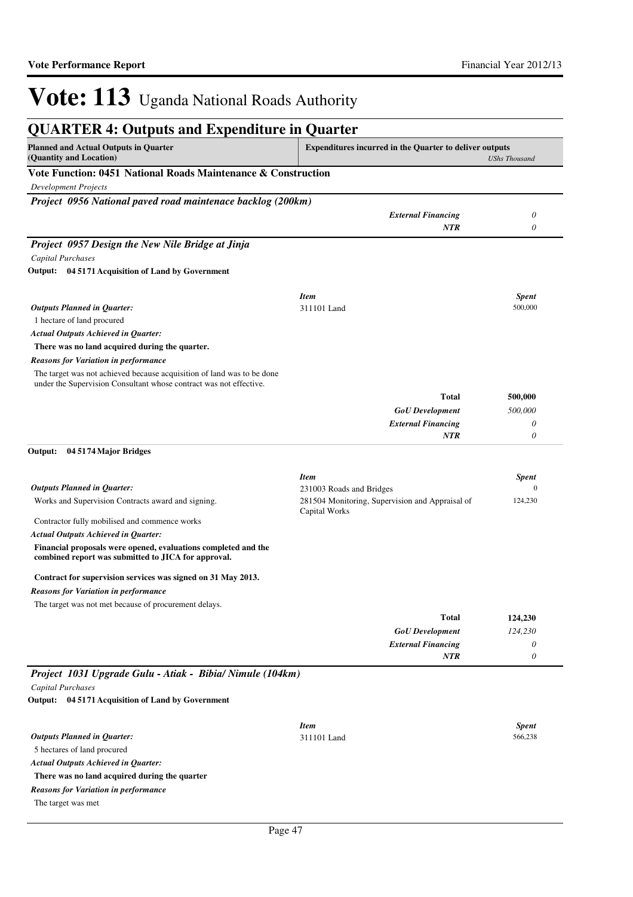# Vote: 113 Uganda National Roads Authority

## QUARTER 4: Outputs and Expenditure in Quarter

| Planned and Actual Outputs in Quarter (Quantity and Location) | Expenditures incurred in the Quarter to deliver outputs | *UShs Thousand* |
|---|---|---|

### Vote Function: 0451 National Roads Maintenance & Construction

*Development Projects*

***Project 0956 National paved road maintenace backlog (200km)***

| | | |
|---|---|---|
| | ***External Financing*** | *0* |
| | ***NTR*** | *0* |

***Project 0957 Design the New Nile Bridge at Jinja***

*Capital Purchases*

**Output: 04 5171 Acquisition of Land by Government**

| | *Item* | *Spent* |
|---|---|---|
| ***Outputs Planned in Quarter:*** 1 hectare of land procured | 311101 Land | 500,000 |
| ***Actual Outputs Achieved in Quarter:*** **There was no land acquired during the quarter.** | | |
| ***Reasons for Variation in performance*** The target was not achieved because acquisition of land was to be done under the Supervision Consultant whose contract was not effective. | | |
| | **Total** | **500,000** |
| | ***GoU Development*** | *500,000* |
| | ***External Financing*** | *0* |
| | ***NTR*** | *0* |

**Output: 04 5174 Major Bridges**

| | *Item* | *Spent* |
|---|---|---|
| ***Outputs Planned in Quarter:*** | 231003 Roads and Bridges | 0 |
| Works and Supervision Contracts award and signing. | 281504 Monitoring, Supervision and Appraisal of Capital Works | 124,230 |
| Contractor fully mobilised and commence works | | |
| ***Actual Outputs Achieved in Quarter:*** **Financial proposals were opened, evaluations completed and the combined report was submitted to JICA for approval.** | | |
| **Contract for supervision services was signed on 31 May 2013.** | | |
| ***Reasons for Variation in performance*** The target was not met because of procurement delays. | | |
| | **Total** | **124,230** |
| | ***GoU Development*** | *124,230* |
| | ***External Financing*** | *0* |
| | ***NTR*** | *0* |

***Project 1031 Upgrade Gulu - Atiak - Bibia/ Nimule (104km)***

*Capital Purchases*

**Output: 04 5171 Acquisition of Land by Government**

| | *Item* | *Spent* |
|---|---|---|
| ***Outputs Planned in Quarter:*** 5 hectares of land procured | 311101 Land | 566,238 |
| ***Actual Outputs Achieved in Quarter:*** **There was no land acquired during the quarter** | | |
| ***Reasons for Variation in performance*** The target was met | | |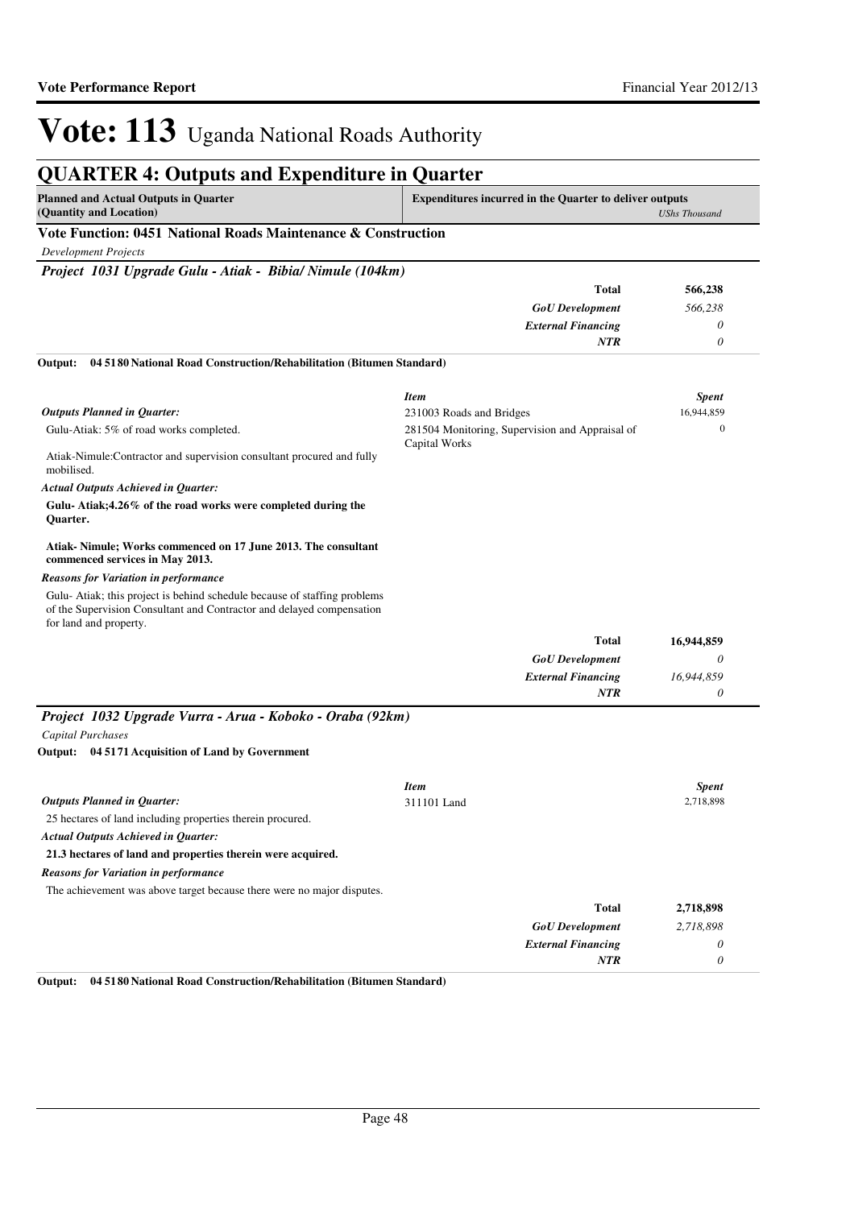# Vote: 113 Uganda National Roads Authority

## QUARTER 4: Outputs and Expenditure in Quarter

| Planned and Actual Outputs in Quarter (Quantity and Location) | Expenditures incurred in the Quarter to deliver outputs | *UShs Thousand* |
|---|---|---|

### Vote Function: 0451 National Roads Maintenance & Construction

*Development Projects*

#### *Project 1031 Upgrade Gulu - Atiak - Bibia/ Nimule (104km)*

| | | |
|---|---|---|
| | **Total** | **566,238** |
| | ***GoU Development*** | *566,238* |
| | ***External Financing*** | *0* |
| | ***NTR*** | *0* |

**Output: 04 5180 National Road Construction/Rehabilitation (Bitumen Standard)**

| | *Item* | *Spent* |
|---|---|---|
| ***Outputs Planned in Quarter:*** | 231003 Roads and Bridges | 16,944,859 |
| Gulu-Atiak: 5% of road works completed.<br><br>Atiak-Nimule:Contractor and supervision consultant procured and fully mobilised. | 281504 Monitoring, Supervision and Appraisal of Capital Works | 0 |

***Actual Outputs Achieved in Quarter:***

**Gulu- Atiak;4.26% of the road works were completed during the Quarter.**

**Atiak- Nimule; Works commenced on 17 June 2013. The consultant commenced services in May 2013.**

***Reasons for Variation in performance***

Gulu- Atiak; this project is behind schedule because of staffing problems of the Supervision Consultant and Contractor and delayed compensation for land and property.

| | | |
|---|---|---|
| | **Total** | **16,944,859** |
| | ***GoU Development*** | *0* |
| | ***External Financing*** | *16,944,859* |
| | ***NTR*** | *0* |

#### *Project 1032 Upgrade Vurra - Arua - Koboko - Oraba (92km)*

*Capital Purchases*

**Output: 04 5171 Acquisition of Land by Government**

| | *Item* | *Spent* |
|---|---|---|
| ***Outputs Planned in Quarter:*** | 311101 Land | 2,718,898 |
| 25 hectares of land including properties therein procured. | | |

***Actual Outputs Achieved in Quarter:***

**21.3 hectares of land and properties therein were acquired.**

***Reasons for Variation in performance***

The achievement was above target because there were no major disputes.

| | | |
|---|---|---|
| | **Total** | **2,718,898** |
| | ***GoU Development*** | *2,718,898* |
| | ***External Financing*** | *0* |
| | ***NTR*** | *0* |

**Output: 04 5180 National Road Construction/Rehabilitation (Bitumen Standard)**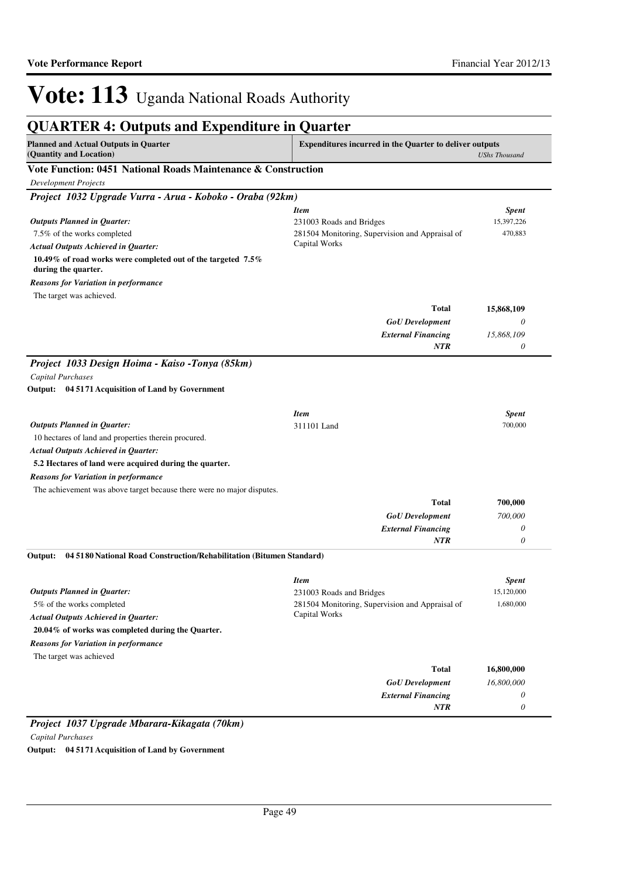# Vote: 113 Uganda National Roads Authority

## QUARTER 4: Outputs and Expenditure in Quarter

| Planned and Actual Outputs in Quarter (Quantity and Location) | Expenditures incurred in the Quarter to deliver outputs | *UShs Thousand* |
|---|---|---|

### Vote Function: 0451 National Roads Maintenance & Construction

*Development Projects*

#### *Project 1032 Upgrade Vurra - Arua - Koboko - Oraba (92km)*

*Outputs Planned in Quarter:*

7.5% of the works completed

*Actual Outputs Achieved in Quarter:*

**10.49% of road works were completed out of the targeted 7.5% during the quarter.**

*Reasons for Variation in performance*

The target was achieved.

| *Item* | *Spent* |
|---|---|
| 231003 Roads and Bridges | 15,397,226 |
| 281504 Monitoring, Supervision and Appraisal of Capital Works | 470,883 |
| **Total** | **15,868,109** |
| *GoU Development* | *0* |
| *External Financing* | *15,868,109* |
| *NTR* | *0* |

#### *Project 1033 Design Hoima - Kaiso -Tonya (85km)*

*Capital Purchases*

**Output: 04 5171 Acquisition of Land by Government**

*Outputs Planned in Quarter:*

10 hectares of land and properties therein procured.

*Actual Outputs Achieved in Quarter:*

**5.2 Hectares of land were acquired during the quarter.**

*Reasons for Variation in performance*

The achievement was above target because there were no major disputes.

| *Item* | *Spent* |
|---|---|
| 311101 Land | 700,000 |
| **Total** | **700,000** |
| *GoU Development* | *700,000* |
| *External Financing* | *0* |
| *NTR* | *0* |

**Output: 04 5180 National Road Construction/Rehabilitation (Bitumen Standard)**

*Outputs Planned in Quarter:*

5% of the works completed

*Actual Outputs Achieved in Quarter:*

**20.04% of works was completed during the Quarter.**

*Reasons for Variation in performance*

The target was achieved

| *Item* | *Spent* |
|---|---|
| 231003 Roads and Bridges | 15,120,000 |
| 281504 Monitoring, Supervision and Appraisal of Capital Works | 1,680,000 |
| **Total** | **16,800,000** |
| *GoU Development* | *16,800,000* |
| *External Financing* | *0* |
| *NTR* | *0* |

#### *Project 1037 Upgrade Mbarara-Kikagata (70km)*

*Capital Purchases*

**Output: 04 5171 Acquisition of Land by Government**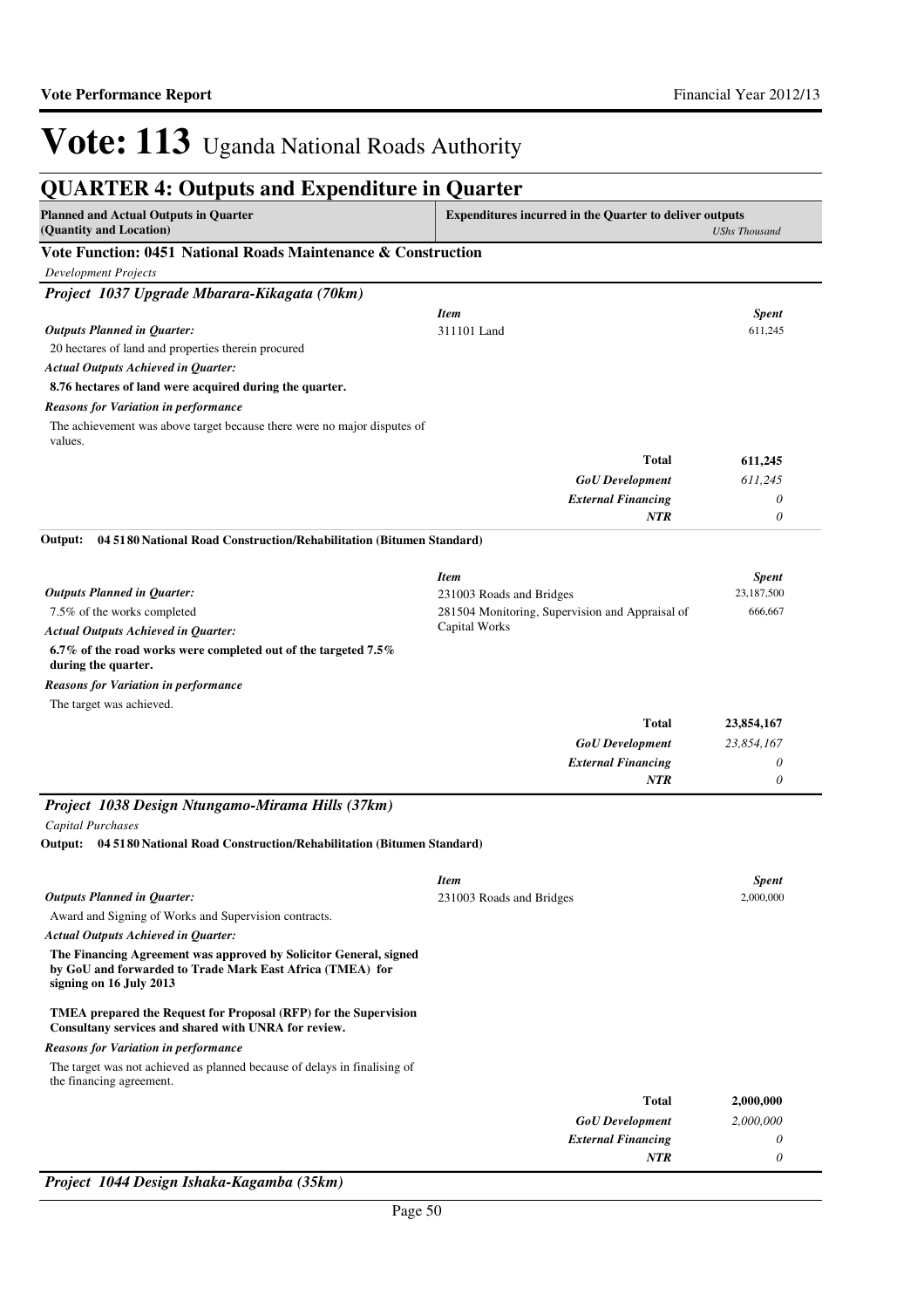# Vote: 113 Uganda National Roads Authority

## QUARTER 4: Outputs and Expenditure in Quarter

| Planned and Actual Outputs in Quarter (Quantity and Location) | Expenditures incurred in the Quarter to deliver outputs | *UShs Thousand* |
|---|---|---|

### Vote Function: 0451 National Roads Maintenance & Construction

*Development Projects*

### *Project 1037 Upgrade Mbarara-Kikagata (70km)*

| | *Item* | *Spent* |
|---|---|---|
| ***Outputs Planned in Quarter:*** 20 hectares of land and properties therein procured | 311101 Land | 611,245 |
| ***Actual Outputs Achieved in Quarter:*** **8.76 hectares of land were acquired during the quarter.** | | |
| ***Reasons for Variation in performance*** The achievement was above target because there were no major disputes of values. | | |
| | **Total** | **611,245** |
| | ***GoU Development*** | *611,245* |
| | ***External Financing*** | *0* |
| | ***NTR*** | *0* |

**Output: 04 5180 National Road Construction/Rehabilitation (Bitumen Standard)**

| | *Item* | *Spent* |
|---|---|---|
| ***Outputs Planned in Quarter:*** 7.5% of the works completed | 231003 Roads and Bridges | 23,187,500 |
| | 281504 Monitoring, Supervision and Appraisal of Capital Works | 666,667 |
| ***Actual Outputs Achieved in Quarter:*** **6.7% of the road works were completed out of the targeted 7.5% during the quarter.** | | |
| ***Reasons for Variation in performance*** The target was achieved. | | |
| | **Total** | **23,854,167** |
| | ***GoU Development*** | *23,854,167* |
| | ***External Financing*** | *0* |
| | ***NTR*** | *0* |

### *Project 1038 Design Ntungamo-Mirama Hills (37km)*

*Capital Purchases*

**Output: 04 5180 National Road Construction/Rehabilitation (Bitumen Standard)**

| | *Item* | *Spent* |
|---|---|---|
| ***Outputs Planned in Quarter:*** Award and Signing of Works and Supervision contracts. | 231003 Roads and Bridges | 2,000,000 |
| ***Actual Outputs Achieved in Quarter:*** **The Financing Agreement was approved by Solicitor General, signed by GoU and forwarded to Trade Mark East Africa (TMEA) for signing on 16 July 2013** **TMEA prepared the Request for Proposal (RFP) for the Supervision Consultany services and shared with UNRA for review.** | | |
| ***Reasons for Variation in performance*** The target was not achieved as planned because of delays in finalising of the financing agreement. | | |
| | **Total** | **2,000,000** |
| | ***GoU Development*** | *2,000,000* |
| | ***External Financing*** | *0* |
| | ***NTR*** | *0* |

### *Project 1044 Design Ishaka-Kagamba (35km)*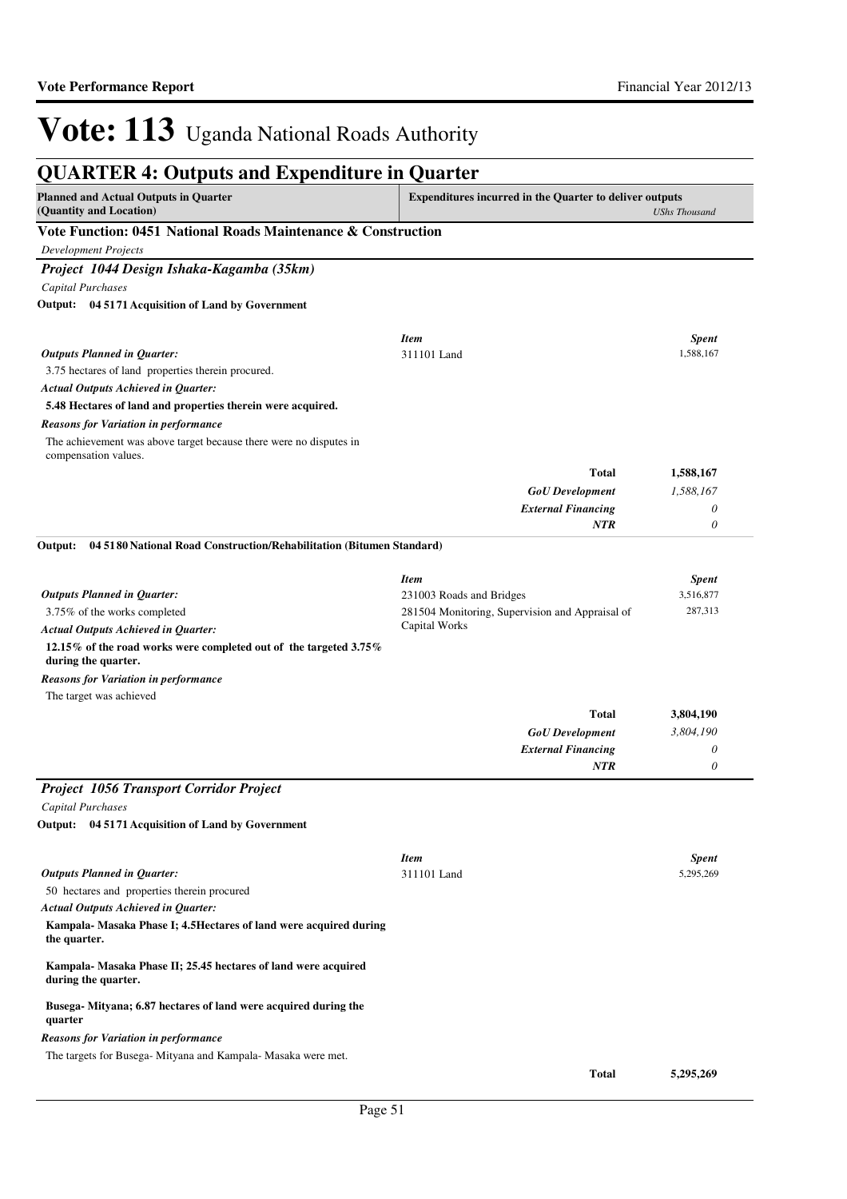# Vote: 113 Uganda National Roads Authority

## QUARTER 4: Outputs and Expenditure in Quarter

| Planned and Actual Outputs in Quarter (Quantity and Location) | Expenditures incurred in the Quarter to deliver outputs | UShs Thousand |
|---|---|---|

### Vote Function: 0451 National Roads Maintenance & Construction

*Development Projects*

### *Project 1044 Design Ishaka-Kagamba (35km)*

*Capital Purchases*

**Output: 04 5171 Acquisition of Land by Government**

*Outputs Planned in Quarter:*

3.75 hectares of land properties therein procured.

*Actual Outputs Achieved in Quarter:*

**5.48 Hectares of land and properties therein were acquired.**

*Reasons for Variation in performance*

The achievement was above target because there were no disputes in compensation values.

| *Item* | *Spent* |
|---|---|
| 311101 Land | 1,588,167 |
| **Total** | **1,588,167** |
| *GoU Development* | *1,588,167* |
| *External Financing* | *0* |
| *NTR* | *0* |

**Output: 04 5180 National Road Construction/Rehabilitation (Bitumen Standard)**

*Outputs Planned in Quarter:*

3.75% of the works completed

*Actual Outputs Achieved in Quarter:*

**12.15% of the road works were completed out of the targeted 3.75% during the quarter.**

*Reasons for Variation in performance*

The target was achieved

| *Item* | *Spent* |
|---|---|
| 231003 Roads and Bridges | 3,516,877 |
| 281504 Monitoring, Supervision and Appraisal of Capital Works | 287,313 |
| **Total** | **3,804,190** |
| *GoU Development* | *3,804,190* |
| *External Financing* | *0* |
| *NTR* | *0* |

### *Project 1056 Transport Corridor Project*

*Capital Purchases*

**Output: 04 5171 Acquisition of Land by Government**

*Outputs Planned in Quarter:*

50 hectares and properties therein procured

*Actual Outputs Achieved in Quarter:*

**Kampala- Masaka Phase I; 4.5Hectares of land were acquired during the quarter.**

**Kampala- Masaka Phase II; 25.45 hectares of land were acquired during the quarter.**

**Busega- Mityana; 6.87 hectares of land were acquired during the quarter**

*Reasons for Variation in performance*

The targets for Busega- Mityana and Kampala- Masaka were met.

| *Item* | *Spent* |
|---|---|
| 311101 Land | 5,295,269 |
| **Total** | **5,295,269** |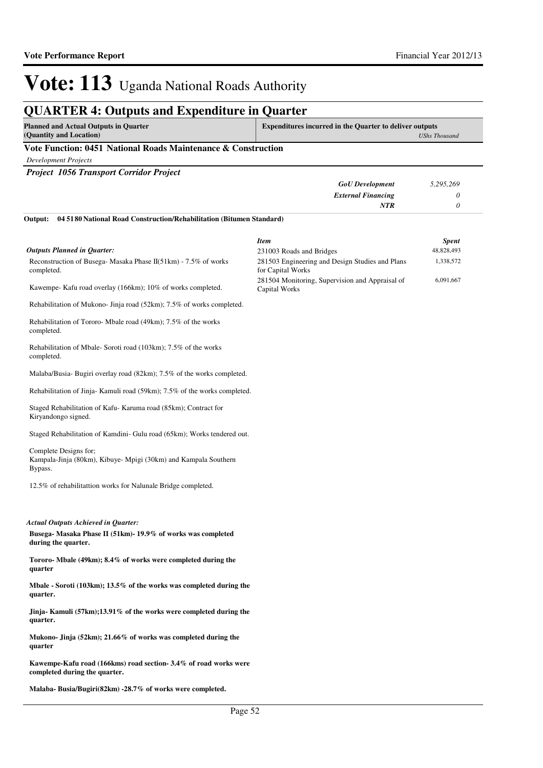# Vote: 113 Uganda National Roads Authority

## QUARTER 4: Outputs and Expenditure in Quarter

| Planned and Actual Outputs in Quarter (Quantity and Location) | Expenditures incurred in the Quarter to deliver outputs | *UShs Thousand* |
|---|---|---|

### Vote Function: 0451 National Roads Maintenance & Construction

*Development Projects*

#### *Project 1056 Transport Corridor Project*

| | |
|---|---|
| *GoU Development* | 5,295,269 |
| *External Financing* | 0 |
| *NTR* | 0 |

**Output: 04 5180 National Road Construction/Rehabilitation (Bitumen Standard)**

| *Item* | *Spent* |
|---|---|
| 231003 Roads and Bridges | 48,828,493 |
| 281503 Engineering and Design Studies and Plans for Capital Works | 1,338,572 |
| 281504 Monitoring, Supervision and Appraisal of Capital Works | 6,091,667 |

*Outputs Planned in Quarter:*

Reconstruction of Busega- Masaka Phase II(51km) - 7.5% of works completed.

Kawempe- Kafu road overlay (166km); 10% of works completed.

Rehabilitation of Mukono- Jinja road (52km); 7.5% of works completed.

Rehabilitation of Tororo- Mbale road (49km); 7.5% of the works completed.

Rehabilitation of Mbale- Soroti road (103km); 7.5% of the works completed.

Malaba/Busia- Bugiri overlay road (82km); 7.5% of the works completed.

Rehabilitation of Jinja- Kamuli road (59km); 7.5% of the works completed.

Staged Rehabilitation of Kafu- Karuma road (85km); Contract for Kiryandongo signed.

Staged Rehabilitation of Kamdini- Gulu road (65km); Works tendered out.

Complete Designs for;
Kampala-Jinja (80km), Kibuye- Mpigi (30km) and Kampala Southern Bypass.

12.5% of rehabilitattion works for Nalunale Bridge completed.

*Actual Outputs Achieved in Quarter:*

**Busega- Masaka Phase II (51km)- 19.9% of works was completed during the quarter.**

**Tororo- Mbale (49km); 8.4% of works were completed during the quarter**

**Mbale - Soroti (103km); 13.5% of the works was completed during the quarter.**

**Jinja- Kamuli (57km);13.91% of the works were completed during the quarter.**

**Mukono- Jinja (52km); 21.66% of works was completed during the quarter**

**Kawempe-Kafu road (166kms) road section- 3.4% of road works were completed during the quarter.**

**Malaba- Busia/Bugiri(82km) -28.7% of works were completed.**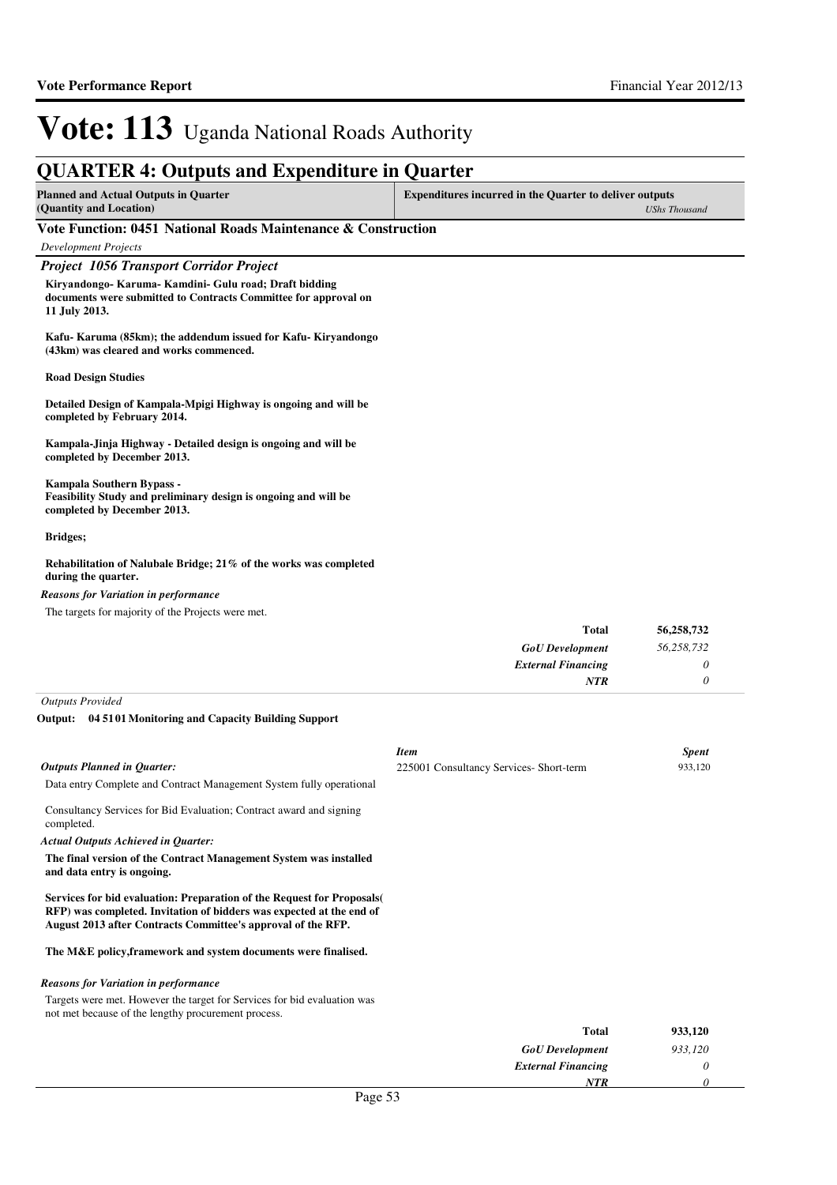# Vote: 113 Uganda National Roads Authority

## QUARTER 4: Outputs and Expenditure in Quarter

| Planned and Actual Outputs in Quarter (Quantity and Location) | Expenditures incurred in the Quarter to deliver outputs *UShs Thousand* |
|---|---|

### Vote Function: 0451 National Roads Maintenance & Construction

*Development Projects*

#### *Project 1056 Transport Corridor Project*

**Kiryandongo- Karuma- Kamdini- Gulu road; Draft bidding documents were submitted to Contracts Committee for approval on 11 July 2013.**

**Kafu- Karuma (85km); the addendum issued for Kafu- Kiryandongo (43km) was cleared and works commenced.**

**Road Design Studies**

**Detailed Design of Kampala-Mpigi Highway is ongoing and will be completed by February 2014.**

**Kampala-Jinja Highway - Detailed design is ongoing and will be completed by December 2013.**

**Kampala Southern Bypass -**
**Feasibility Study and preliminary design is ongoing and will be completed by December 2013.**

**Bridges;**

**Rehabilitation of Nalubale Bridge; 21% of the works was completed during the quarter.**

*Reasons for Variation in performance*

The targets for majority of the Projects were met.

| | |
|---|---|
| **Total** | **56,258,732** |
| *GoU Development* | *56,258,732* |
| *External Financing* | *0* |
| *NTR* | *0* |

*Outputs Provided*

**Output: 04 51 01 Monitoring and Capacity Building Support**

*Outputs Planned in Quarter:*

Data entry Complete and Contract Management System fully operational

Consultancy Services for Bid Evaluation; Contract award and signing completed.

*Actual Outputs Achieved in Quarter:*

**The final version of the Contract Management System was installed and data entry is ongoing.**

**Services for bid evaluation: Preparation of the Request for Proposals( RFP) was completed. Invitation of bidders was expected at the end of August 2013 after Contracts Committee's approval of the RFP.**

**The M&E policy,framework and system documents were finalised.**

*Reasons for Variation in performance*

Targets were met. However the target for Services for bid evaluation was not met because of the lengthy procurement process.

| *Item* | *Spent* |
|---|---|
| 225001 Consultancy Services- Short-term | 933,120 |

| | |
|---|---|
| **Total** | **933,120** |
| *GoU Development* | *933,120* |
| *External Financing* | *0* |
| *NTR* | *0* |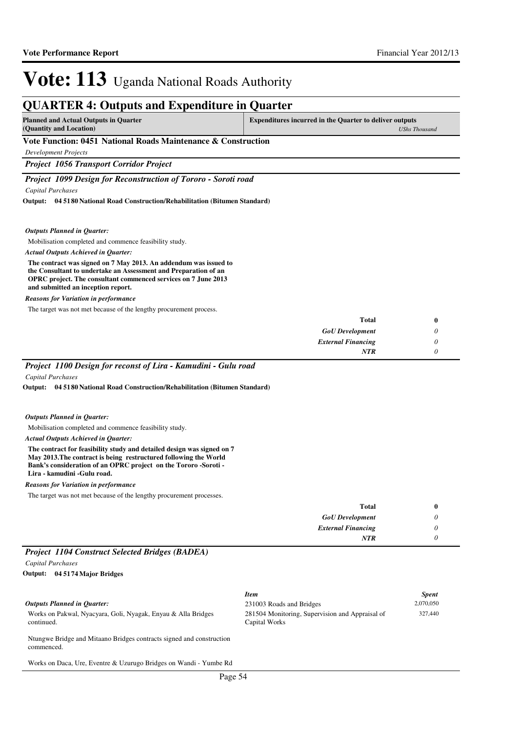# Vote: 113 Uganda National Roads Authority

## QUARTER 4: Outputs and Expenditure in Quarter

| Planned and Actual Outputs in Quarter (Quantity and Location) | Expenditures incurred in the Quarter to deliver outputs *UShs Thousand* |
|---|---|

**Vote Function: 0451 National Roads Maintenance & Construction**

*Development Projects*

***Project 1056 Transport Corridor Project***

***Project 1099 Design for Reconstruction of Tororo - Soroti road***

*Capital Purchases*

**Output: 04 5180 National Road Construction/Rehabilitation (Bitumen Standard)**

***Outputs Planned in Quarter:***

Mobilisation completed and commence feasibility study.

***Actual Outputs Achieved in Quarter:***

**The contract was signed on 7 May 2013. An addendum was issued to the Consultant to undertake an Assessment and Preparation of an OPRC project. The consultant commenced services on 7 June 2013 and submitted an inception report.**

***Reasons for Variation in performance***

The target was not met because of the lengthy procurement process.

| | |
|---|---|
| **Total** | **0** |
| ***GoU Development*** | *0* |
| ***External Financing*** | *0* |
| ***NTR*** | *0* |

***Project 1100 Design for reconst of Lira - Kamudini - Gulu road***

*Capital Purchases*

**Output: 04 5180 National Road Construction/Rehabilitation (Bitumen Standard)**

***Outputs Planned in Quarter:***

Mobilisation completed and commence feasibility study.

***Actual Outputs Achieved in Quarter:***

**The contract for feasibility study and detailed design was signed on 7 May 2013.The contract is being restructured following the World Bank's consideration of an OPRC project on the Tororo -Soroti - Lira - kamudini -Gulu road.**

***Reasons for Variation in performance***

The target was not met because of the lengthy procurement processes.

| | |
|---|---|
| **Total** | **0** |
| ***GoU Development*** | *0* |
| ***External Financing*** | *0* |
| ***NTR*** | *0* |

***Project 1104 Construct Selected Bridges (BADEA)***

*Capital Purchases*

**Output: 04 5174 Major Bridges**

***Outputs Planned in Quarter:***

Works on Pakwal, Nyacyara, Goli, Nyagak, Enyau & Alla Bridges continued.

Ntungwe Bridge and Mitaano Bridges contracts signed and construction commenced.

Works on Daca, Ure, Eventre & Uzurugo Bridges on Wandi - Yumbe Rd

| *Item* | *Spent* |
|---|---|
| 231003 Roads and Bridges | 2,070,050 |
| 281504 Monitoring, Supervision and Appraisal of Capital Works | 327,440 |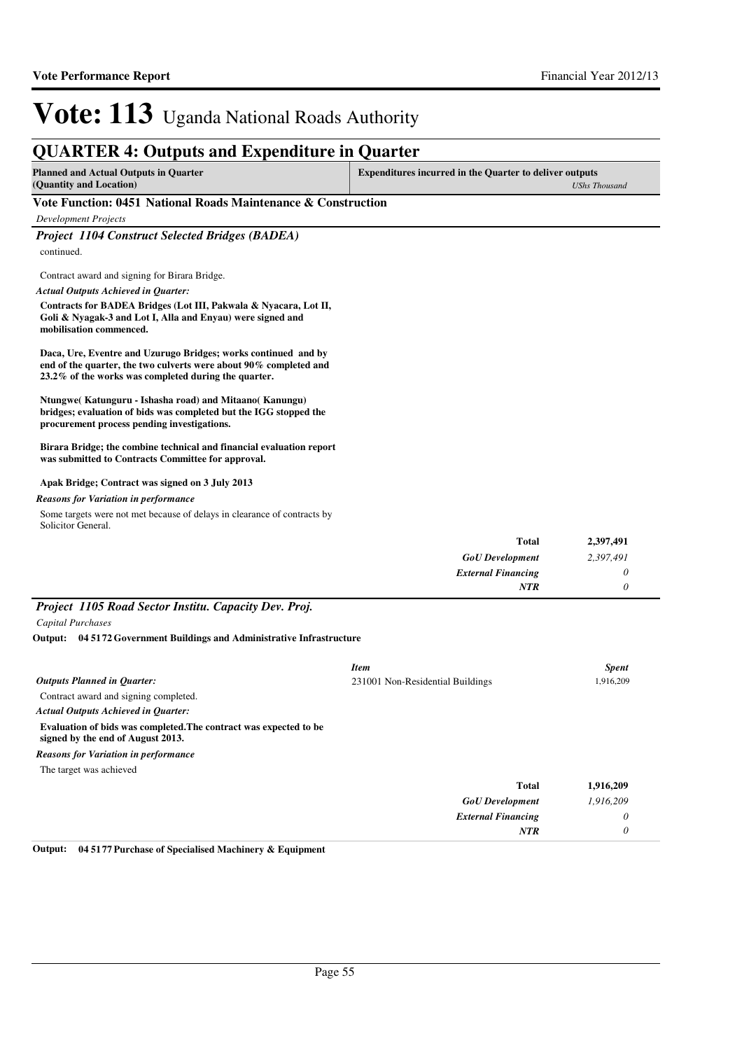# Vote: 113 Uganda National Roads Authority

## QUARTER 4: Outputs and Expenditure in Quarter

| Planned and Actual Outputs in Quarter (Quantity and Location) | Expenditures incurred in the Quarter to deliver outputs *UShs Thousand* |
|---|---|

### Vote Function: 0451 National Roads Maintenance & Construction

*Development Projects*

### *Project 1104 Construct Selected Bridges (BADEA)*

continued.

Contract award and signing for Birara Bridge.

*Actual Outputs Achieved in Quarter:*

**Contracts for BADEA Bridges (Lot III, Pakwala & Nyacara, Lot II, Goli & Nyagak-3 and Lot I, Alla and Enyau) were signed and mobilisation commenced.**

**Daca, Ure, Eventre and Uzurugo Bridges; works continued and by end of the quarter, the two culverts were about 90% completed and 23.2% of the works was completed during the quarter.**

**Ntungwe( Katunguru - Ishasha road) and Mitaano( Kanungu) bridges; evaluation of bids was completed but the IGG stopped the procurement process pending investigations.**

**Birara Bridge; the combine technical and financial evaluation report was submitted to Contracts Committee for approval.**

**Apak Bridge; Contract was signed on 3 July 2013**

*Reasons for Variation in performance*

Some targets were not met because of delays in clearance of contracts by Solicitor General.

| | |
|---|---|
| **Total** | **2,397,491** |
| *GoU Development* | *2,397,491* |
| *External Financing* | *0* |
| *NTR* | *0* |

### *Project 1105 Road Sector Institu. Capacity Dev. Proj.*

*Capital Purchases*

**Output: 04 5172 Government Buildings and Administrative Infrastructure**

| *Item* | *Spent* |
|---|---|
| 231001 Non-Residential Buildings | 1,916,209 |

*Outputs Planned in Quarter:*

Contract award and signing completed.

*Actual Outputs Achieved in Quarter:*

**Evaluation of bids was completed.The contract was expected to be signed by the end of August 2013.**

*Reasons for Variation in performance*

The target was achieved

| | |
|---|---|
| **Total** | **1,916,209** |
| *GoU Development* | *1,916,209* |
| *External Financing* | *0* |
| *NTR* | *0* |

**Output: 04 5177 Purchase of Specialised Machinery & Equipment**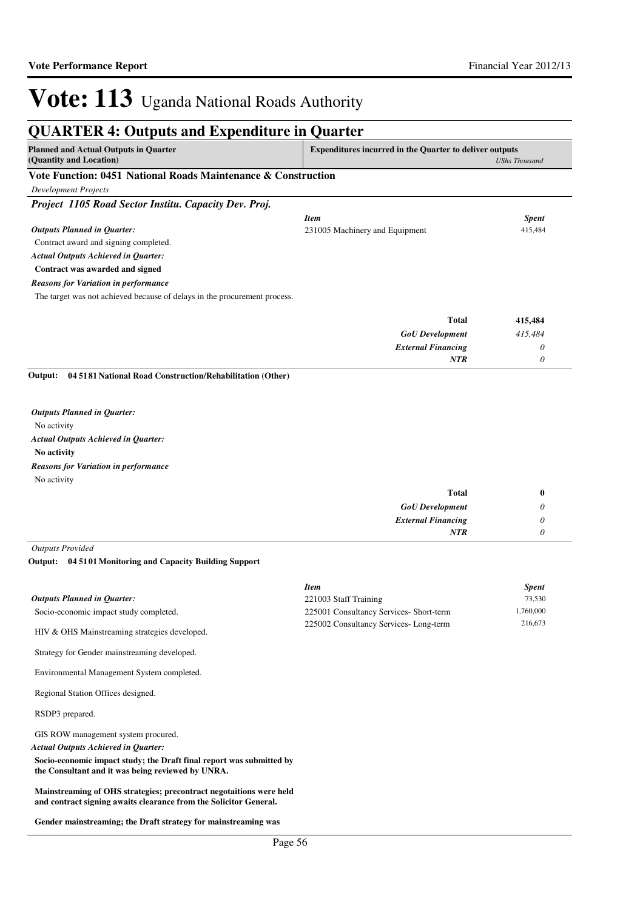# Vote: 113 Uganda National Roads Authority

## QUARTER 4: Outputs and Expenditure in Quarter

| Planned and Actual Outputs in Quarter (Quantity and Location) | Expenditures incurred in the Quarter to deliver outputs *UShs Thousand* |
|---|---|

### Vote Function: 0451 National Roads Maintenance & Construction

*Development Projects*

#### *Project 1105 Road Sector Institu. Capacity Dev. Proj.*

*Outputs Planned in Quarter:*

Contract award and signing completed.

*Actual Outputs Achieved in Quarter:*

**Contract was awarded and signed**

*Reasons for Variation in performance*

The target was not achieved because of delays in the procurement process.

| *Item* | *Spent* |
|---|---|
| 231005 Machinery and Equipment | 415,484 |
| **Total** | **415,484** |
| *GoU Development* | *415,484* |
| *External Financing* | *0* |
| *NTR* | *0* |

**Output: 04 5181 National Road Construction/Rehabilitation (Other)**

*Outputs Planned in Quarter:*

No activity

*Actual Outputs Achieved in Quarter:*

**No activity**

*Reasons for Variation in performance*

No activity

| | |
|---|---|
| **Total** | **0** |
| *GoU Development* | *0* |
| *External Financing* | *0* |
| *NTR* | *0* |

*Outputs Provided*

**Output: 04 5101 Monitoring and Capacity Building Support**

*Outputs Planned in Quarter:*

Socio-economic impact study completed.

HIV & OHS Mainstreaming strategies developed.

Strategy for Gender mainstreaming developed.

Environmental Management System completed.

Regional Station Offices designed.

RSDP3 prepared.

GIS ROW management system procured.

*Actual Outputs Achieved in Quarter:*

**Socio-economic impact study; the Draft final report was submitted by the Consultant and it was being reviewed by UNRA.**

**Mainstreaming of OHS strategies; precontract negotaitions were held and contract signing awaits clearance from the Solicitor General.**

**Gender mainstreaming; the Draft strategy for mainstreaming was**

| *Item* | *Spent* |
|---|---|
| 221003 Staff Training | 73,530 |
| 225001 Consultancy Services- Short-term | 1,760,000 |
| 225002 Consultancy Services- Long-term | 216,673 |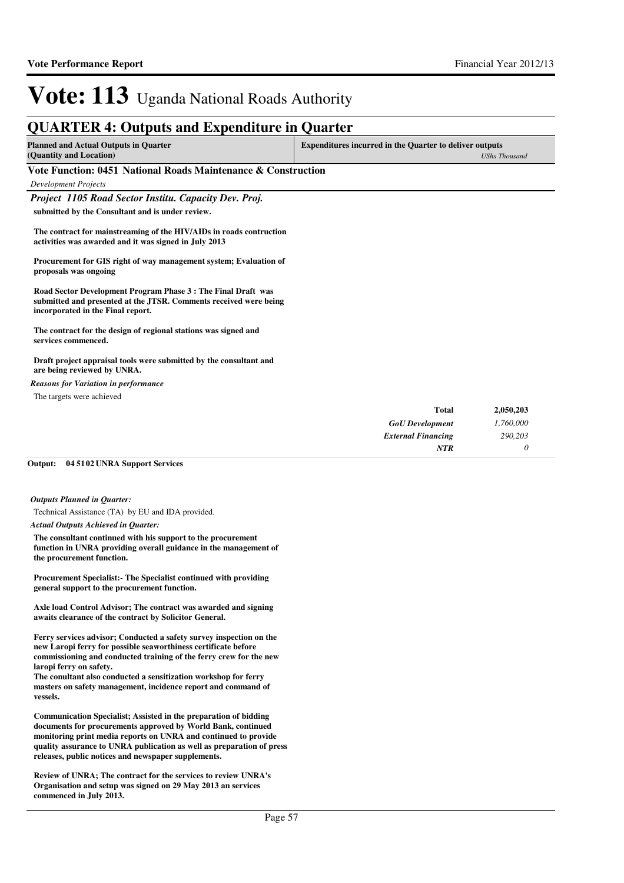# Vote: 113 Uganda National Roads Authority

## QUARTER 4: Outputs and Expenditure in Quarter

| Planned and Actual Outputs in Quarter (Quantity and Location) | Expenditures incurred in the Quarter to deliver outputs *UShs Thousand* |
|---|---|

### Vote Function: 0451 National Roads Maintenance & Construction

*Development Projects*

### *Project 1105 Road Sector Institu. Capacity Dev. Proj.*

**submitted by the Consultant and is under review.**

**The contract for mainstreaming of the HIV/AIDs in roads contruction activities was awarded and it was signed in July 2013**

**Procurement for GIS right of way management system; Evaluation of proposals was ongoing**

**Road Sector Development Program Phase 3 : The Final Draft was submitted and presented at the JTSR. Comments received were being incorporated in the Final report.**

**The contract for the design of regional stations was signed and services commenced.**

**Draft project appraisal tools were submitted by the consultant and are being reviewed by UNRA.**

***Reasons for Variation in performance***

The targets were achieved

| | |
|---|---|
| **Total** | **2,050,203** |
| *GoU Development* | *1,760,000* |
| *External Financing* | *290,203* |
| *NTR* | *0* |

**Output: 04 51 02 UNRA Support Services**

***Outputs Planned in Quarter:***

Technical Assistance (TA) by EU and IDA provided.

***Actual Outputs Achieved in Quarter:***

**The consultant continued with his support to the procurement function in UNRA providing overall guidance in the management of the procurement function.**

**Procurement Specialist:- The Specialist continued with providing general support to the procurement function.**

**Axle load Control Advisor; The contract was awarded and signing awaits clearance of the contract by Solicitor General.**

**Ferry services advisor; Conducted a safety survey inspection on the new Laropi ferry for possible seaworthiness certificate before commissioning and conducted training of the ferry crew for the new laropi ferry on safety.**
**The conultant also conducted a sensitization workshop for ferry masters on safety management, incidence report and command of vessels.**

**Communication Specialist; Assisted in the preparation of bidding documents for procurements approved by World Bank, continued monitoring print media reports on UNRA and continued to provide quality assurance to UNRA publication as well as preparation of press releases, public notices and newspaper supplements.**

**Review of UNRA; The contract for the services to review UNRA's Organisation and setup was signed on 29 May 2013 an services commenced in July 2013.**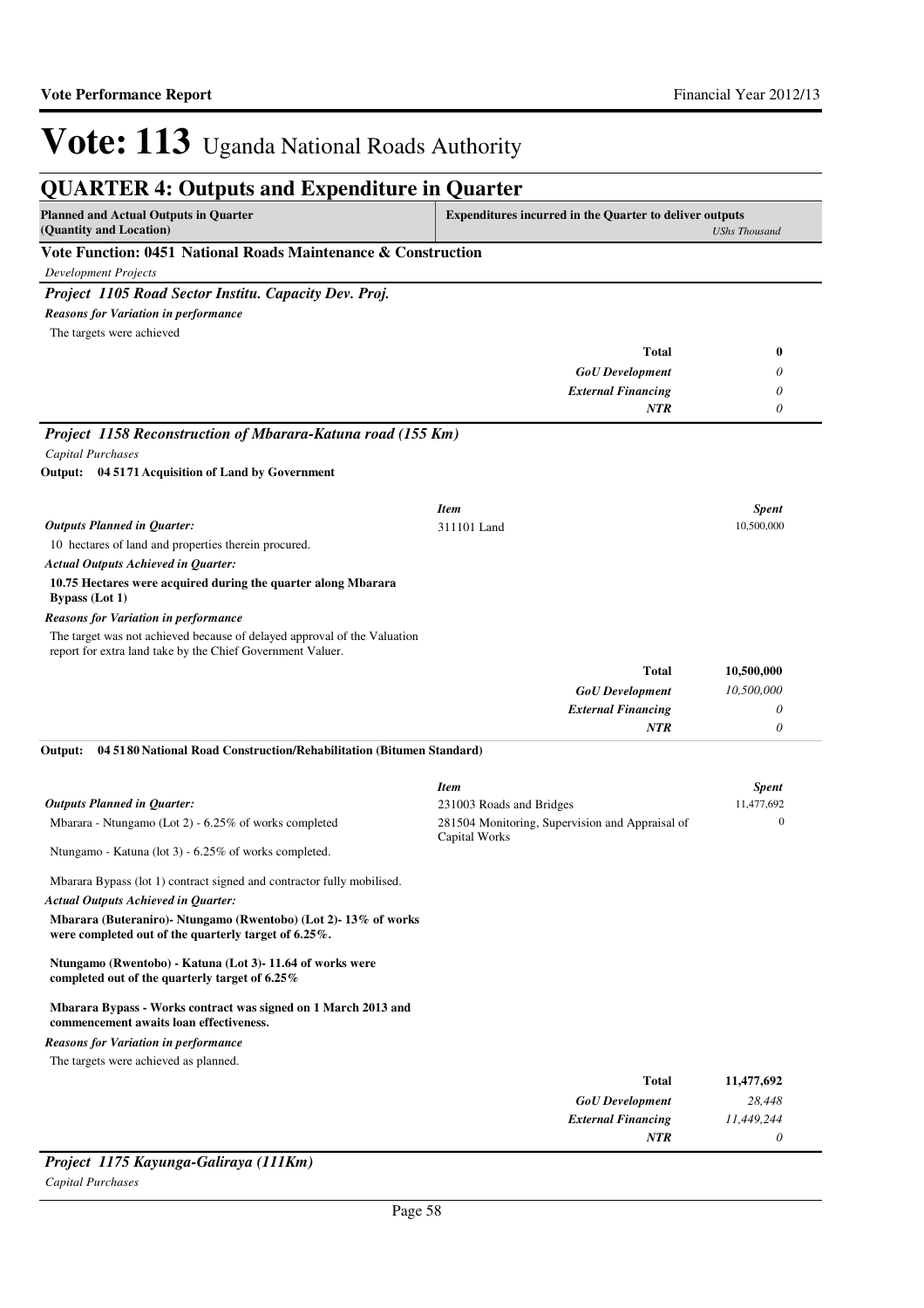# Vote: 113 Uganda National Roads Authority

## QUARTER 4: Outputs and Expenditure in Quarter

| Planned and Actual Outputs in Quarter (Quantity and Location) | Expenditures incurred in the Quarter to deliver outputs | *UShs Thousand* |
|---|---|---|

### Vote Function: 0451 National Roads Maintenance & Construction

*Development Projects*

### *Project 1105 Road Sector Institu. Capacity Dev. Proj.*

***Reasons for Variation in performance***

The targets were achieved

| | |
|---|---|
| **Total** | **0** |
| ***GoU Development*** | *0* |
| ***External Financing*** | *0* |
| ***NTR*** | *0* |

### *Project 1158 Reconstruction of Mbarara-Katuna road (155 Km)*

*Capital Purchases*

**Output: 04 5171 Acquisition of Land by Government**

***Outputs Planned in Quarter:***

10 hectares of land and properties therein procured.

***Actual Outputs Achieved in Quarter:***

**10.75 Hectares were acquired during the quarter along Mbarara Bypass (Lot 1)**

***Reasons for Variation in performance***

The target was not achieved because of delayed approval of the Valuation report for extra land take by the Chief Government Valuer.

| *Item* | *Spent* |
|---|---|
| 311101 Land | 10,500,000 |

| | |
|---|---|
| **Total** | **10,500,000** |
| ***GoU Development*** | *10,500,000* |
| ***External Financing*** | *0* |
| ***NTR*** | *0* |

**Output: 04 5180 National Road Construction/Rehabilitation (Bitumen Standard)**

***Outputs Planned in Quarter:***

Mbarara - Ntungamo (Lot 2) - 6.25% of works completed

Ntungamo - Katuna (lot 3) - 6.25% of works completed.

Mbarara Bypass (lot 1) contract signed and contractor fully mobilised.

***Actual Outputs Achieved in Quarter:***

**Mbarara (Buteraniro)- Ntungamo (Rwentobo) (Lot 2)- 13% of works were completed out of the quarterly target of 6.25%.**

**Ntungamo (Rwentobo) - Katuna (Lot 3)- 11.64 of works were completed out of the quarterly target of 6.25%**

**Mbarara Bypass - Works contract was signed on 1 March 2013 and commencement awaits loan effectiveness.**

***Reasons for Variation in performance***

The targets were achieved as planned.

| *Item* | *Spent* |
|---|---|
| 231003 Roads and Bridges | 11,477,692 |
| 281504 Monitoring, Supervision and Appraisal of Capital Works | 0 |

| | |
|---|---|
| **Total** | **11,477,692** |
| ***GoU Development*** | *28,448* |
| ***External Financing*** | *11,449,244* |
| ***NTR*** | *0* |

### *Project 1175 Kayunga-Galiraya (111Km)*

*Capital Purchases*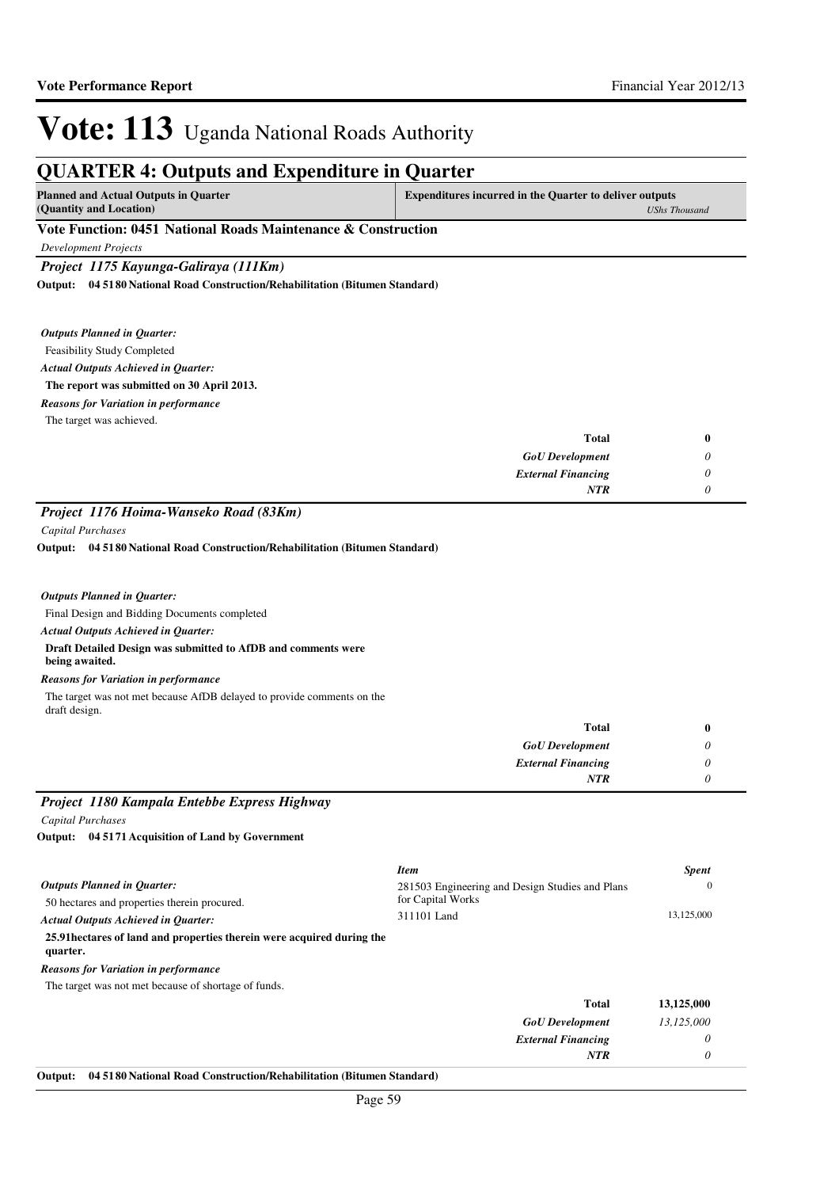# Vote: 113 Uganda National Roads Authority

## QUARTER 4: Outputs and Expenditure in Quarter

| Planned and Actual Outputs in Quarter (Quantity and Location) | Expenditures incurred in the Quarter to deliver outputs *UShs Thousand* |
|---|---|

### Vote Function: 0451 National Roads Maintenance & Construction

*Development Projects*

### *Project 1175 Kayunga-Galiraya (111Km)*

**Output: 04 5180 National Road Construction/Rehabilitation (Bitumen Standard)**

***Outputs Planned in Quarter:***

Feasibility Study Completed

***Actual Outputs Achieved in Quarter:***

**The report was submitted on 30 April 2013.**

***Reasons for Variation in performance***

The target was achieved.

| | |
|---|---|
| **Total** | **0** |
| *GoU Development* | *0* |
| *External Financing* | *0* |
| *NTR* | *0* |

### *Project 1176 Hoima-Wanseko Road (83Km)*

*Capital Purchases*

**Output: 04 5180 National Road Construction/Rehabilitation (Bitumen Standard)**

***Outputs Planned in Quarter:***

Final Design and Bidding Documents completed

***Actual Outputs Achieved in Quarter:***

**Draft Detailed Design was submitted to AfDB and comments were being awaited.**

***Reasons for Variation in performance***

The target was not met because AfDB delayed to provide comments on the draft design.

| | |
|---|---|
| **Total** | **0** |
| *GoU Development* | *0* |
| *External Financing* | *0* |
| *NTR* | *0* |

### *Project 1180 Kampala Entebbe Express Highway*

*Capital Purchases*

**Output: 04 5171 Acquisition of Land by Government**

***Outputs Planned in Quarter:***

50 hectares and properties therein procured.

***Actual Outputs Achieved in Quarter:***

**25.91hectares of land and properties therein were acquired during the quarter.**

***Reasons for Variation in performance***

The target was not met because of shortage of funds.

| *Item* | *Spent* |
|---|---|
| 281503 Engineering and Design Studies and Plans for Capital Works | 0 |
| 311101 Land | 13,125,000 |

| | |
|---|---|
| **Total** | **13,125,000** |
| *GoU Development* | *13,125,000* |
| *External Financing* | *0* |
| *NTR* | *0* |

**Output: 04 5180 National Road Construction/Rehabilitation (Bitumen Standard)**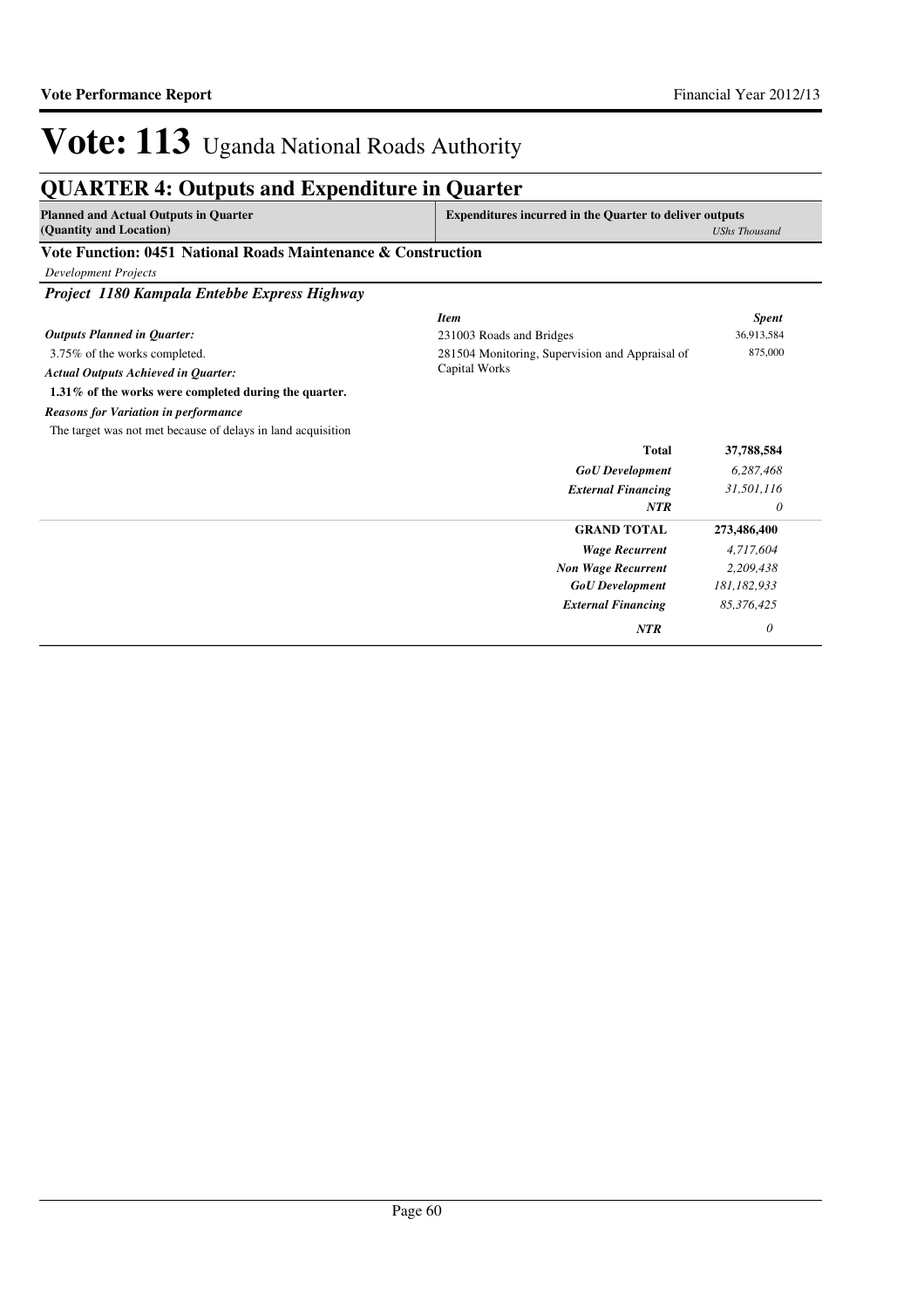# Vote: 113 Uganda National Roads Authority

## QUARTER 4: Outputs and Expenditure in Quarter

| Planned and Actual Outputs in Quarter (Quantity and Location) | Expenditures incurred in the Quarter to deliver outputs | UShs Thousand |
|---|---|---|

### Vote Function: 0451 National Roads Maintenance & Construction

*Development Projects*

#### *Project 1180 Kampala Entebbe Express Highway*

| | *Item* | *Spent* |
|---|---|---|
| ***Outputs Planned in Quarter:*** | 231003 Roads and Bridges | 36,913,584 |
| 3.75% of the works completed. | 281504 Monitoring, Supervision and Appraisal of Capital Works | 875,000 |
| ***Actual Outputs Achieved in Quarter:*** | | |
| **1.31% of the works were completed during the quarter.** | | |
| ***Reasons for Variation in performance*** | | |
| The target was not met because of delays in land acquisition | | |
| | **Total** | **37,788,584** |
| | ***GoU Development*** | *6,287,468* |
| | ***External Financing*** | *31,501,116* |
| | ***NTR*** | *0* |
| | **GRAND TOTAL** | **273,486,400** |
| | ***Wage Recurrent*** | *4,717,604* |
| | ***Non Wage Recurrent*** | *2,209,438* |
| | ***GoU Development*** | *181,182,933* |
| | ***External Financing*** | *85,376,425* |
| | ***NTR*** | *0* |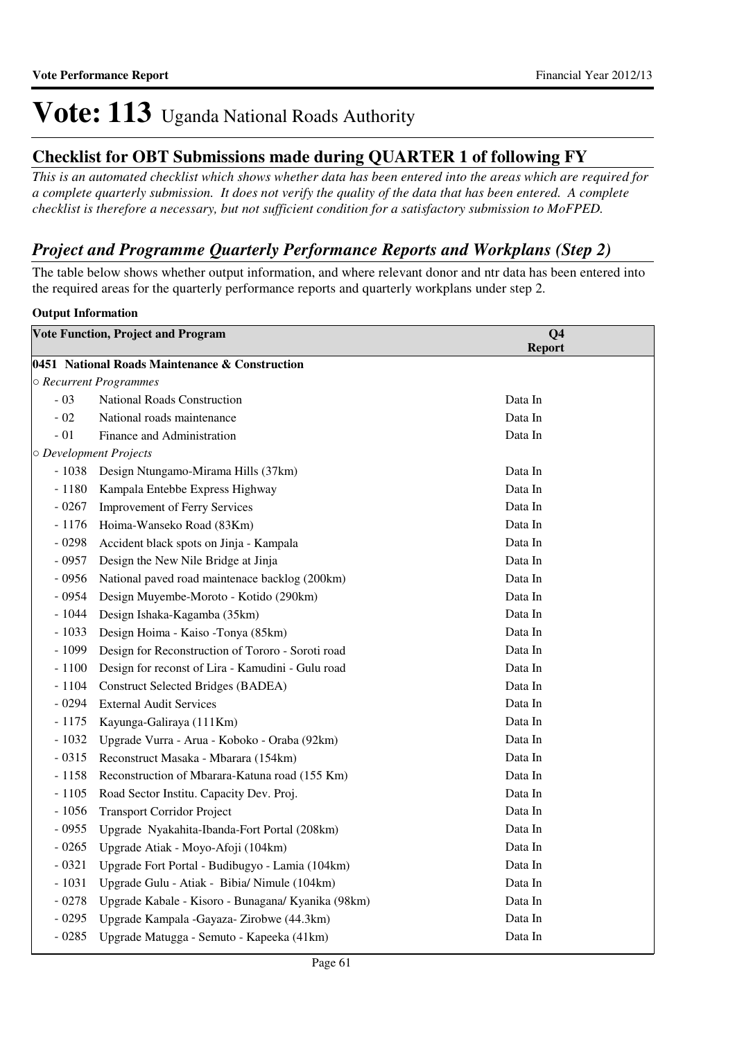# Vote: 113 Uganda National Roads Authority

## Checklist for OBT Submissions made during QUARTER 1 of following FY

*This is an automated checklist which shows whether data has been entered into the areas which are required for a complete quarterly submission. It does not verify the quality of the data that has been entered. A complete checklist is therefore a necessary, but not sufficient condition for a satisfactory submission to MoFPED.*

## *Project and Programme Quarterly Performance Reports and Workplans (Step 2)*

The table below shows whether output information, and where relevant donor and ntr data has been entered into the required areas for the quarterly performance reports and quarterly workplans under step 2.

**Output Information**

| Vote Function, Project and Program | | Q4 Report |
|---|---|---|
| **0451 National Roads Maintenance & Construction** | | |
| ○ *Recurrent Programmes* | | |
| - 03 | National Roads Construction | Data In |
| - 02 | National roads maintenance | Data In |
| - 01 | Finance and Administration | Data In |
| ○ *Development Projects* | | |
| - 1038 | Design Ntungamo-Mirama Hills (37km) | Data In |
| - 1180 | Kampala Entebbe Express Highway | Data In |
| - 0267 | Improvement of Ferry Services | Data In |
| - 1176 | Hoima-Wanseko Road (83Km) | Data In |
| - 0298 | Accident black spots on Jinja - Kampala | Data In |
| - 0957 | Design the New Nile Bridge at Jinja | Data In |
| - 0956 | National paved road maintenace backlog (200km) | Data In |
| - 0954 | Design Muyembe-Moroto - Kotido (290km) | Data In |
| - 1044 | Design Ishaka-Kagamba (35km) | Data In |
| - 1033 | Design Hoima - Kaiso -Tonya (85km) | Data In |
| - 1099 | Design for Reconstruction of Tororo - Soroti road | Data In |
| - 1100 | Design for reconst of Lira - Kamudini - Gulu road | Data In |
| - 1104 | Construct Selected Bridges (BADEA) | Data In |
| - 0294 | External Audit Services | Data In |
| - 1175 | Kayunga-Galiraya (111Km) | Data In |
| - 1032 | Upgrade Vurra - Arua - Koboko - Oraba (92km) | Data In |
| - 0315 | Reconstruct Masaka - Mbarara (154km) | Data In |
| - 1158 | Reconstruction of Mbarara-Katuna road (155 Km) | Data In |
| - 1105 | Road Sector Institu. Capacity Dev. Proj. | Data In |
| - 1056 | Transport Corridor Project | Data In |
| - 0955 | Upgrade Nyakahita-Ibanda-Fort Portal (208km) | Data In |
| - 0265 | Upgrade Atiak - Moyo-Afoji (104km) | Data In |
| - 0321 | Upgrade Fort Portal - Budibugyo - Lamia (104km) | Data In |
| - 1031 | Upgrade Gulu - Atiak - Bibia/ Nimule (104km) | Data In |
| - 0278 | Upgrade Kabale - Kisoro - Bunagana/ Kyanika (98km) | Data In |
| - 0295 | Upgrade Kampala -Gayaza- Zirobwe (44.3km) | Data In |
| - 0285 | Upgrade Matugga - Semuto - Kapeeka (41km) | Data In |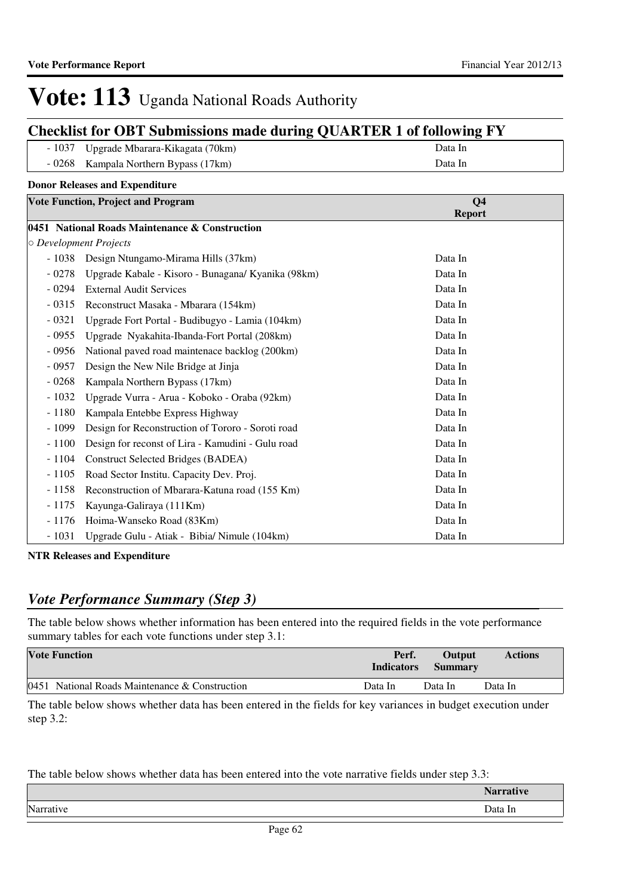# Vote: 113 Uganda National Roads Authority

## Checklist for OBT Submissions made during QUARTER 1 of following FY

| | | |
|---|---|---|
| - 1037 | Upgrade Mbarara-Kikagata (70km) | Data In |
| - 0268 | Kampala Northern Bypass (17km) | Data In |

**Donor Releases and Expenditure**

| Vote Function, Project and Program | | Q4 Report |
|---|---|---|
| **0451 National Roads Maintenance & Construction** | | |
| ○ *Development Projects* | | |
| - 1038 | Design Ntungamo-Mirama Hills (37km) | Data In |
| - 0278 | Upgrade Kabale - Kisoro - Bunagana/ Kyanika (98km) | Data In |
| - 0294 | External Audit Services | Data In |
| - 0315 | Reconstruct Masaka - Mbarara (154km) | Data In |
| - 0321 | Upgrade Fort Portal - Budibugyo - Lamia (104km) | Data In |
| - 0955 | Upgrade Nyakahita-Ibanda-Fort Portal (208km) | Data In |
| - 0956 | National paved road maintenace backlog (200km) | Data In |
| - 0957 | Design the New Nile Bridge at Jinja | Data In |
| - 0268 | Kampala Northern Bypass (17km) | Data In |
| - 1032 | Upgrade Vurra - Arua - Koboko - Oraba (92km) | Data In |
| - 1180 | Kampala Entebbe Express Highway | Data In |
| - 1099 | Design for Reconstruction of Tororo - Soroti road | Data In |
| - 1100 | Design for reconst of Lira - Kamudini - Gulu road | Data In |
| - 1104 | Construct Selected Bridges (BADEA) | Data In |
| - 1105 | Road Sector Institu. Capacity Dev. Proj. | Data In |
| - 1158 | Reconstruction of Mbarara-Katuna road (155 Km) | Data In |
| - 1175 | Kayunga-Galiraya (111Km) | Data In |
| - 1176 | Hoima-Wanseko Road (83Km) | Data In |
| - 1031 | Upgrade Gulu - Atiak - Bibia/ Nimule (104km) | Data In |

**NTR Releases and Expenditure**

## *Vote Performance Summary (Step 3)*

The table below shows whether information has been entered into the required fields in the vote performance summary tables for each vote functions under step 3.1:

| Vote Function | Perf. Indicators | Output Summary | Actions |
|---|---|---|---|
| 0451 National Roads Maintenance & Construction | Data In | Data In | Data In |

The table below shows whether data has been entered in the fields for key variances in budget execution under step 3.2:

The table below shows whether data has been entered into the vote narrative fields under step 3.3:

| | Narrative |
|---|---|
| Narrative | Data In |